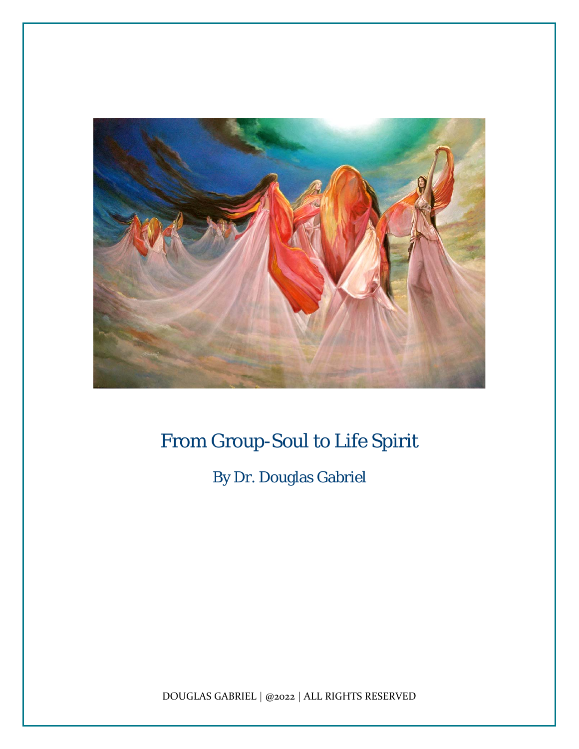# From Group-Soul to Life Spirit

By Dr. Douglas Gabriel

DOUGLAS GABRIEL | @2022 | ALL RIGHTS RESERVED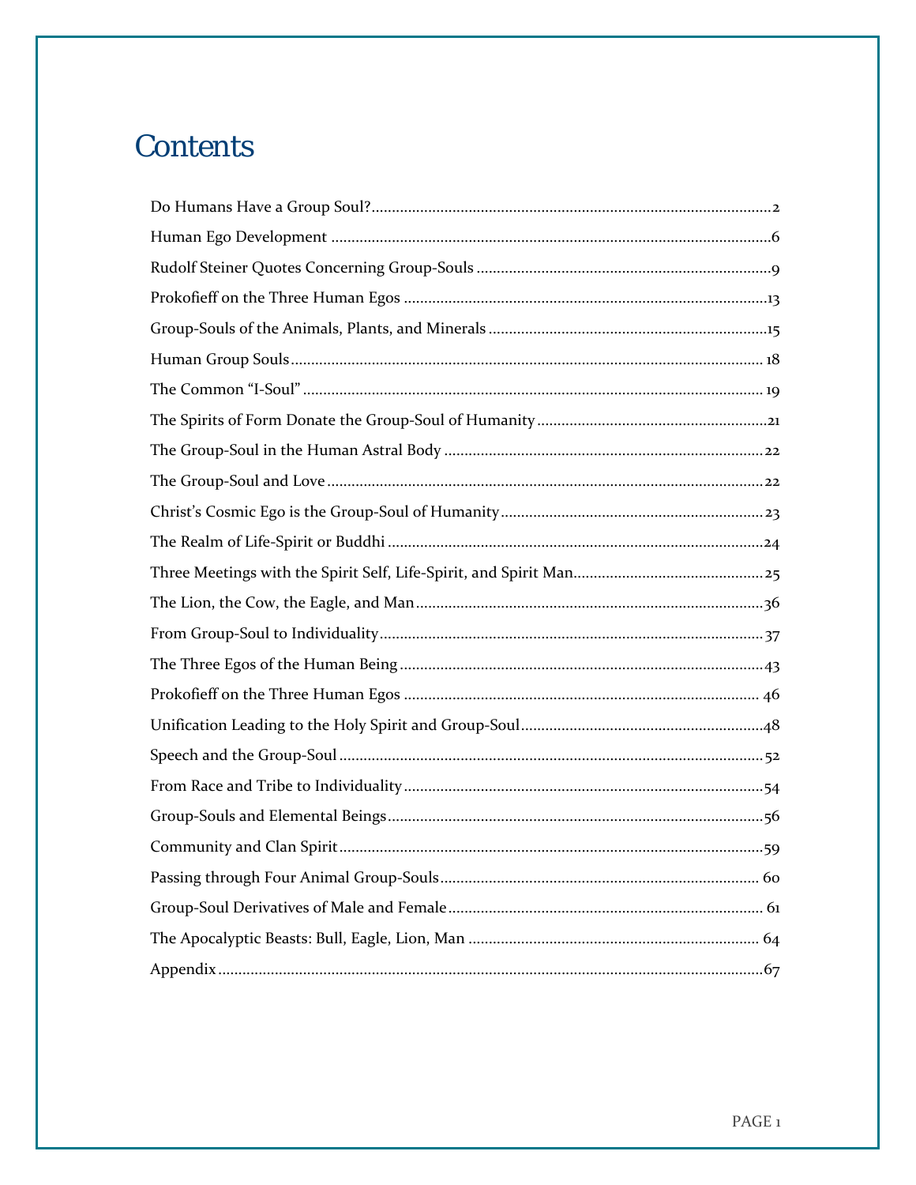# Contents

Do Humans Have a Group Soul? ..... 2

Human Ego Development ..... 6

Rudolf Steiner Quotes Concerning Group-Souls ..... 9

Prokofieff on the Three Human Egos ..... 13

Group-Souls of the Animals, Plants, and Minerals ..... 15

Human Group Souls ..... 18

The Common "I-Soul" ..... 19

The Spirits of Form Donate the Group-Soul of Humanity ..... 21

The Group-Soul in the Human Astral Body ..... 22

The Group-Soul and Love ..... 22

Christ's Cosmic Ego is the Group-Soul of Humanity ..... 23

The Realm of Life-Spirit or Buddhi ..... 24

Three Meetings with the Spirit Self, Life-Spirit, and Spirit Man ..... 25

The Lion, the Cow, the Eagle, and Man ..... 36

From Group-Soul to Individuality ..... 37

The Three Egos of the Human Being ..... 43

Prokofieff on the Three Human Egos ..... 46

Unification Leading to the Holy Spirit and Group-Soul ..... 48

Speech and the Group-Soul ..... 52

From Race and Tribe to Individuality ..... 54

Group-Souls and Elemental Beings ..... 56

Community and Clan Spirit ..... 59

Passing through Four Animal Group-Souls ..... 60

Group-Soul Derivatives of Male and Female ..... 61

The Apocalyptic Beasts: Bull, Eagle, Lion, Man ..... 64

Appendix ..... 67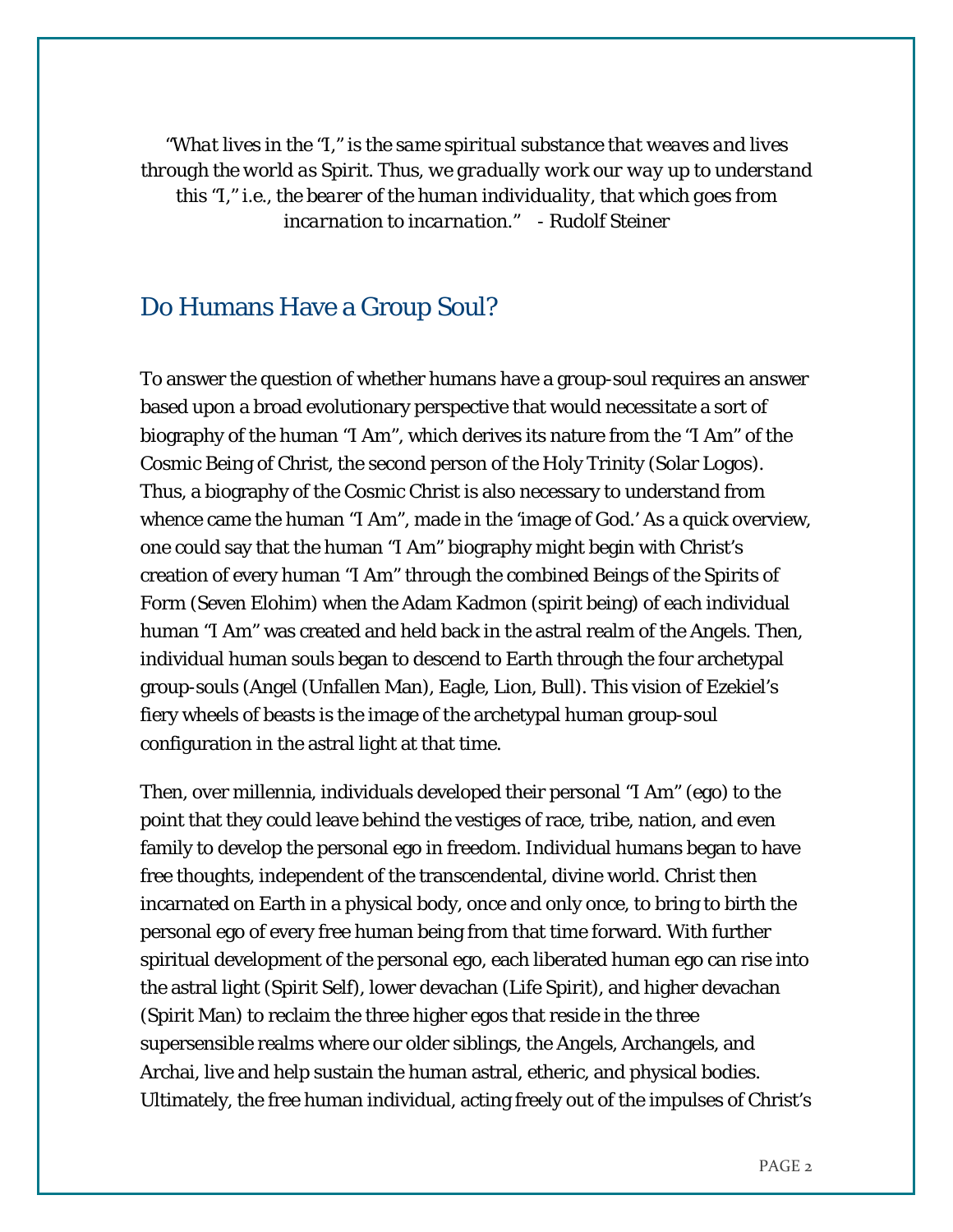*"What lives in the "I," is the same spiritual substance that weaves and lives through the world as Spirit. Thus, we gradually work our way up to understand this "I," i.e., the bearer of the human individuality, that which goes from incarnation to incarnation."* - Rudolf Steiner

## Do Humans Have a Group Soul?

To answer the question of whether humans have a group-soul requires an answer based upon a broad evolutionary perspective that would necessitate a sort of biography of the human "I Am", which derives its nature from the "I Am" of the Cosmic Being of Christ, the second person of the Holy Trinity (Solar Logos). Thus, a biography of the Cosmic Christ is also necessary to understand from whence came the human "I Am", made in the 'image of God.' As a quick overview, one could say that the human "I Am" biography might begin with Christ's creation of every human "I Am" through the combined Beings of the Spirits of Form (Seven Elohim) when the Adam Kadmon (spirit being) of each individual human "I Am" was created and held back in the astral realm of the Angels. Then, individual human souls began to descend to Earth through the four archetypal group-souls (Angel (Unfallen Man), Eagle, Lion, Bull). This vision of Ezekiel's fiery wheels of beasts is the image of the archetypal human group-soul configuration in the astral light at that time.

Then, over millennia, individuals developed their personal "I Am" (ego) to the point that they could leave behind the vestiges of race, tribe, nation, and even family to develop the personal ego in freedom. Individual humans began to have free thoughts, independent of the transcendental, divine world. Christ then incarnated on Earth in a physical body, once and only once, to bring to birth the personal ego of every free human being from that time forward. With further spiritual development of the personal ego, each liberated human ego can rise into the astral light (Spirit Self), lower devachan (Life Spirit), and higher devachan (Spirit Man) to reclaim the three higher egos that reside in the three supersensible realms where our older siblings, the Angels, Archangels, and Archai, live and help sustain the human astral, etheric, and physical bodies. Ultimately, the free human individual, acting freely out of the impulses of Christ's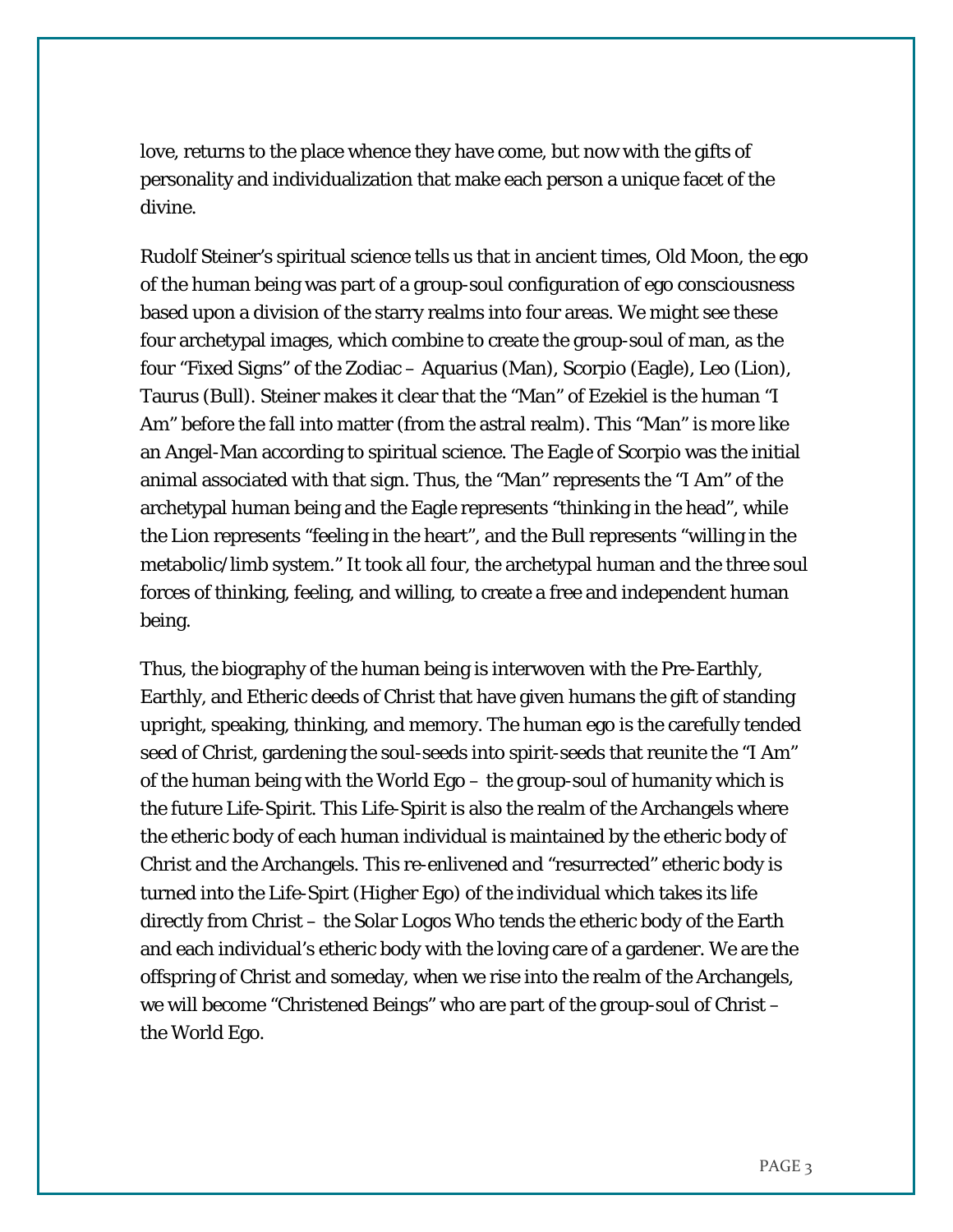love, returns to the place whence they have come, but now with the gifts of personality and individualization that make each person a unique facet of the divine.

Rudolf Steiner's spiritual science tells us that in ancient times, Old Moon, the ego of the human being was part of a group-soul configuration of ego consciousness based upon a division of the starry realms into four areas. We might see these four archetypal images, which combine to create the group-soul of man, as the four "Fixed Signs" of the Zodiac – Aquarius (Man), Scorpio (Eagle), Leo (Lion), Taurus (Bull). Steiner makes it clear that the "Man" of Ezekiel is the human "I Am" before the fall into matter (from the astral realm). This "Man" is more like an Angel-Man according to spiritual science. The Eagle of Scorpio was the initial animal associated with that sign. Thus, the "Man" represents the "I Am" of the archetypal human being and the Eagle represents "thinking in the head", while the Lion represents "feeling in the heart", and the Bull represents "willing in the metabolic/limb system." It took all four, the archetypal human and the three soul forces of thinking, feeling, and willing, to create a free and independent human being.

Thus, the biography of the human being is interwoven with the Pre-Earthly, Earthly, and Etheric deeds of Christ that have given humans the gift of standing upright, speaking, thinking, and memory. The human ego is the carefully tended seed of Christ, gardening the soul-seeds into spirit-seeds that reunite the "I Am" of the human being with the World Ego – the group-soul of humanity which is the future Life-Spirit. This Life-Spirit is also the realm of the Archangels where the etheric body of each human individual is maintained by the etheric body of Christ and the Archangels. This re-enlivened and "resurrected" etheric body is turned into the Life-Spirt (Higher Ego) of the individual which takes its life directly from Christ – the Solar Logos Who tends the etheric body of the Earth and each individual's etheric body with the loving care of a gardener. We are the offspring of Christ and someday, when we rise into the realm of the Archangels, we will become "Christened Beings" who are part of the group-soul of Christ – the World Ego.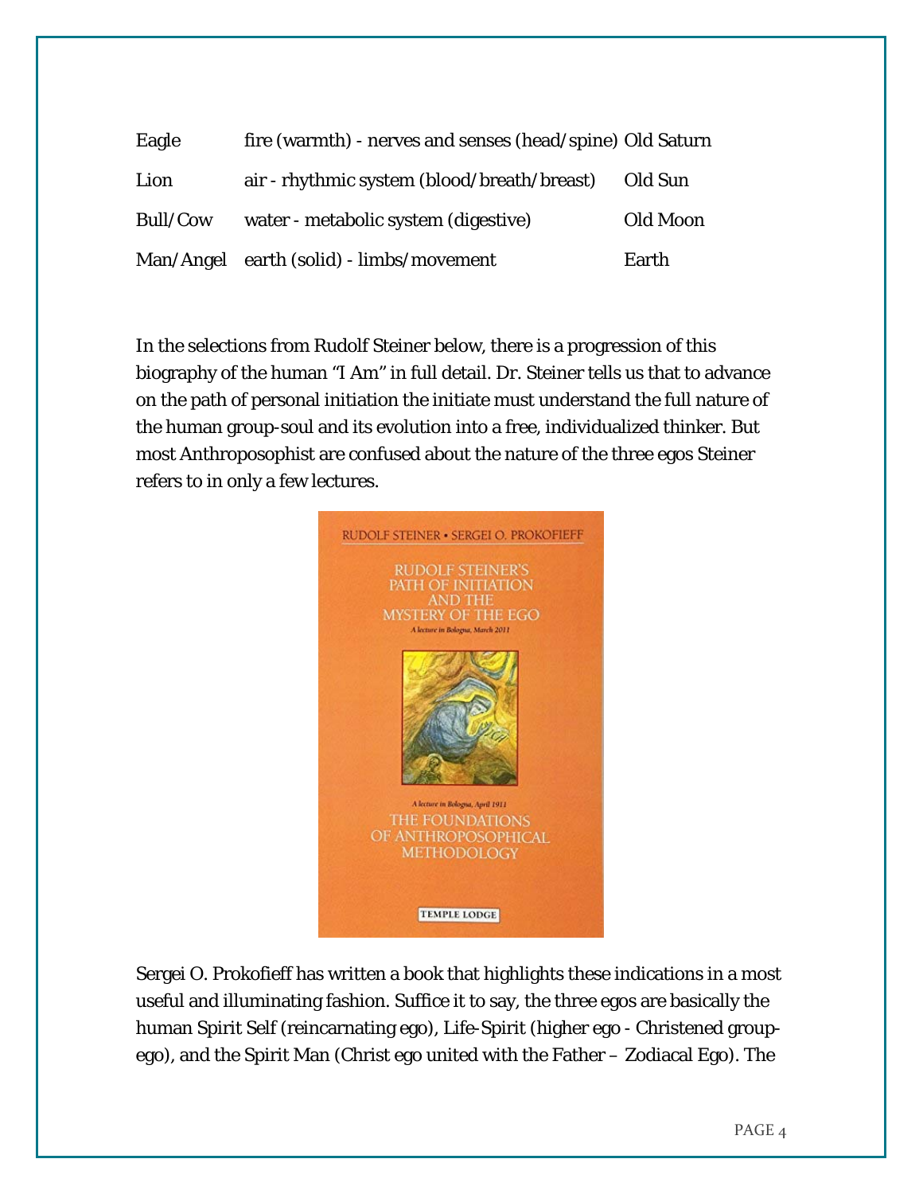| | | |
|---|---|---|
| Eagle | fire (warmth) - nerves and senses (head/spine) | Old Saturn |
| Lion | air - rhythmic system (blood/breath/breast) | Old Sun |
| Bull/Cow | water - metabolic system (digestive) | Old Moon |
| Man/Angel | earth (solid) - limbs/movement | Earth |

In the selections from Rudolf Steiner below, there is a progression of this biography of the human "I Am" in full detail. Dr. Steiner tells us that to advance on the path of personal initiation the initiate must understand the full nature of the human group-soul and its evolution into a free, individualized thinker. But most Anthroposophist are confused about the nature of the three egos Steiner refers to in only a few lectures.

Sergei O. Prokofieff has written a book that highlights these indications in a most useful and illuminating fashion. Suffice it to say, the three egos are basically the human Spirit Self (reincarnating ego), Life-Spirit (higher ego - Christened group-ego), and the Spirit Man (Christ ego united with the Father – Zodiacal Ego). The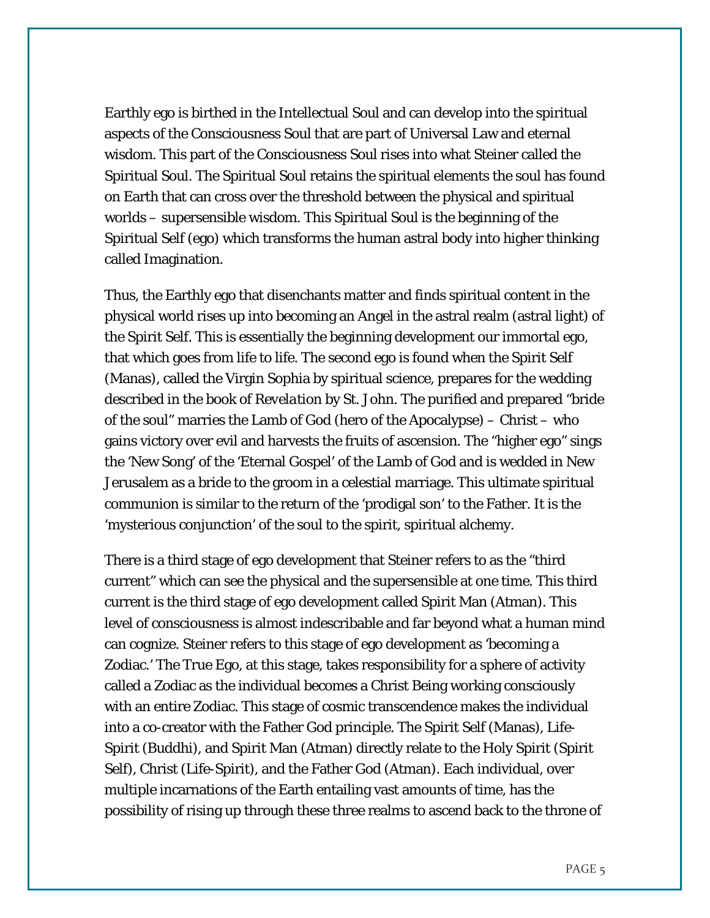Earthly ego is birthed in the Intellectual Soul and can develop into the spiritual aspects of the Consciousness Soul that are part of Universal Law and eternal wisdom. This part of the Consciousness Soul rises into what Steiner called the Spiritual Soul. The Spiritual Soul retains the spiritual elements the soul has found on Earth that can cross over the threshold between the physical and spiritual worlds – supersensible wisdom. This Spiritual Soul is the beginning of the Spiritual Self (ego) which transforms the human astral body into higher thinking called Imagination.

Thus, the Earthly ego that disenchants matter and finds spiritual content in the physical world rises up into becoming an Angel in the astral realm (astral light) of the Spirit Self. This is essentially the beginning development our immortal ego, that which goes from life to life. The second ego is found when the Spirit Self (Manas), called the Virgin Sophia by spiritual science, prepares for the wedding described in the book of *Revelation* by St. John. The purified and prepared "bride of the soul" marries the Lamb of God (hero of the Apocalypse) – Christ – who gains victory over evil and harvests the fruits of ascension. The "higher ego" sings the 'New Song' of the 'Eternal Gospel' of the Lamb of God and is wedded in New Jerusalem as a bride to the groom in a celestial marriage. This ultimate spiritual communion is similar to the return of the 'prodigal son' to the Father. It is the 'mysterious conjunction' of the soul to the spirit, spiritual alchemy.

There is a third stage of ego development that Steiner refers to as the "third current" which can see the physical and the supersensible at one time. This third current is the third stage of ego development called Spirit Man (Atman). This level of consciousness is almost indescribable and far beyond what a human mind can cognize. Steiner refers to this stage of ego development as 'becoming a Zodiac.' The True Ego, at this stage, takes responsibility for a sphere of activity called a Zodiac as the individual becomes a Christ Being working consciously with an entire Zodiac. This stage of cosmic transcendence makes the individual into a co-creator with the Father God principle. The Spirit Self (Manas), Life-Spirit (Buddhi), and Spirit Man (Atman) directly relate to the Holy Spirit (Spirit Self), Christ (Life-Spirit), and the Father God (Atman). Each individual, over multiple incarnations of the Earth entailing vast amounts of time, has the possibility of rising up through these three realms to ascend back to the throne of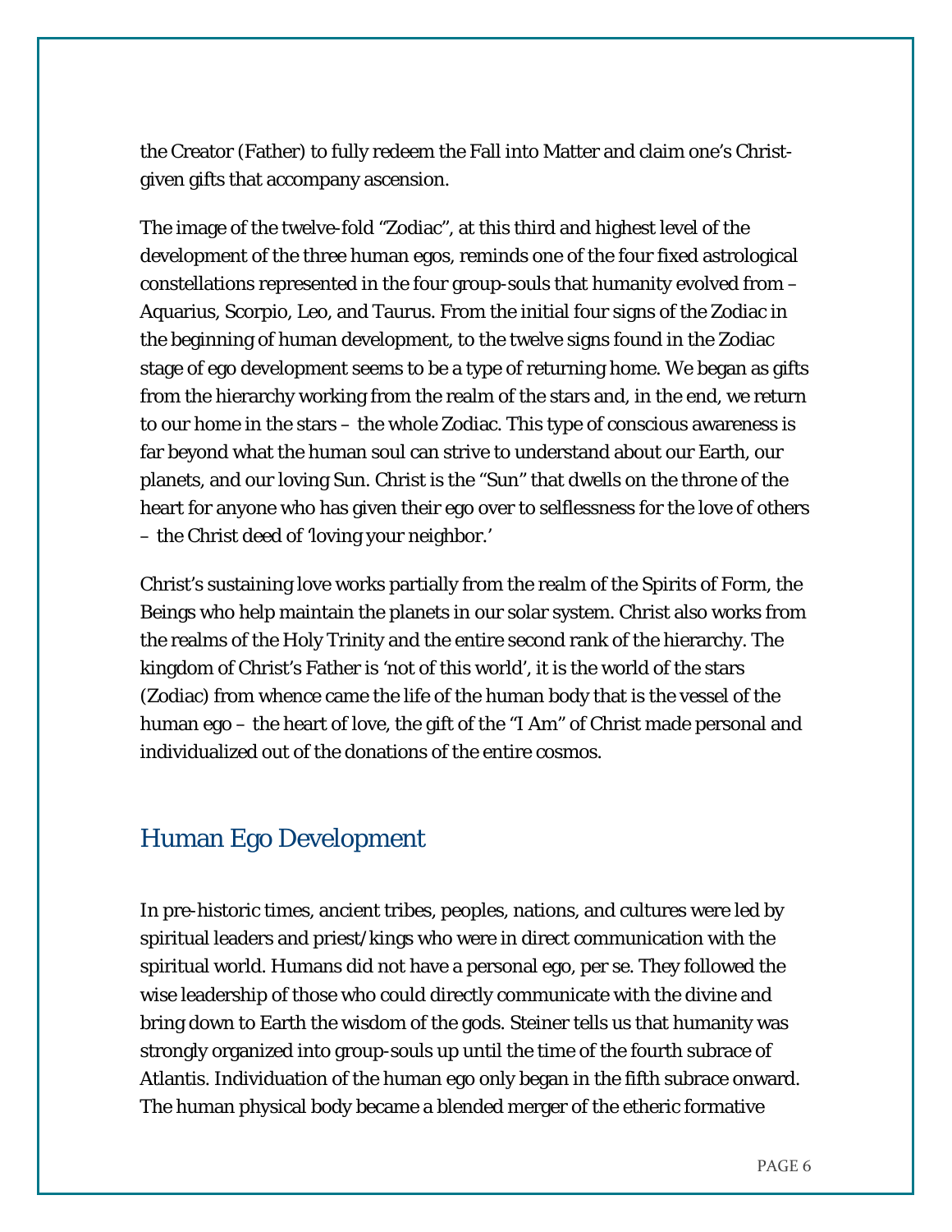the Creator (Father) to fully redeem the Fall into Matter and claim one's Christ-given gifts that accompany ascension.

The image of the twelve-fold "Zodiac", at this third and highest level of the development of the three human egos, reminds one of the four fixed astrological constellations represented in the four group-souls that humanity evolved from – Aquarius, Scorpio, Leo, and Taurus. From the initial four signs of the Zodiac in the beginning of human development, to the twelve signs found in the Zodiac stage of ego development seems to be a type of returning home. We began as gifts from the hierarchy working from the realm of the stars and, in the end, we return to our home in the stars – the whole Zodiac. This type of conscious awareness is far beyond what the human soul can strive to understand about our Earth, our planets, and our loving Sun. Christ is the "Sun" that dwells on the throne of the heart for anyone who has given their ego over to selflessness for the love of others – the Christ deed of 'loving your neighbor.'

Christ's sustaining love works partially from the realm of the Spirits of Form, the Beings who help maintain the planets in our solar system. Christ also works from the realms of the Holy Trinity and the entire second rank of the hierarchy. The kingdom of Christ's Father is 'not of this world', it is the world of the stars (Zodiac) from whence came the life of the human body that is the vessel of the human ego – the heart of love, the gift of the "I Am" of Christ made personal and individualized out of the donations of the entire cosmos.

## Human Ego Development

In pre-historic times, ancient tribes, peoples, nations, and cultures were led by spiritual leaders and priest/kings who were in direct communication with the spiritual world. Humans did not have a personal ego, per se. They followed the wise leadership of those who could directly communicate with the divine and bring down to Earth the wisdom of the gods. Steiner tells us that humanity was strongly organized into group-souls up until the time of the fourth subrace of Atlantis. Individuation of the human ego only began in the fifth subrace onward. The human physical body became a blended merger of the etheric formative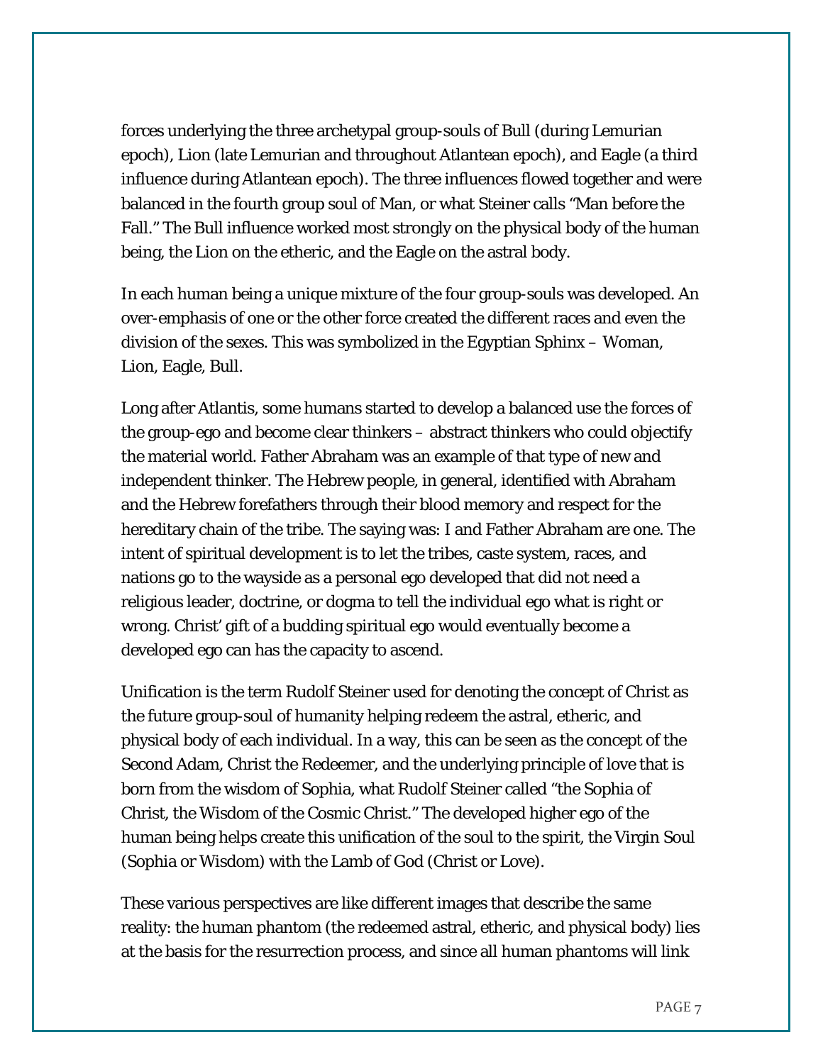forces underlying the three archetypal group-souls of Bull (during Lemurian epoch), Lion (late Lemurian and throughout Atlantean epoch), and Eagle (a third influence during Atlantean epoch). The three influences flowed together and were balanced in the fourth group soul of Man, or what Steiner calls "Man before the Fall." The Bull influence worked most strongly on the physical body of the human being, the Lion on the etheric, and the Eagle on the astral body.

In each human being a unique mixture of the four group-souls was developed. An over-emphasis of one or the other force created the different races and even the division of the sexes. This was symbolized in the Egyptian Sphinx – Woman, Lion, Eagle, Bull.

Long after Atlantis, some humans started to develop a balanced use the forces of the group-ego and become clear thinkers – abstract thinkers who could objectify the material world. Father Abraham was an example of that type of new and independent thinker. The Hebrew people, in general, identified with Abraham and the Hebrew forefathers through their blood memory and respect for the hereditary chain of the tribe. The saying was: I and Father Abraham are one. The intent of spiritual development is to let the tribes, caste system, races, and nations go to the wayside as a personal ego developed that did not need a religious leader, doctrine, or dogma to tell the individual ego what is right or wrong. Christ' gift of a budding spiritual ego would eventually become a developed ego can has the capacity to ascend.

Unification is the term Rudolf Steiner used for denoting the concept of Christ as the future group-soul of humanity helping redeem the astral, etheric, and physical body of each individual. In a way, this can be seen as the concept of the Second Adam, Christ the Redeemer, and the underlying principle of love that is born from the wisdom of Sophia, what Rudolf Steiner called "the Sophia of Christ, the Wisdom of the Cosmic Christ." The developed higher ego of the human being helps create this unification of the soul to the spirit, the Virgin Soul (Sophia or Wisdom) with the Lamb of God (Christ or Love).

These various perspectives are like different images that describe the same reality: the human phantom (the redeemed astral, etheric, and physical body) lies at the basis for the resurrection process, and since all human phantoms will link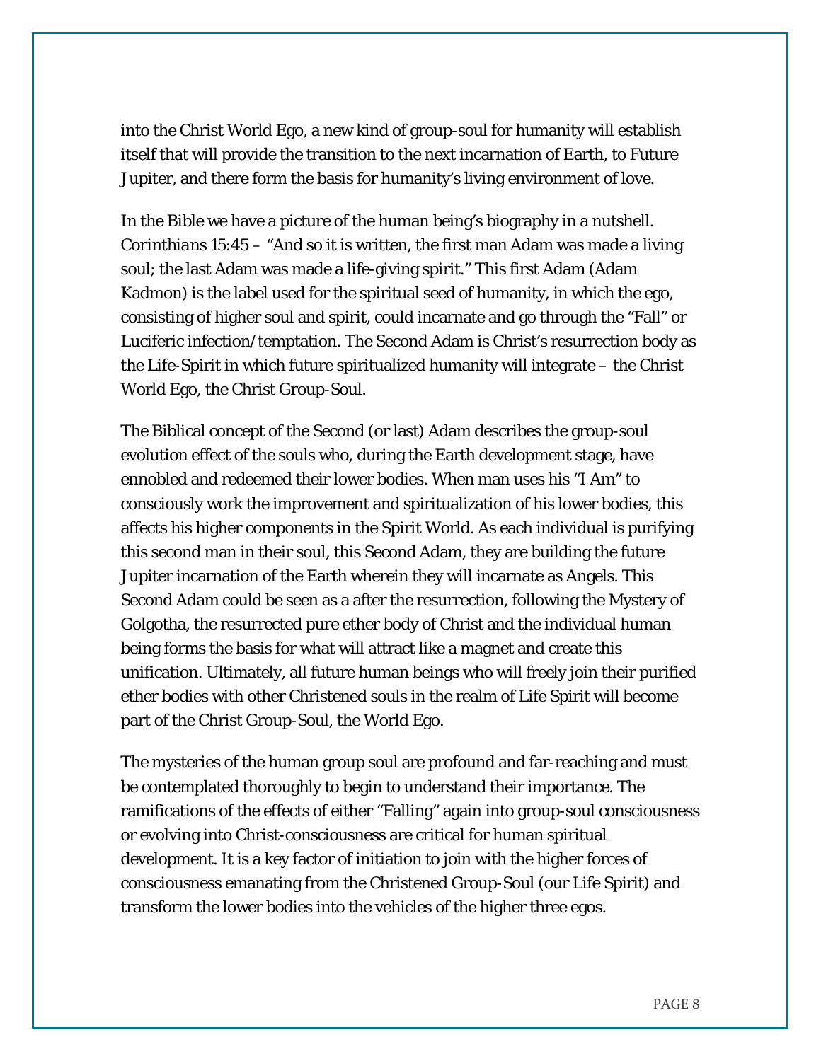into the Christ World Ego, a new kind of group-soul for humanity will establish itself that will provide the transition to the next incarnation of Earth, to Future Jupiter, and there form the basis for humanity's living environment of love.

In the Bible we have a picture of the human being's biography in a nutshell. *Corinthians* 15:45 – "And so it is written, the first man Adam was made a living soul; the last Adam was made a life-giving spirit." This first Adam (Adam Kadmon) is the label used for the spiritual seed of humanity, in which the ego, consisting of higher soul and spirit, could incarnate and go through the "Fall" or Luciferic infection/temptation. The Second Adam is Christ's resurrection body as the Life-Spirit in which future spiritualized humanity will integrate – the Christ World Ego, the Christ Group-Soul.

The Biblical concept of the Second (or last) Adam describes the group-soul evolution effect of the souls who, during the Earth development stage, have ennobled and redeemed their lower bodies. When man uses his "I Am" to consciously work the improvement and spiritualization of his lower bodies, this affects his higher components in the Spirit World. As each individual is purifying this second man in their soul, this Second Adam, they are building the future Jupiter incarnation of the Earth wherein they will incarnate as Angels. This Second Adam could be seen as a after the resurrection, following the Mystery of Golgotha, the resurrected pure ether body of Christ and the individual human being forms the basis for what will attract like a magnet and create this unification. Ultimately, all future human beings who will freely join their purified ether bodies with other Christened souls in the realm of Life Spirit will become part of the Christ Group-Soul, the World Ego.

The mysteries of the human group soul are profound and far-reaching and must be contemplated thoroughly to begin to understand their importance. The ramifications of the effects of either "Falling" again into group-soul consciousness or evolving into Christ-consciousness are critical for human spiritual development. It is a key factor of initiation to join with the higher forces of consciousness emanating from the Christened Group-Soul (our Life Spirit) and transform the lower bodies into the vehicles of the higher three egos.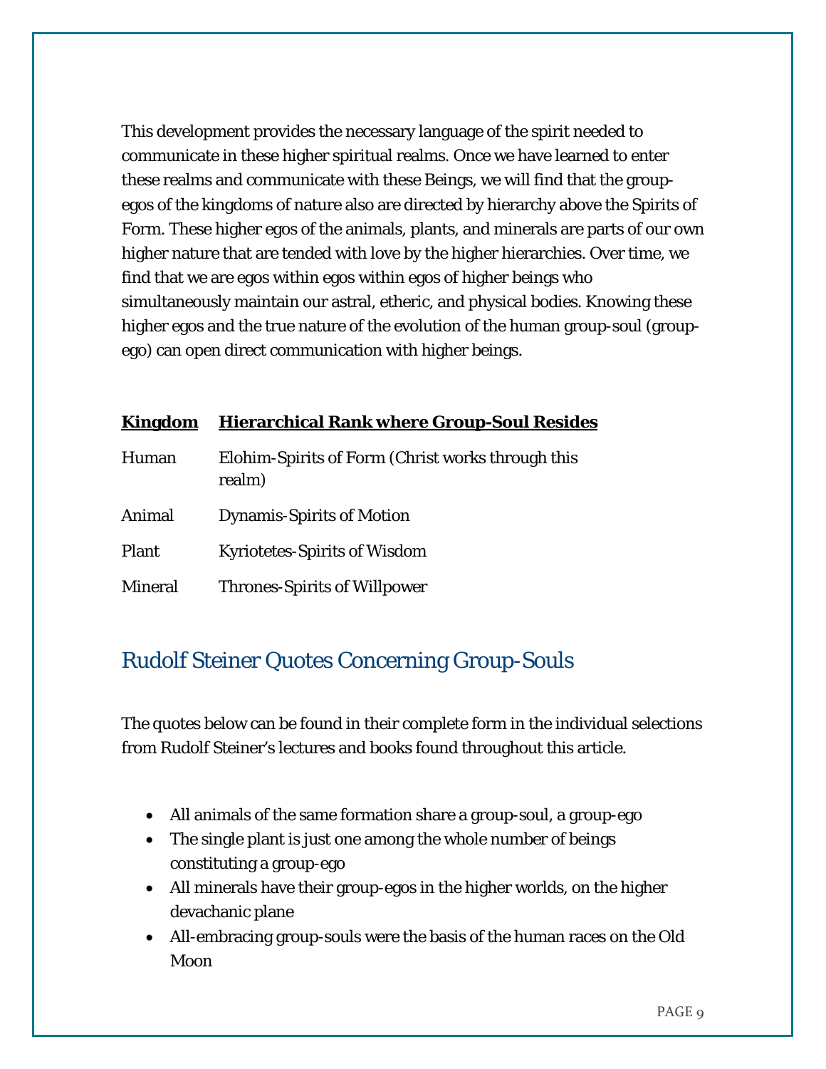This development provides the necessary language of the spirit needed to communicate in these higher spiritual realms. Once we have learned to enter these realms and communicate with these Beings, we will find that the group-egos of the kingdoms of nature also are directed by hierarchy above the Spirits of Form. These higher egos of the animals, plants, and minerals are parts of our own higher nature that are tended with love by the higher hierarchies. Over time, we find that we are egos within egos within egos of higher beings who simultaneously maintain our astral, etheric, and physical bodies. Knowing these higher egos and the true nature of the evolution of the human group-soul (group-ego) can open direct communication with higher beings.

| Kingdom | Hierarchical Rank where Group-Soul Resides |
|---|---|
| Human | Elohim-Spirits of Form (Christ works through this realm) |
| Animal | Dynamis-Spirits of Motion |
| Plant | Kyriotetes-Spirits of Wisdom |
| Mineral | Thrones-Spirits of Willpower |

## Rudolf Steiner Quotes Concerning Group-Souls

The quotes below can be found in their complete form in the individual selections from Rudolf Steiner's lectures and books found throughout this article.

- All animals of the same formation share a group-soul, a group-ego
- The single plant is just one among the whole number of beings constituting a group-ego
- All minerals have their group-egos in the higher worlds, on the higher devachanic plane
- All-embracing group-souls were the basis of the human races on the Old Moon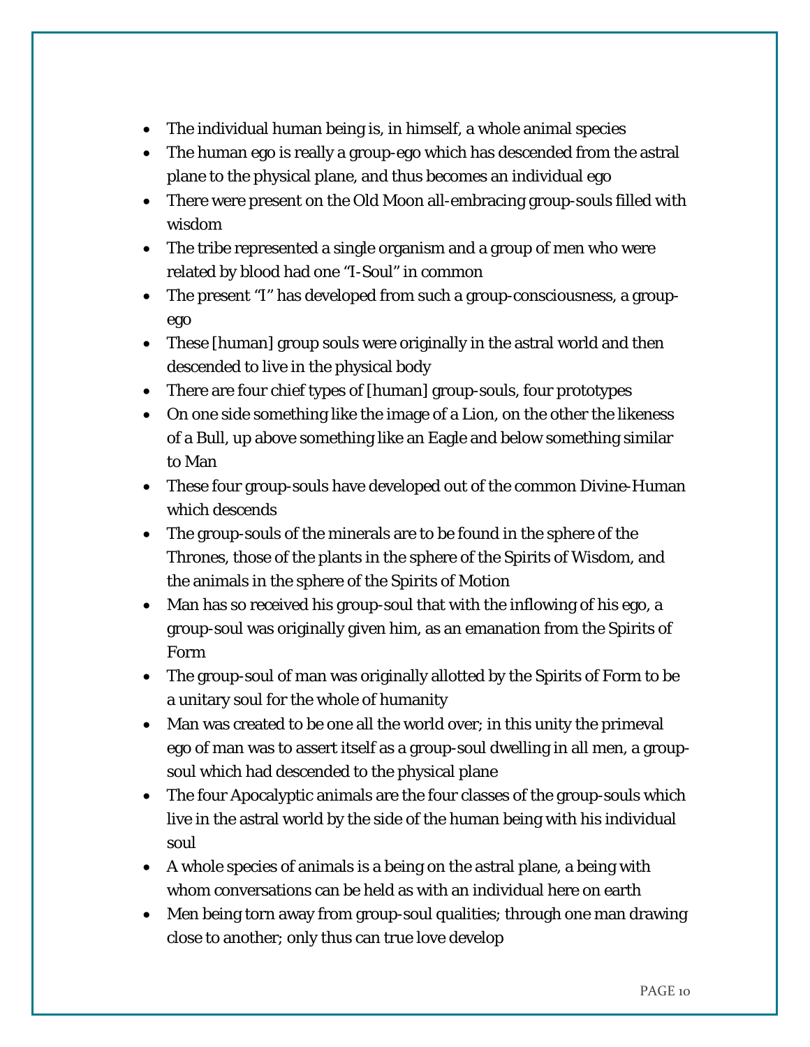- The individual human being is, in himself, a whole animal species
- The human ego is really a group-ego which has descended from the astral plane to the physical plane, and thus becomes an individual ego
- There were present on the Old Moon all-embracing group-souls filled with wisdom
- The tribe represented a single organism and a group of men who were related by blood had one "I-Soul" in common
- The present "I" has developed from such a group-consciousness, a group-ego
- These [human] group souls were originally in the astral world and then descended to live in the physical body
- There are four chief types of [human] group-souls, four prototypes
- On one side something like the image of a Lion, on the other the likeness of a Bull, up above something like an Eagle and below something similar to Man
- These four group-souls have developed out of the common Divine-Human which descends
- The group-souls of the minerals are to be found in the sphere of the Thrones, those of the plants in the sphere of the Spirits of Wisdom, and the animals in the sphere of the Spirits of Motion
- Man has so received his group-soul that with the inflowing of his ego, a group-soul was originally given him, as an emanation from the Spirits of Form
- The group-soul of man was originally allotted by the Spirits of Form to be a unitary soul for the whole of humanity
- Man was created to be one all the world over; in this unity the primeval ego of man was to assert itself as a group-soul dwelling in all men, a group-soul which had descended to the physical plane
- The four Apocalyptic animals are the four classes of the group-souls which live in the astral world by the side of the human being with his individual soul
- A whole species of animals is a being on the astral plane, a being with whom conversations can be held as with an individual here on earth
- Men being torn away from group-soul qualities; through one man drawing close to another; only thus can true love develop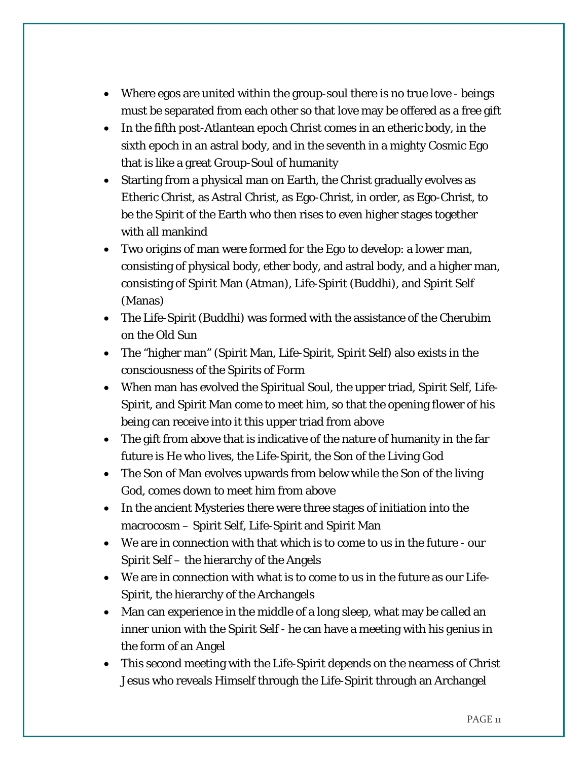- Where egos are united within the group-soul there is no true love - beings must be separated from each other so that love may be offered as a free gift
- In the fifth post-Atlantean epoch Christ comes in an etheric body, in the sixth epoch in an astral body, and in the seventh in a mighty Cosmic Ego that is like a great Group-Soul of humanity
- Starting from a physical man on Earth, the Christ gradually evolves as Etheric Christ, as Astral Christ, as Ego-Christ, in order, as Ego-Christ, to be the Spirit of the Earth who then rises to even higher stages together with all mankind
- Two origins of man were formed for the Ego to develop: a lower man, consisting of physical body, ether body, and astral body, and a higher man, consisting of Spirit Man (Atman), Life-Spirit (Buddhi), and Spirit Self (Manas)
- The Life-Spirit (Buddhi) was formed with the assistance of the Cherubim on the Old Sun
- The "higher man" (Spirit Man, Life-Spirit, Spirit Self) also exists in the consciousness of the Spirits of Form
- When man has evolved the Spiritual Soul, the upper triad, Spirit Self, Life-Spirit, and Spirit Man come to meet him, so that the opening flower of his being can receive into it this upper triad from above
- The gift from above that is indicative of the nature of humanity in the far future is He who lives, the Life-Spirit, the Son of the Living God
- The Son of Man evolves upwards from below while the Son of the living God, comes down to meet him from above
- In the ancient Mysteries there were three stages of initiation into the macrocosm – Spirit Self, Life-Spirit and Spirit Man
- We are in connection with that which is to come to us in the future - our Spirit Self – the hierarchy of the Angels
- We are in connection with what is to come to us in the future as our Life-Spirit, the hierarchy of the Archangels
- Man can experience in the middle of a long sleep, what may be called an inner union with the Spirit Self - he can have a meeting with his genius in the form of an Angel
- This second meeting with the Life-Spirit depends on the nearness of Christ Jesus who reveals Himself through the Life-Spirit through an Archangel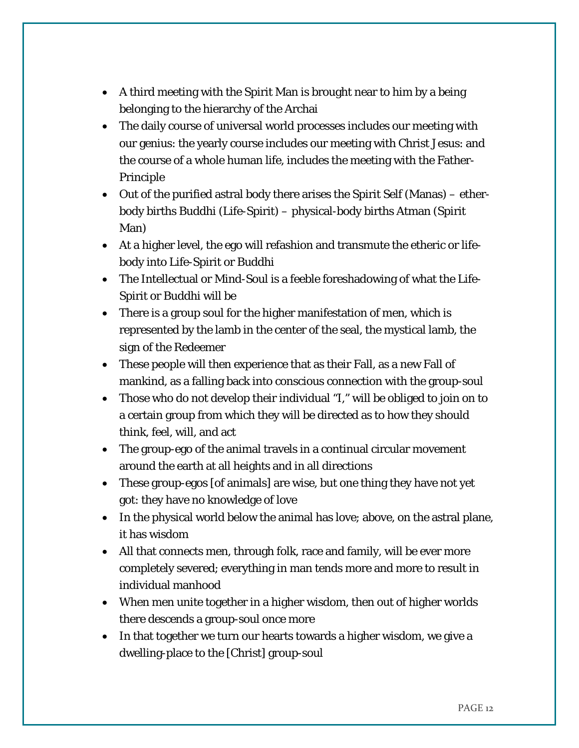- A third meeting with the Spirit Man is brought near to him by a being belonging to the hierarchy of the Archai
- The daily course of universal world processes includes our meeting with our genius: the yearly course includes our meeting with Christ Jesus: and the course of a whole human life, includes the meeting with the Father-Principle
- Out of the purified astral body there arises the Spirit Self (Manas) – ether-body births Buddhi (Life-Spirit) – physical-body births Atman (Spirit Man)
- At a higher level, the ego will refashion and transmute the etheric or life-body into Life-Spirit or Buddhi
- The Intellectual or Mind-Soul is a feeble foreshadowing of what the Life-Spirit or Buddhi will be
- There is a group soul for the higher manifestation of men, which is represented by the lamb in the center of the seal, the mystical lamb, the sign of the Redeemer
- These people will then experience that as their Fall, as a new Fall of mankind, as a falling back into conscious connection with the group-soul
- Those who do not develop their individual "I," will be obliged to join on to a certain group from which they will be directed as to how they should think, feel, will, and act
- The group-ego of the animal travels in a continual circular movement around the earth at all heights and in all directions
- These group-egos [of animals] are wise, but one thing they have not yet got: they have no knowledge of love
- In the physical world below the animal has love; above, on the astral plane, it has wisdom
- All that connects men, through folk, race and family, will be ever more completely severed; everything in man tends more and more to result in individual manhood
- When men unite together in a higher wisdom, then out of higher worlds there descends a group-soul once more
- In that together we turn our hearts towards a higher wisdom, we give a dwelling-place to the [Christ] group-soul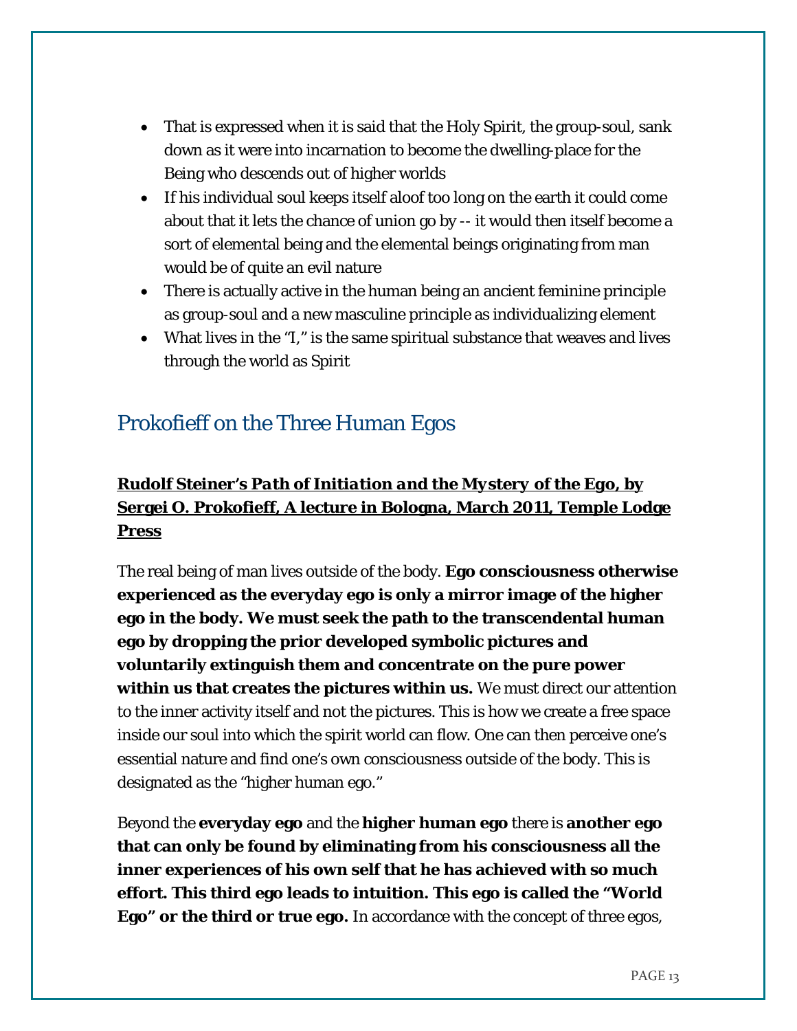- That is expressed when it is said that the Holy Spirit, the group-soul, sank down as it were into incarnation to become the dwelling-place for the Being who descends out of higher worlds
- If his individual soul keeps itself aloof too long on the earth it could come about that it lets the chance of union go by -- it would then itself become a sort of elemental being and the elemental beings originating from man would be of quite an evil nature
- There is actually active in the human being an ancient feminine principle as group-soul and a new masculine principle as individualizing element
- What lives in the "I," is the same spiritual substance that weaves and lives through the world as Spirit

## Prokofieff on the Three Human Egos

**Rudolf Steiner's *Path of Initiation and the Mystery of the Ego*, by Sergei O. Prokofieff, A lecture in Bologna, March 2011, Temple Lodge Press**

The real being of man lives outside of the body. **Ego consciousness otherwise experienced as the everyday ego is only a mirror image of the higher ego in the body. We must seek the path to the transcendental human ego by dropping the prior developed symbolic pictures and voluntarily extinguish them and concentrate on the pure power within us that creates the pictures within us.** We must direct our attention to the inner activity itself and not the pictures. This is how we create a free space inside our soul into which the spirit world can flow. One can then perceive one's essential nature and find one's own consciousness outside of the body. This is designated as the "higher human ego."

Beyond the **everyday ego** and the **higher human ego** there is **another ego that can only be found by eliminating from his consciousness all the inner experiences of his own self that he has achieved with so much effort. This third ego leads to intuition. This ego is called the "World Ego" or the third or true ego.** In accordance with the concept of three egos,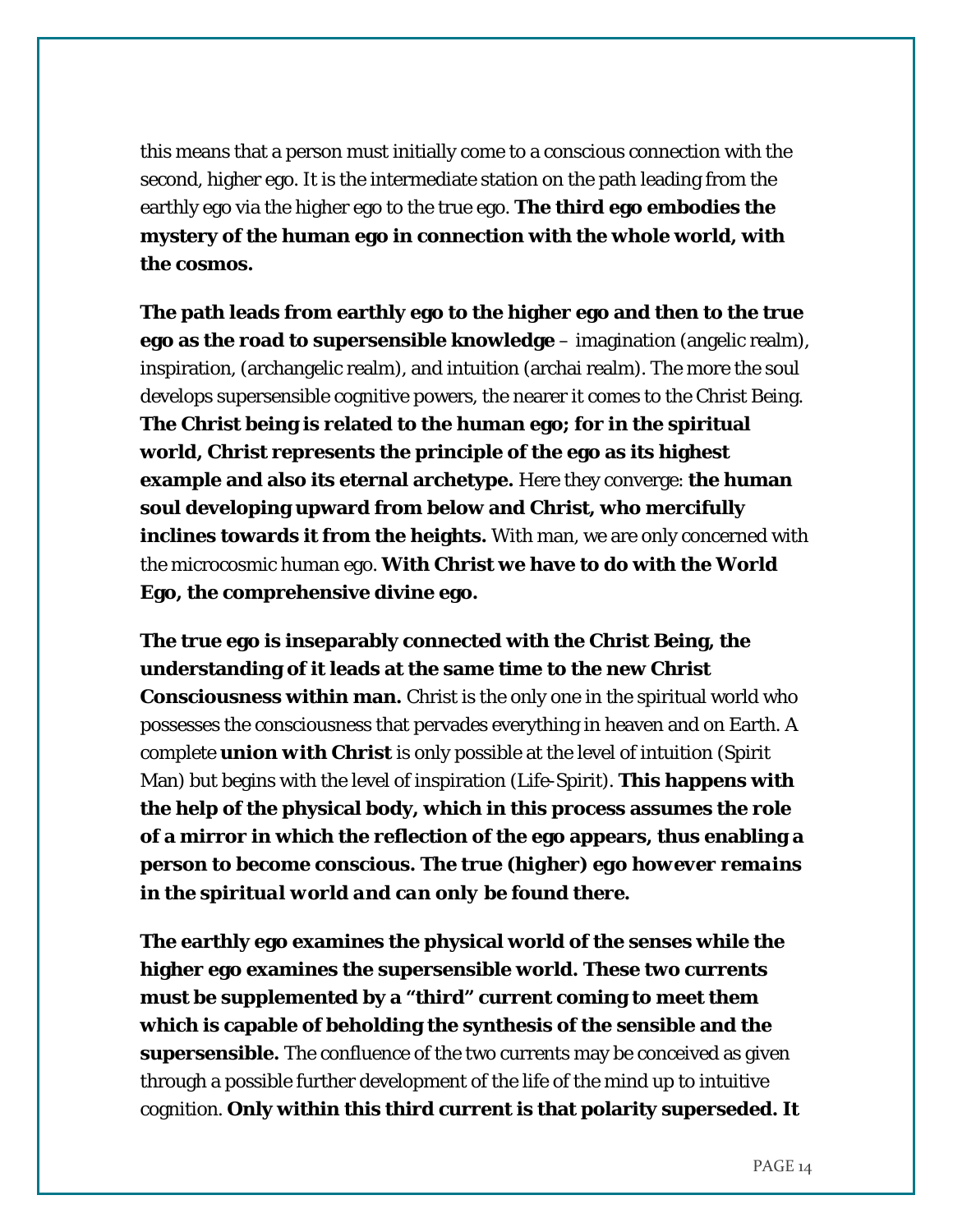this means that a person must initially come to a conscious connection with the second, higher ego. It is the intermediate station on the path leading from the earthly ego via the higher ego to the true ego. **The third ego embodies the mystery of the human ego in connection with the whole world, with the cosmos.**

**The path leads from earthly ego to the higher ego and then to the true ego as the road to supersensible knowledge** – imagination (angelic realm), inspiration, (archangelic realm), and intuition (archai realm). The more the soul develops supersensible cognitive powers, the nearer it comes to the Christ Being. **The Christ being is related to the human ego; for in the spiritual world, Christ represents the principle of the ego as its highest example and also its eternal archetype.** Here they converge: **the human soul developing upward from below and Christ, who mercifully inclines towards it from the heights.** With man, we are only concerned with the microcosmic human ego. **With Christ we have to do with the World Ego, the comprehensive divine ego.**

**The true ego is inseparably connected with the Christ Being, the understanding of it leads at the same time to the new Christ Consciousness within man.** Christ is the only one in the spiritual world who possesses the consciousness that pervades everything in heaven and on Earth. A complete **union with Christ** is only possible at the level of intuition (Spirit Man) but begins with the level of inspiration (Life-Spirit). **This happens with the help of the physical body, which in this process assumes the role of a mirror in which the reflection of the ego appears, thus enabling a person to become conscious. The true (higher) ego *however remains in the spiritual world and can only* be found there.**

**The earthly ego examines the physical world of the senses while the higher ego examines the supersensible world. These two currents must be supplemented by a "third" current coming to meet them which is capable of beholding the synthesis of the sensible and the supersensible.** The confluence of the two currents may be conceived as given through a possible further development of the life of the mind up to intuitive cognition. **Only within this third current is that polarity superseded. It**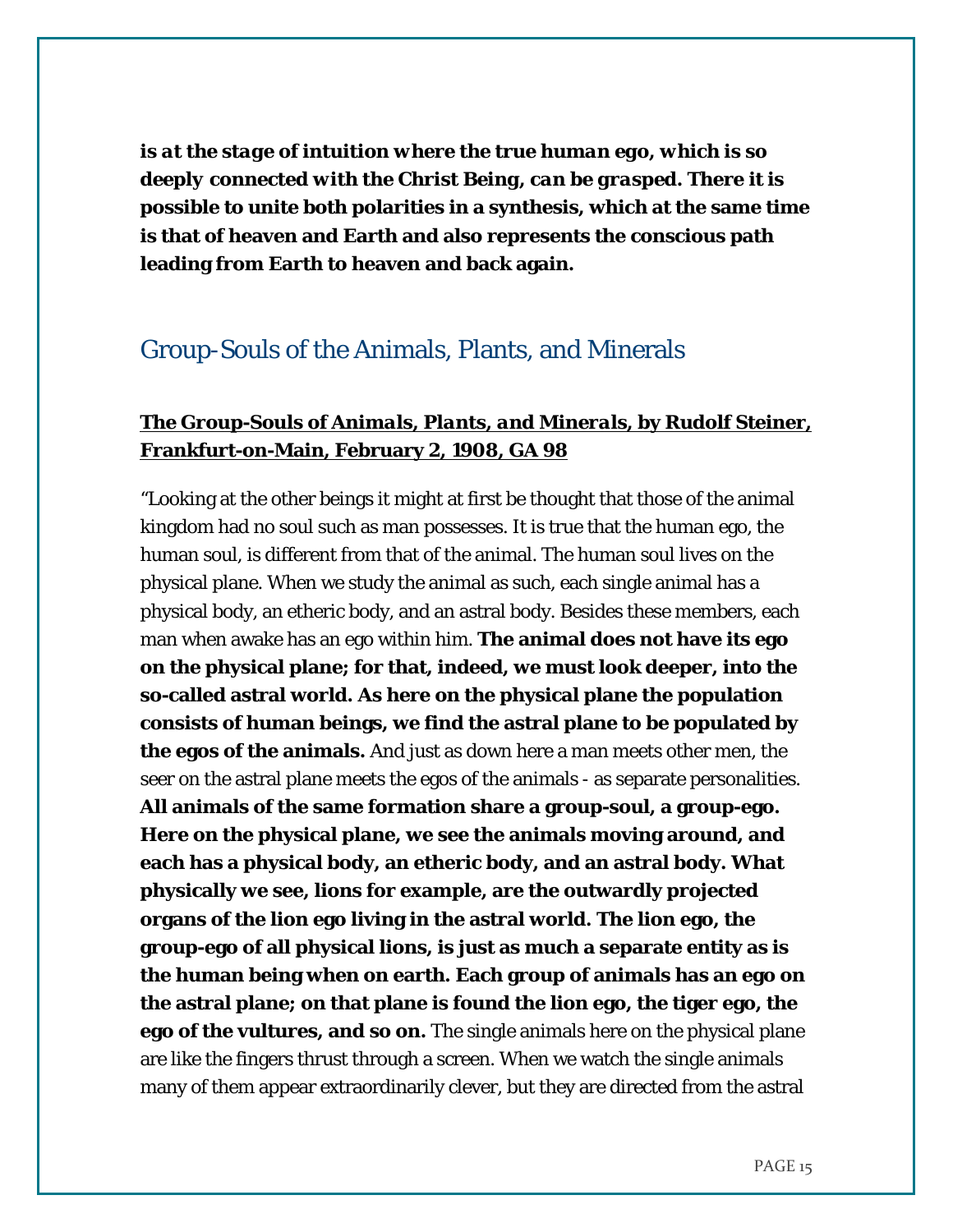***is at the stage of intuition where the true human ego, which is so deeply connected with the Christ Being, can be grasped. There it is possible to unite both polarities in a synthesis, which at the same time is that of heaven and Earth and also represents the conscious path leading from Earth to heaven and back again.***

## Group-Souls of the Animals, Plants, and Minerals

**The Group-Souls of *Animals, Plants, and Minerals*, by Rudolf Steiner, Frankfurt-on-Main, February 2, 1908, GA 98**

"Looking at the other beings it might at first be thought that those of the animal kingdom had no soul such as man possesses. It is true that the human ego, the human soul, is different from that of the animal. The human soul lives on the physical plane. When we study the animal as such, each single animal has a physical body, an etheric body, and an astral body. Besides these members, each man when awake has an ego within him. **The animal does not have its ego on the physical plane; for that, indeed, we must look deeper, into the so-called astral world. As here on the physical plane the population consists of human beings, we find the astral plane to be populated by the egos of the animals.** And just as down here a man meets other men, the seer on the astral plane meets the egos of the animals - as separate personalities. **All animals of the same formation share a group-soul, a group-ego. Here on the physical plane, we see the animals moving around, and each has a physical body, an etheric body, and an astral body. What physically we see, lions for example, are the outwardly projected organs of the lion ego living in the astral world. The lion ego, the group-ego of all physical lions, is just as much a separate entity as is the human being when on earth. Each group of animals has an ego on the astral plane; on that plane is found the lion ego, the tiger ego, the ego of the vultures, and so on.** The single animals here on the physical plane are like the fingers thrust through a screen. When we watch the single animals many of them appear extraordinarily clever, but they are directed from the astral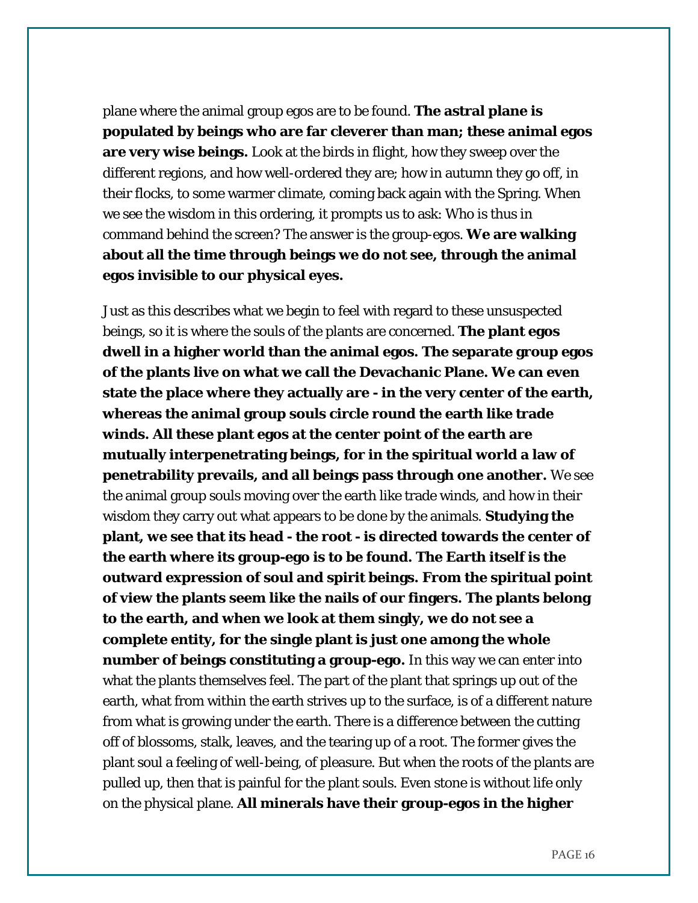plane where the animal group egos are to be found. **The astral plane is populated by beings who are far cleverer than man; these animal egos are very wise beings.** Look at the birds in flight, how they sweep over the different regions, and how well-ordered they are; how in autumn they go off, in their flocks, to some warmer climate, coming back again with the Spring. When we see the wisdom in this ordering, it prompts us to ask: Who is thus in command behind the screen? The answer is the group-egos. **We are walking about all the time through beings we do not see, through the animal egos invisible to our physical eyes.**

Just as this describes what we begin to feel with regard to these unsuspected beings, so it is where the souls of the plants are concerned. **The plant egos dwell in a higher world than the animal egos. The separate group egos of the plants live on what we call the Devachanic Plane. We can even state the place where they actually are - in the very center of the earth, whereas the animal group souls circle round the earth like trade winds. All these plant egos at the center point of the earth are mutually interpenetrating beings, for in the spiritual world a law of penetrability prevails, and all beings pass through one another.** We see the animal group souls moving over the earth like trade winds, and how in their wisdom they carry out what appears to be done by the animals. **Studying the plant, we see that its head - the root - is directed towards the center of the earth where its group-ego is to be found. The Earth itself is the outward expression of soul and spirit beings. From the spiritual point of view the plants seem like the nails of our fingers. The plants belong to the earth, and when we look at them singly, we do not see a complete entity, for the single plant is just one among the whole number of beings constituting a group-ego.** In this way we can enter into what the plants themselves feel. The part of the plant that springs up out of the earth, what from within the earth strives up to the surface, is of a different nature from what is growing under the earth. There is a difference between the cutting off of blossoms, stalk, leaves, and the tearing up of a root. The former gives the plant soul a feeling of well-being, of pleasure. But when the roots of the plants are pulled up, then that is painful for the plant souls. Even stone is without life only on the physical plane. **All minerals have their group-egos in the higher**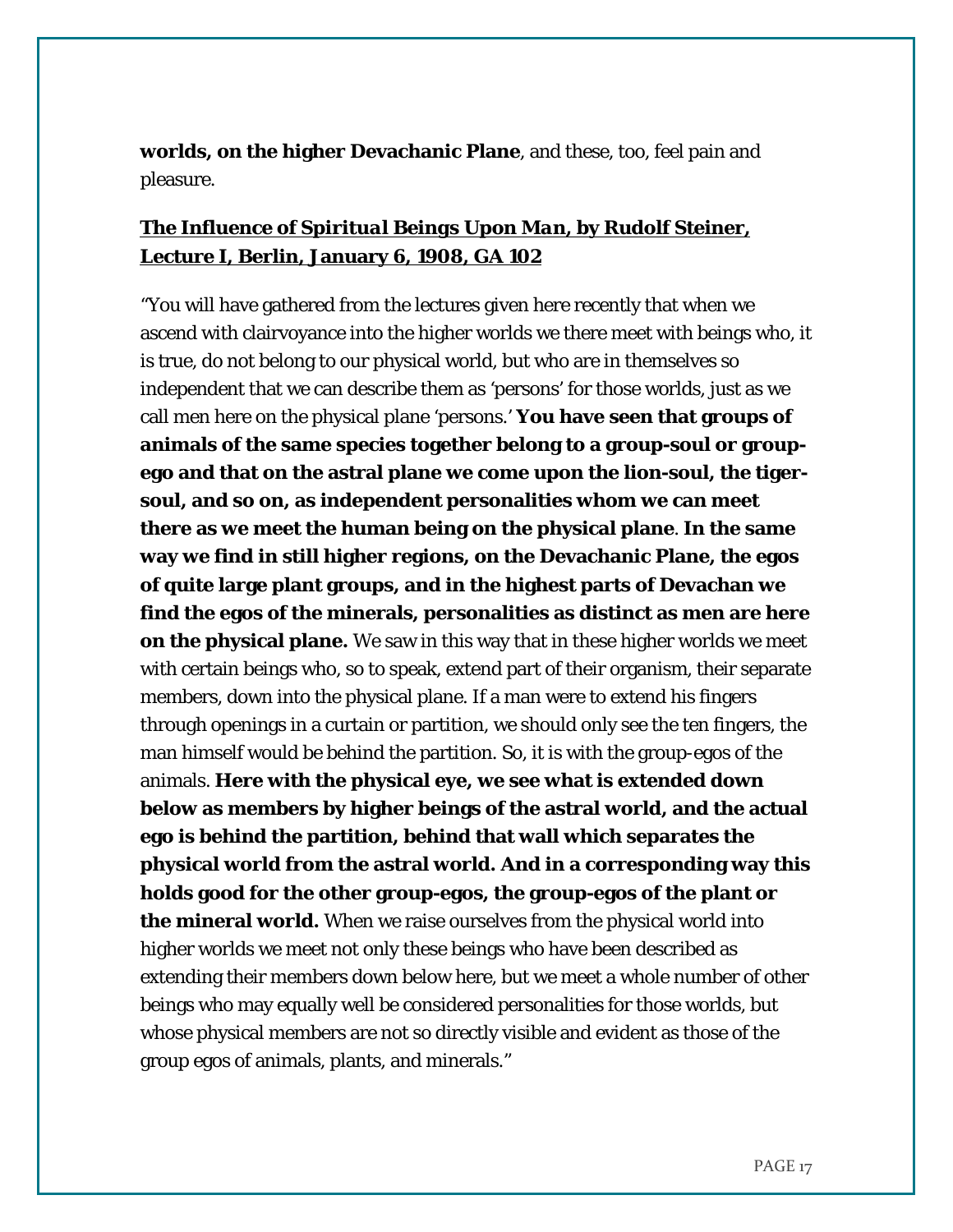**worlds, on the higher Devachanic Plane**, and these, too, feel pain and pleasure.

### <u>*The Influence of Spiritual Beings Upon Man*, by Rudolf Steiner, Lecture I, Berlin, January 6, 1908, GA 102</u>

"You will have gathered from the lectures given here recently that when we ascend with clairvoyance into the higher worlds we there meet with beings who, it is true, do not belong to our physical world, but who are in themselves so independent that we can describe them as 'persons' for those worlds, just as we call men here on the physical plane 'persons.' **You have seen that groups of animals of the same species together belong to a group-soul or group-ego and that on the astral plane we come upon the lion-soul, the tiger-soul, and so on, as independent personalities whom we can meet there as we meet the human being on the physical plane**. **In the same way we find in still higher regions, on the Devachanic Plane, the egos of quite large plant groups, and in the highest parts of Devachan we find the egos of the minerals, personalities as distinct as men are here on the physical plane.** We saw in this way that in these higher worlds we meet with certain beings who, so to speak, extend part of their organism, their separate members, down into the physical plane. If a man were to extend his fingers through openings in a curtain or partition, we should only see the ten fingers, the man himself would be behind the partition. So, it is with the group-egos of the animals. **Here with the physical eye, we see what is extended down below as members by higher beings of the astral world, and the actual ego is behind the partition, behind that wall which separates the physical world from the astral world. And in a corresponding way this holds good for the other group-egos, the group-egos of the plant or the mineral world.** When we raise ourselves from the physical world into higher worlds we meet not only these beings who have been described as extending their members down below here, but we meet a whole number of other beings who may equally well be considered personalities for those worlds, but whose physical members are not so directly visible and evident as those of the group egos of animals, plants, and minerals."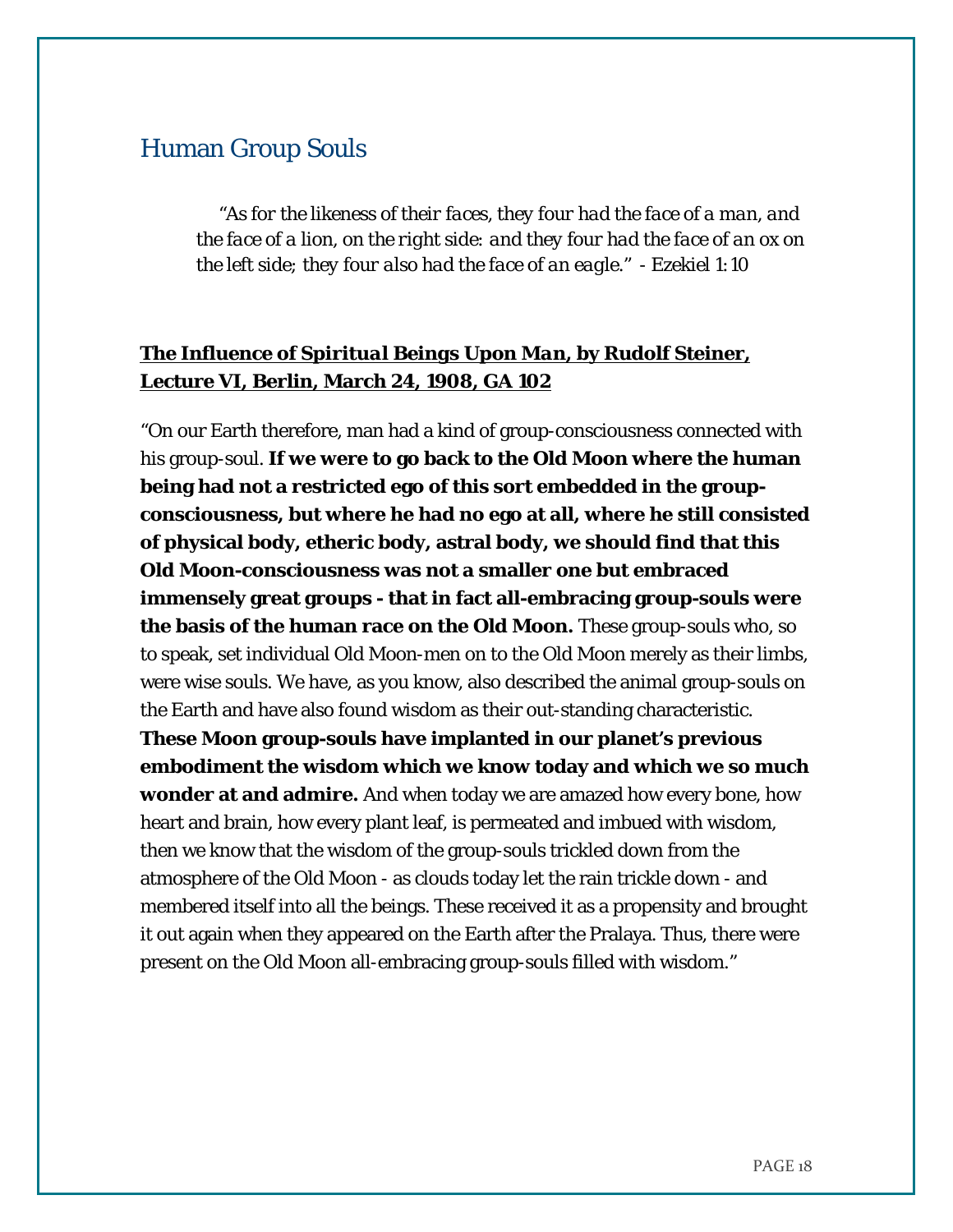## Human Group Souls

> "*As for the likeness of their faces, they four had the face of a man, and the face of a lion, on the right side: and they four had the face of an ox on the left side; they four also had the face of an eagle.*" - *Ezekiel 1:10*

**The Influence of Spiritual Beings Upon Man, by Rudolf Steiner, Lecture VI, Berlin, March 24, 1908, GA 102**

"On our Earth therefore, man had a kind of group-consciousness connected with his group-soul. **If we were to go back to the Old Moon where the human being had not a restricted ego of this sort embedded in the group-consciousness, but where he had no ego at all, where he still consisted of physical body, etheric body, astral body, we should find that this Old Moon-consciousness was not a smaller one but embraced immensely great groups - that in fact all-embracing group-souls were the basis of the human race on the Old Moon.** These group-souls who, so to speak, set individual Old Moon-men on to the Old Moon merely as their limbs, were wise souls. We have, as you know, also described the animal group-souls on the Earth and have also found wisdom as their out-standing characteristic. **These Moon group-souls have implanted in our planet's previous embodiment the wisdom which we know today and which we so much wonder at and admire.** And when today we are amazed how every bone, how heart and brain, how every plant leaf, is permeated and imbued with wisdom, then we know that the wisdom of the group-souls trickled down from the atmosphere of the Old Moon - as clouds today let the rain trickle down - and membered itself into all the beings. These received it as a propensity and brought it out again when they appeared on the Earth after the Pralaya. Thus, there were present on the Old Moon all-embracing group-souls filled with wisdom."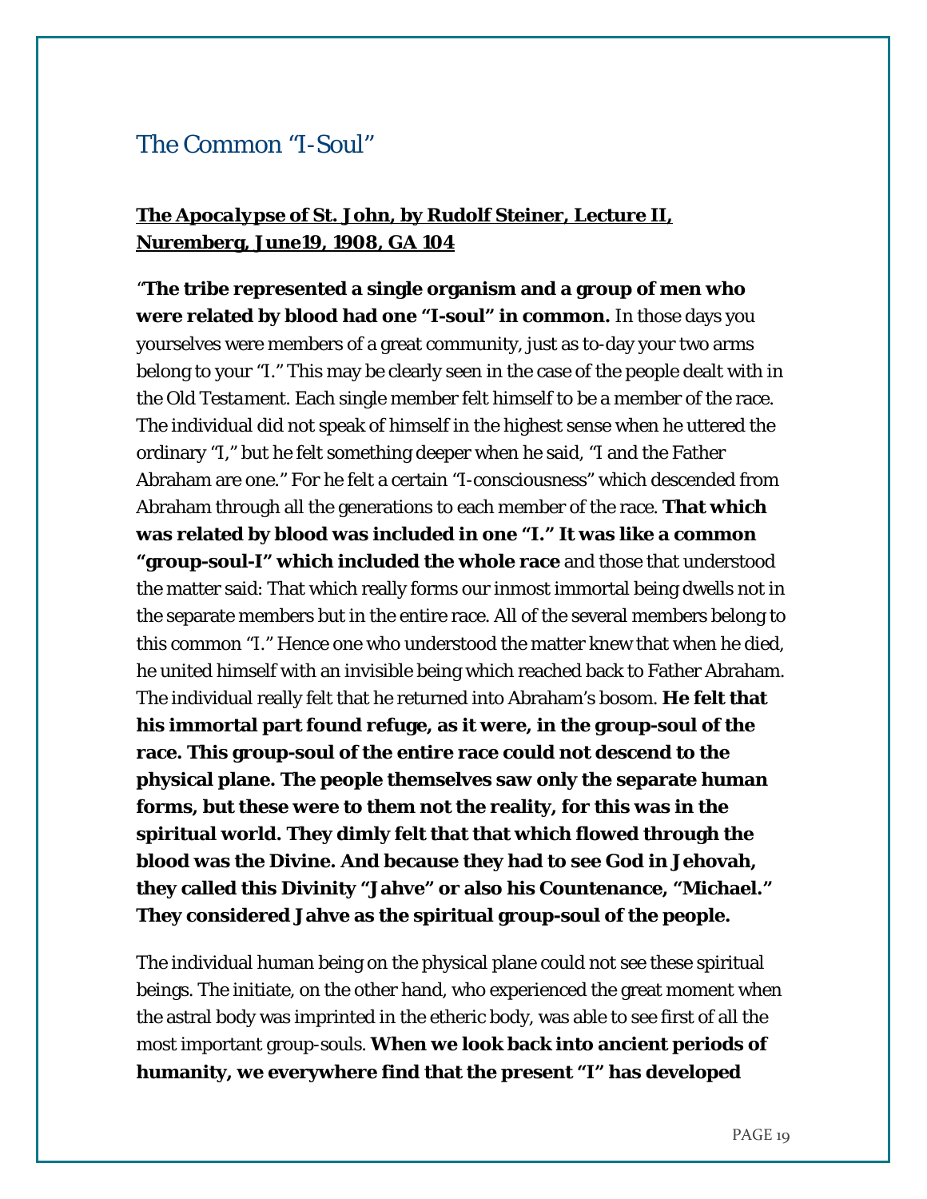## The Common "I-Soul"

### ***The Apocalypse of St. John*, by Rudolf Steiner, Lecture II, Nuremberg, June19, 1908, GA 104**

"**The tribe represented a single organism and a group of men who were related by blood had one "I-soul" in common.** In those days you yourselves were members of a great community, just as to-day your two arms belong to your "I." This may be clearly seen in the case of the people dealt with in the *Old Testament*. Each single member felt himself to be a member of the race. The individual did not speak of himself in the highest sense when he uttered the ordinary "I," but he felt something deeper when he said, "I and the Father Abraham are one." For he felt a certain "I-consciousness" which descended from Abraham through all the generations to each member of the race. **That which was related by blood was included in one "I." It was like a common "group-soul-I" which included the whole race** and those that understood the matter said: That which really forms our inmost immortal being dwells not in the separate members but in the entire race. All of the several members belong to this common "I." Hence one who understood the matter knew that when he died, he united himself with an invisible being which reached back to Father Abraham. The individual really felt that he returned into Abraham's bosom. **He felt that his immortal part found refuge, as it were, in the group-soul of the race. This group-soul of the entire race could not descend to the physical plane. The people themselves saw only the separate human forms, but these were to them not the reality, for this was in the spiritual world. They dimly felt that that which flowed through the blood was the Divine. And because they had to see God in Jehovah, they called this Divinity "Jahve" or also his Countenance, "Michael." They considered Jahve as the spiritual group-soul of the people.**

The individual human being on the physical plane could not see these spiritual beings. The initiate, on the other hand, who experienced the great moment when the astral body was imprinted in the etheric body, was able to see first of all the most important group-souls. **When we look back into ancient periods of humanity, we everywhere find that the present "I" has developed**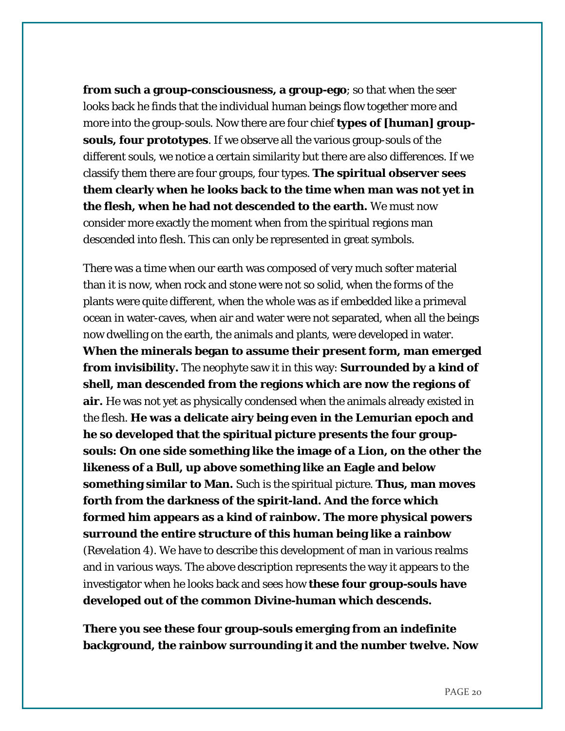**from such a group-consciousness, a group-ego**; so that when the seer looks back he finds that the individual human beings flow together more and more into the group-souls. Now there are four chief **types of [human] group-souls, four prototypes**. If we observe all the various group-souls of the different souls, we notice a certain similarity but there are also differences. If we classify them there are four groups, four types. **The spiritual observer sees them clearly when he looks back to the time when man was not yet in the flesh, when he had not descended to the earth.** We must now consider more exactly the moment when from the spiritual regions man descended into flesh. This can only be represented in great symbols.

There was a time when our earth was composed of very much softer material than it is now, when rock and stone were not so solid, when the forms of the plants were quite different, when the whole was as if embedded like a primeval ocean in water-caves, when air and water were not separated, when all the beings now dwelling on the earth, the animals and plants, were developed in water. **When the minerals began to assume their present form, man emerged from invisibility.** The neophyte saw it in this way: **Surrounded by a kind of shell, man descended from the regions which are now the regions of air.** He was not yet as physically condensed when the animals already existed in the flesh. **He was a delicate airy being even in the Lemurian epoch and he so developed that the spiritual picture presents the four group-souls: On one side something like the image of a Lion, on the other the likeness of a Bull, up above something like an Eagle and below something similar to Man.** Such is the spiritual picture. **Thus, man moves forth from the darkness of the spirit-land. And the force which formed him appears as a kind of rainbow. The more physical powers surround the entire structure of this human being like a rainbow** (*Revelation* 4). We have to describe this development of man in various realms and in various ways. The above description represents the way it appears to the investigator when he looks back and sees how **these four group-souls have developed out of the common Divine-human which descends.**

**There you see these four group-souls emerging from an indefinite background, the rainbow surrounding it and the number twelve. Now**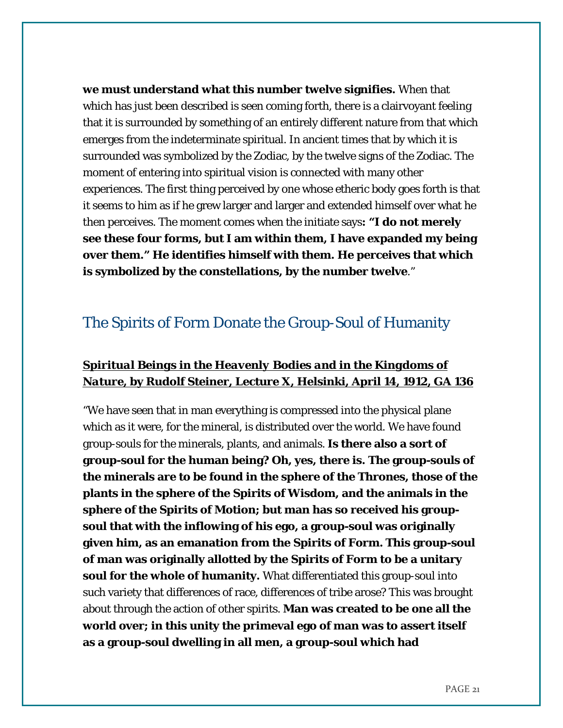**we must understand what this number twelve signifies.** When that which has just been described is seen coming forth, there is a clairvoyant feeling that it is surrounded by something of an entirely different nature from that which emerges from the indeterminate spiritual. In ancient times that by which it is surrounded was symbolized by the Zodiac, by the twelve signs of the Zodiac. The moment of entering into spiritual vision is connected with many other experiences. The first thing perceived by one whose etheric body goes forth is that it seems to him as if he grew larger and larger and extended himself over what he then perceives. The moment comes when the initiate says**: "I do not merely see these four forms, but I am within them, I have expanded my being over them." He identifies himself with them. He perceives that which is symbolized by the constellations, by the number twelve**."

## The Spirits of Form Donate the Group-Soul of Humanity

**_Spiritual Beings in the Heavenly Bodies and in the Kingdoms of Nature, by Rudolf Steiner, Lecture X, Helsinki, April 14, 1912, GA 136_**

"We have seen that in man everything is compressed into the physical plane which as it were, for the mineral, is distributed over the world. We have found group-souls for the minerals, plants, and animals. **Is there also a sort of group-soul for the human being? Oh, yes, there is. The group-souls of the minerals are to be found in the sphere of the Thrones, those of the plants in the sphere of the Spirits of Wisdom, and the animals in the sphere of the Spirits of Motion; but man has so received his group-soul that with the inflowing of his ego, a group-soul was originally given him, as an emanation from the Spirits of Form. This group-soul of man was originally allotted by the Spirits of Form to be a unitary soul for the whole of humanity.** What differentiated this group-soul into such variety that differences of race, differences of tribe arose? This was brought about through the action of other spirits. **Man was created to be one all the world over; in this unity the primeval ego of man was to assert itself as a group-soul dwelling in all men, a group-soul which had**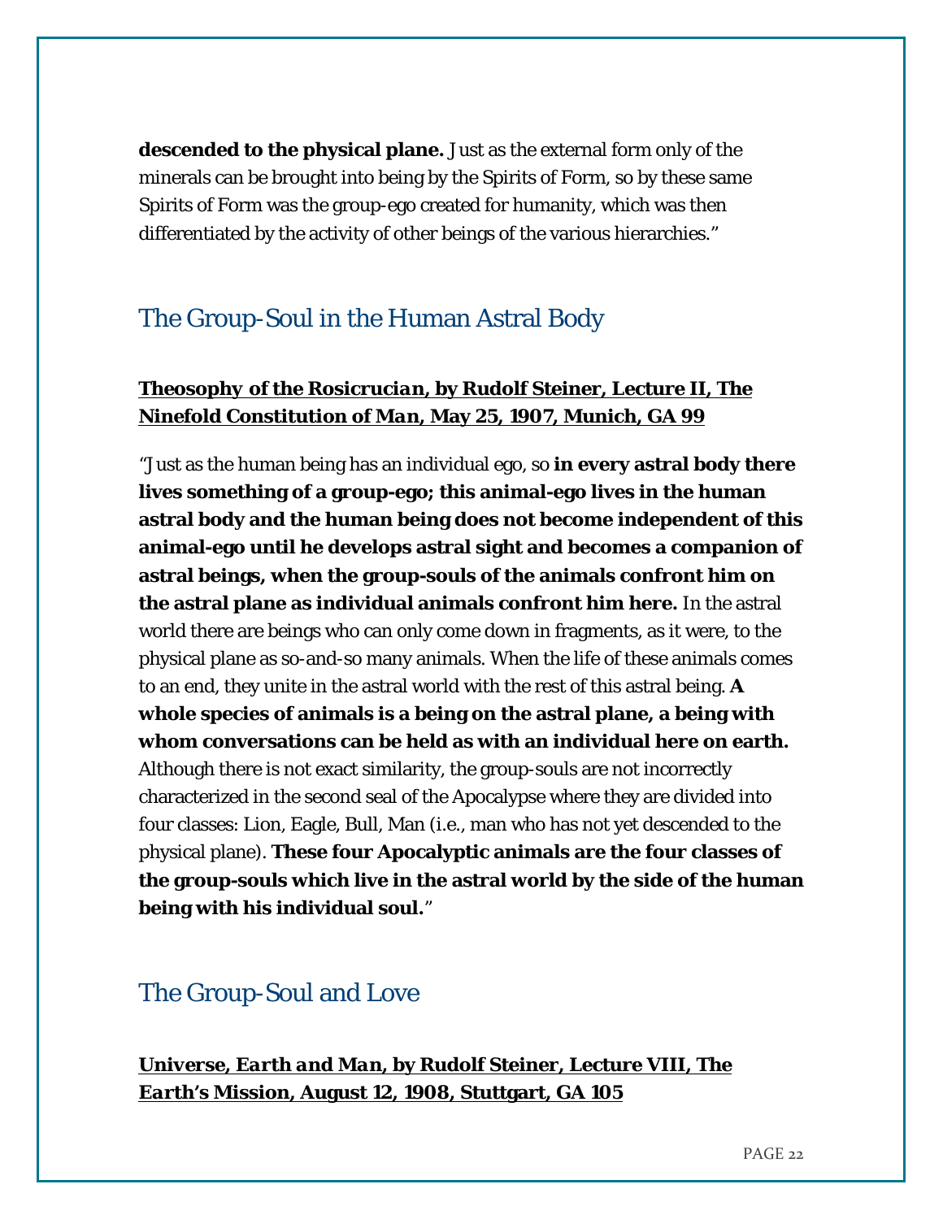**descended to the physical plane.** Just as the external form only of the minerals can be brought into being by the Spirits of Form, so by these same Spirits of Form was the group-ego created for humanity, which was then differentiated by the activity of other beings of the various hierarchies."

## The Group-Soul in the Human Astral Body

**Theosophy of the Rosicrucian, by Rudolf Steiner, Lecture II, The Ninefold Constitution of Man, May 25, 1907, Munich, GA 99**

"Just as the human being has an individual ego, so **in every astral body there lives something of a group-ego; this animal-ego lives in the human astral body and the human being does not become independent of this animal-ego until he develops astral sight and becomes a companion of astral beings, when the group-souls of the animals confront him on the astral plane as individual animals confront him here.** In the astral world there are beings who can only come down in fragments, as it were, to the physical plane as so-and-so many animals. When the life of these animals comes to an end, they unite in the astral world with the rest of this astral being. **A whole species of animals is a being on the astral plane, a being with whom conversations can be held as with an individual here on earth.** Although there is not exact similarity, the group-souls are not incorrectly characterized in the second seal of the Apocalypse where they are divided into four classes: Lion, Eagle, Bull, Man (i.e., man who has not yet descended to the physical plane). **These four Apocalyptic animals are the four classes of the group-souls which live in the astral world by the side of the human being with his individual soul.**"

## The Group-Soul and Love

**Universe, Earth and Man, by Rudolf Steiner, Lecture VIII, The Earth's Mission, August 12, 1908, Stuttgart, GA 105**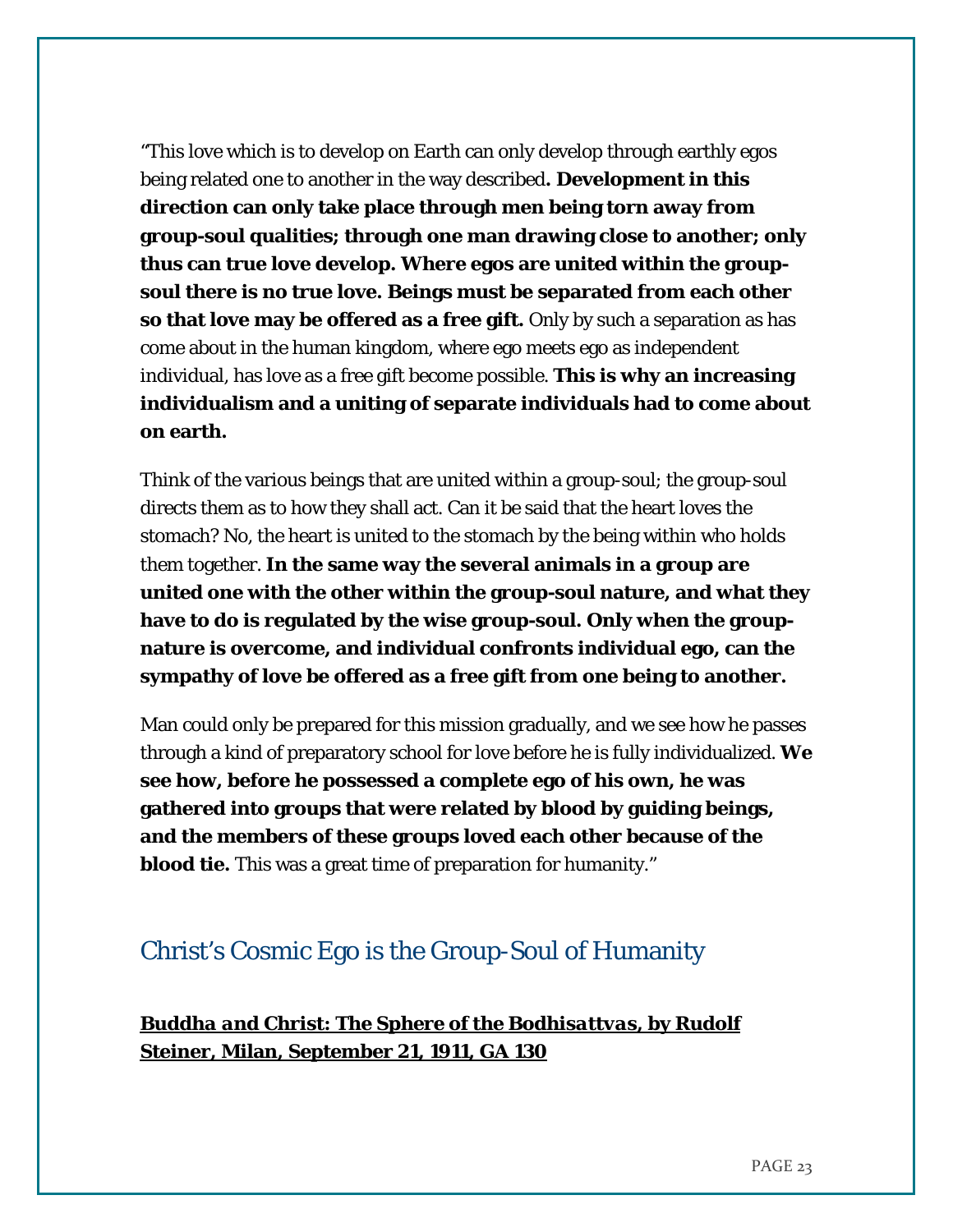"This love which is to develop on Earth can only develop through earthly egos being related one to another in the way described**. Development in this direction can only take place through men being torn away from group-soul qualities; through one man drawing close to another; only thus can true love develop. Where egos are united within the group-soul there is no true love. Beings must be separated from each other so that love may be offered as a free gift.** Only by such a separation as has come about in the human kingdom, where ego meets ego as independent individual, has love as a free gift become possible. **This is why an increasing individualism and a uniting of separate individuals had to come about on earth.**

Think of the various beings that are united within a group-soul; the group-soul directs them as to how they shall act. Can it be said that the heart loves the stomach? No, the heart is united to the stomach by the being within who holds them together. **In the same way the several animals in a group are united one with the other within the group-soul nature, and what they have to do is regulated by the wise group-soul. Only when the group-nature is overcome, and individual confronts individual ego, can the sympathy of love be offered as a free gift from one being to another.**

Man could only be prepared for this mission gradually, and we see how he passes through a kind of preparatory school for love before he is fully individualized. **We see how, before he possessed a complete ego of his own, he was gathered into groups that were related by blood by guiding beings, and the members of these groups loved each other because of the blood tie.** This was a great time of preparation for humanity."

## Christ's Cosmic Ego is the Group-Soul of Humanity

**Buddha and Christ: The Sphere of the Bodhisattvas, by Rudolf Steiner, Milan, September 21, 1911, GA 130**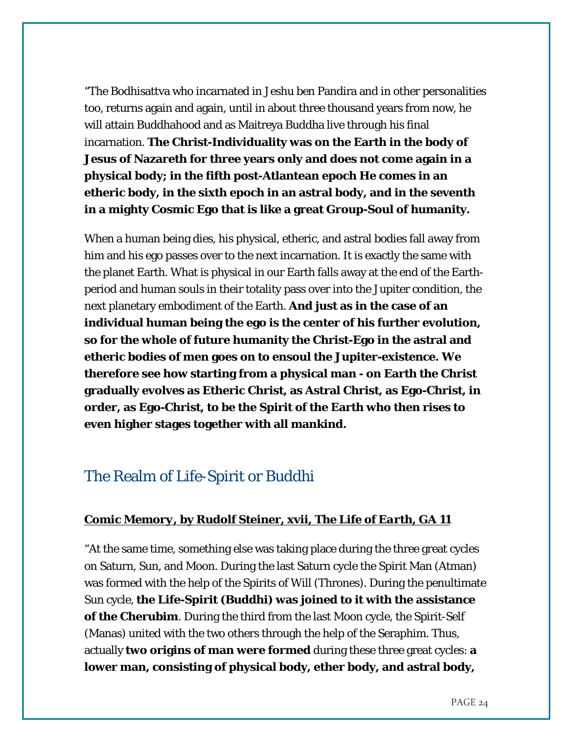"The Bodhisattva who incarnated in Jeshu ben Pandira and in other personalities too, returns again and again, until in about three thousand years from now, he will attain Buddhahood and as Maitreya Buddha live through his final incarnation. **The Christ-Individuality was on the Earth in the body of Jesus of Nazareth for three years only and does not come again in a physical body; in the fifth post-Atlantean epoch He comes in an etheric body, in the sixth epoch in an astral body, and in the seventh in a mighty Cosmic Ego that is like a great Group-Soul of humanity.**

When a human being dies, his physical, etheric, and astral bodies fall away from him and his ego passes over to the next incarnation. It is exactly the same with the planet Earth. What is physical in our Earth falls away at the end of the Earth-period and human souls in their totality pass over into the Jupiter condition, the next planetary embodiment of the Earth. **And just as in the case of an individual human being the ego is the center of his further evolution, so for the whole of future humanity the Christ-Ego in the astral and etheric bodies of men goes on to ensoul the Jupiter-existence. We therefore see how starting from a physical man - on Earth the Christ gradually evolves as Etheric Christ, as Astral Christ, as Ego-Christ, in order, as Ego-Christ, to be the Spirit of the Earth who then rises to even higher stages together with all mankind.**

## The Realm of Life-Spirit or Buddhi

**Comic Memory, by Rudolf Steiner, xvii, *The Life of Earth*, GA 11**

"At the same time, something else was taking place during the three great cycles on Saturn, Sun, and Moon. During the last Saturn cycle the Spirit Man (Atman) was formed with the help of the Spirits of Will (Thrones). During the penultimate Sun cycle, **the Life-Spirit (Buddhi) was joined to it with the assistance of the Cherubim**. During the third from the last Moon cycle, the Spirit-Self (Manas) united with the two others through the help of the Seraphim. Thus, actually **two origins of man were formed** during these three great cycles: **a lower man, consisting of physical body, ether body, and astral body,**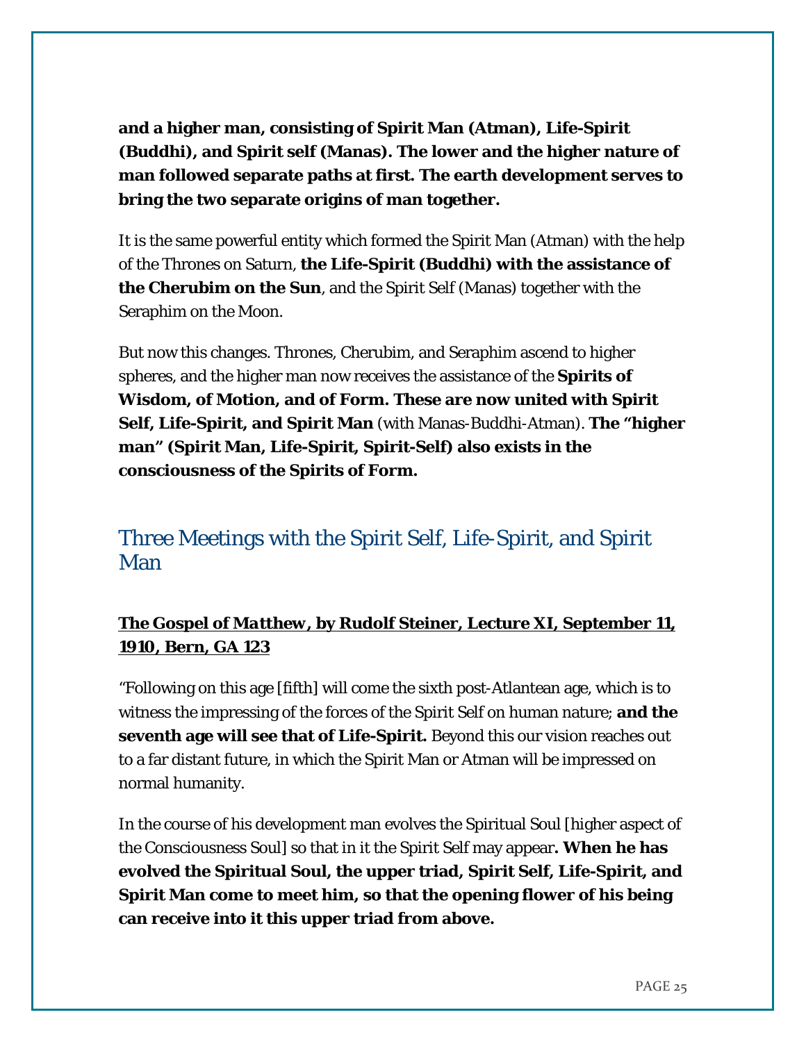**and a higher man, consisting of Spirit Man (Atman), Life-Spirit (Buddhi), and Spirit self (Manas). The lower and the higher nature of man followed separate paths at first. The earth development serves to bring the two separate origins of man together.**

It is the same powerful entity which formed the Spirit Man (Atman) with the help of the Thrones on Saturn, **the Life-Spirit (Buddhi) with the assistance of the Cherubim on the Sun**, and the Spirit Self (Manas) together with the Seraphim on the Moon.

But now this changes. Thrones, Cherubim, and Seraphim ascend to higher spheres, and the higher man now receives the assistance of the **Spirits of Wisdom, of Motion, and of Form. These are now united with Spirit Self, Life-Spirit, and Spirit Man** (with Manas-Buddhi-Atman). **The "higher man" (Spirit Man, Life-Spirit, Spirit-Self) also exists in the consciousness of the Spirits of Form.**

## Three Meetings with the Spirit Self, Life-Spirit, and Spirit Man

**The Gospel of *Matthew*, by Rudolf Steiner, Lecture XI, September 11, 1910, Bern, GA 123**

"Following on this age [fifth] will come the sixth post-Atlantean age, which is to witness the impressing of the forces of the Spirit Self on human nature; **and the seventh age will see that of Life-Spirit.** Beyond this our vision reaches out to a far distant future, in which the Spirit Man or Atman will be impressed on normal humanity.

In the course of his development man evolves the Spiritual Soul [higher aspect of the Consciousness Soul] so that in it the Spirit Self may appear**. When he has evolved the Spiritual Soul, the upper triad, Spirit Self, Life-Spirit, and Spirit Man come to meet him, so that the opening flower of his being can receive into it this upper triad from above.**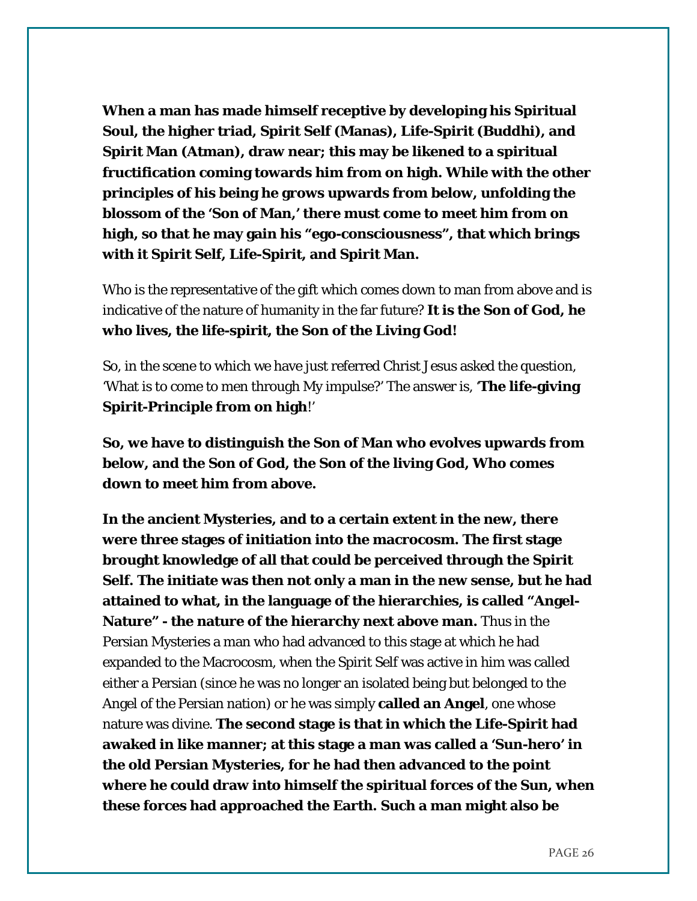**When a man has made himself receptive by developing his Spiritual Soul, the higher triad, Spirit Self (Manas), Life-Spirit (Buddhi), and Spirit Man (Atman), draw near; this may be likened to a spiritual fructification coming towards him from on high. While with the other principles of his being he grows upwards from below, unfolding the blossom of the 'Son of Man,' there must come to meet him from on high, so that he may gain his "ego-consciousness", that which brings with it Spirit Self, Life-Spirit, and Spirit Man.**

Who is the representative of the gift which comes down to man from above and is indicative of the nature of humanity in the far future? **It is the Son of God, he who lives, the life-spirit, the Son of the Living God!**

So, in the scene to which we have just referred Christ Jesus asked the question, 'What is to come to men through My impulse?' The answer is, '**The life-giving Spirit-Principle from on high**!'

**So, we have to distinguish the Son of Man who evolves upwards from below, and the Son of God, the Son of the living God, Who comes down to meet him from above.**

**In the ancient Mysteries, and to a certain extent in the new, there were three stages of initiation into the macrocosm. The first stage brought knowledge of all that could be perceived through the Spirit Self. The initiate was then not only a man in the new sense, but he had attained to what, in the language of the hierarchies, is called "Angel-Nature" - the nature of the hierarchy next above man.** Thus in the Persian Mysteries a man who had advanced to this stage at which he had expanded to the Macrocosm, when the Spirit Self was active in him was called either a Persian (since he was no longer an isolated being but belonged to the Angel of the Persian nation) or he was simply **called an Angel**, one whose nature was divine. **The second stage is that in which the Life-Spirit had awaked in like manner; at this stage a man was called a 'Sun-hero' in the old Persian Mysteries, for he had then advanced to the point where he could draw into himself the spiritual forces of the Sun, when these forces had approached the Earth. Such a man might also be**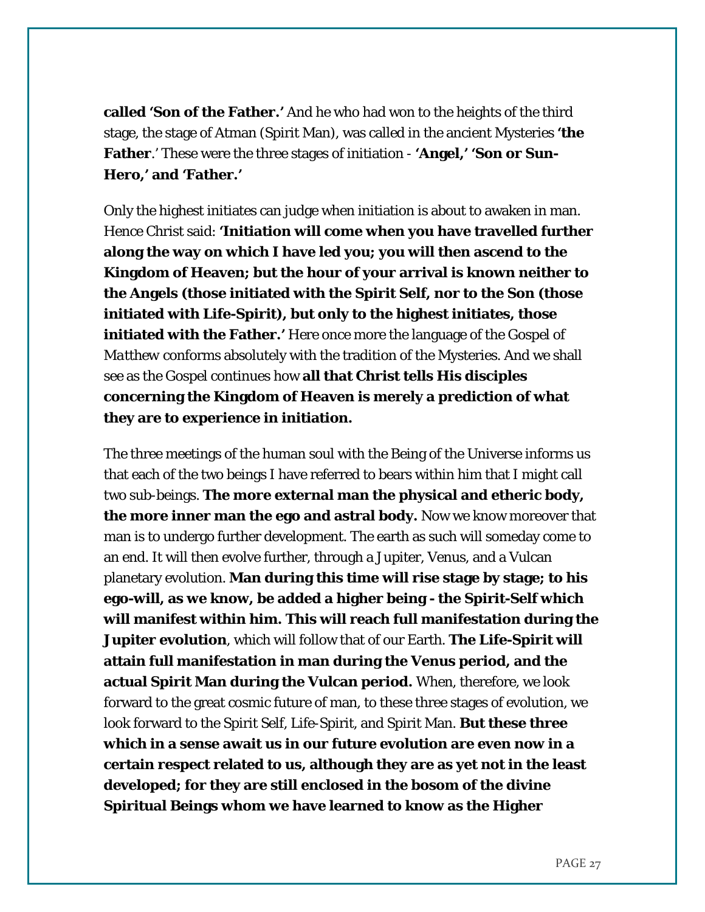**called 'Son of the Father.'** And he who had won to the heights of the third stage, the stage of Atman (Spirit Man), was called in the ancient Mysteries **'the Father**.' These were the three stages of initiation - **'Angel,' 'Son or Sun-Hero,' and 'Father.'**

Only the highest initiates can judge when initiation is about to awaken in man. Hence Christ said: **'Initiation will come when you have travelled further along the way on which I have led you; you will then ascend to the Kingdom of Heaven; but the hour of your arrival is known neither to the Angels (those initiated with the Spirit Self, nor to the Son (those initiated with Life-Spirit), but only to the highest initiates, those initiated with the Father.'** Here once more the language of the Gospel of *Matthew* conforms absolutely with the tradition of the Mysteries. And we shall see as the Gospel continues how **all that Christ tells His disciples concerning the Kingdom of Heaven is merely a prediction of what they are to experience in initiation.**

The three meetings of the human soul with the Being of the Universe informs us that each of the two beings I have referred to bears within him that I might call two sub-beings. **The more external man the physical and etheric body, the more inner man the ego and astral body.** Now we know moreover that man is to undergo further development. The earth as such will someday come to an end. It will then evolve further, through a Jupiter, Venus, and a Vulcan planetary evolution. **Man during this time will rise stage by stage; to his ego-will, as we know, be added a higher being - the Spirit-Self which will manifest within him. This will reach full manifestation during the Jupiter evolution**, which will follow that of our Earth. **The Life-Spirit will attain full manifestation in man during the Venus period, and the actual Spirit Man during the Vulcan period.** When, therefore, we look forward to the great cosmic future of man, to these three stages of evolution, we look forward to the Spirit Self, Life-Spirit, and Spirit Man. **But these three which in a sense await us in our future evolution are even now in a certain respect related to us, although they are as yet not in the least developed; for they are still enclosed in the bosom of the divine Spiritual Beings whom we have learned to know as the Higher**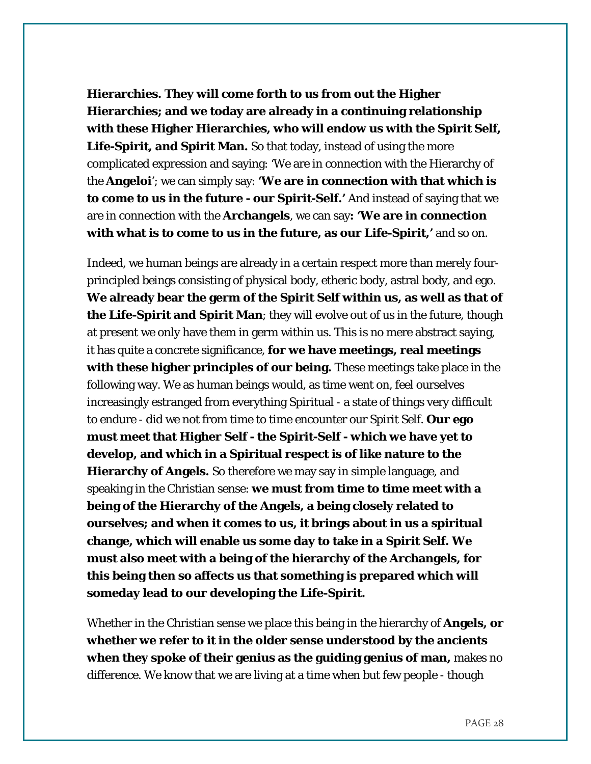**Hierarchies. They will come forth to us from out the Higher Hierarchies; and we today are already in a continuing relationship with these Higher Hierarchies, who will endow us with the Spirit Self, Life-Spirit, and Spirit Man.** So that today, instead of using the more complicated expression and saying: 'We are in connection with the Hierarchy of the **Angeloi**'; we can simply say: **'We are in connection with that which is to come to us in the future - our Spirit-Self.'** And instead of saying that we are in connection with the **Archangels**, we can say**: 'We are in connection with what is to come to us in the future, as our Life-Spirit,'** and so on.

Indeed, we human beings are already in a certain respect more than merely four-principled beings consisting of physical body, etheric body, astral body, and ego. **We already bear the germ of the Spirit Self within us, as well as that of the Life-Spirit and Spirit Man**; they will evolve out of us in the future, though at present we only have them in germ within us. This is no mere abstract saying, it has quite a concrete significance, **for we have meetings, real meetings with these higher principles of our being.** These meetings take place in the following way. We as human beings would, as time went on, feel ourselves increasingly estranged from everything Spiritual - a state of things very difficult to endure - did we not from time to time encounter our Spirit Self. **Our ego must meet that Higher Self - the Spirit-Self - which we have yet to develop, and which in a Spiritual respect is of like nature to the Hierarchy of Angels.** So therefore we may say in simple language, and speaking in the Christian sense: **we must from time to time meet with a being of the Hierarchy of the Angels, a being closely related to ourselves; and when it comes to us, it brings about in us a spiritual change, which will enable us some day to take in a Spirit Self. We must also meet with a being of the hierarchy of the Archangels, for this being then so affects us that something is prepared which will someday lead to our developing the Life-Spirit.**

Whether in the Christian sense we place this being in the hierarchy of **Angels, or whether we refer to it in the older sense understood by the ancients when they spoke of their genius as the guiding genius of man,** makes no difference. We know that we are living at a time when but few people - though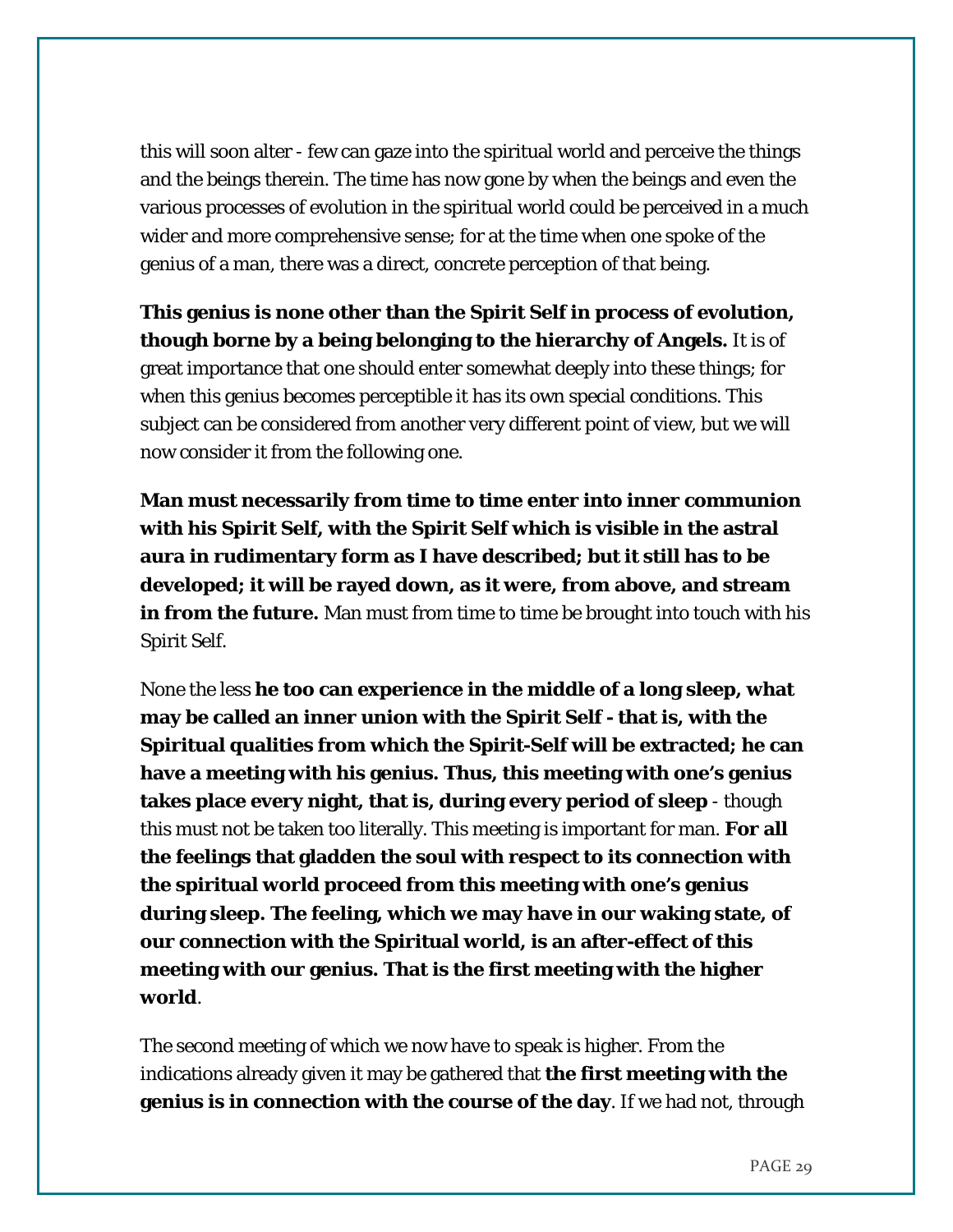this will soon alter - few can gaze into the spiritual world and perceive the things and the beings therein. The time has now gone by when the beings and even the various processes of evolution in the spiritual world could be perceived in a much wider and more comprehensive sense; for at the time when one spoke of the genius of a man, there was a direct, concrete perception of that being.

**This genius is none other than the Spirit Self in process of evolution, though borne by a being belonging to the hierarchy of Angels.** It is of great importance that one should enter somewhat deeply into these things; for when this genius becomes perceptible it has its own special conditions. This subject can be considered from another very different point of view, but we will now consider it from the following one.

**Man must necessarily from time to time enter into inner communion with his Spirit Self, with the Spirit Self which is visible in the astral aura in rudimentary form as I have described; but it still has to be developed; it will be rayed down, as it were, from above, and stream in from the future.** Man must from time to time be brought into touch with his Spirit Self.

None the less **he too can experience in the middle of a long sleep, what may be called an inner union with the Spirit Self - that is, with the Spiritual qualities from which the Spirit-Self will be extracted; he can have a meeting with his genius. Thus, this meeting with one's genius takes place every night, that is, during every period of sleep** - though this must not be taken too literally. This meeting is important for man. **For all the feelings that gladden the soul with respect to its connection with the spiritual world proceed from this meeting with one's genius during sleep. The feeling, which we may have in our waking state, of our connection with the Spiritual world, is an after-effect of this meeting with our genius. That is the first meeting with the higher world**.

The second meeting of which we now have to speak is higher. From the indications already given it may be gathered that **the first meeting with the genius is in connection with the course of the day**. If we had not, through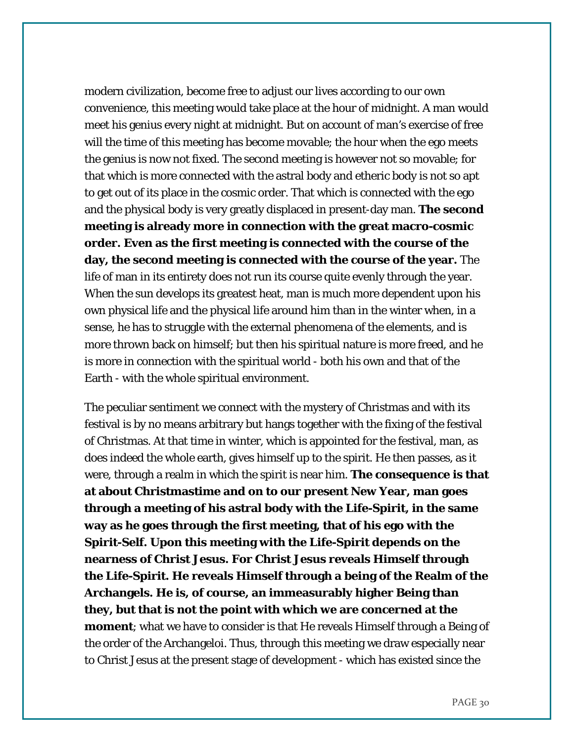modern civilization, become free to adjust our lives according to our own convenience, this meeting would take place at the hour of midnight. A man would meet his genius every night at midnight. But on account of man's exercise of free will the time of this meeting has become movable; the hour when the ego meets the genius is now not fixed. The second meeting is however not so movable; for that which is more connected with the astral body and etheric body is not so apt to get out of its place in the cosmic order. That which is connected with the ego and the physical body is very greatly displaced in present-day man. **The second meeting is already more in connection with the great macro-cosmic order. Even as the first meeting is connected with the course of the day, the second meeting is connected with the course of the year.** The life of man in its entirety does not run its course quite evenly through the year. When the sun develops its greatest heat, man is much more dependent upon his own physical life and the physical life around him than in the winter when, in a sense, he has to struggle with the external phenomena of the elements, and is more thrown back on himself; but then his spiritual nature is more freed, and he is more in connection with the spiritual world - both his own and that of the Earth - with the whole spiritual environment.

The peculiar sentiment we connect with the mystery of Christmas and with its festival is by no means arbitrary but hangs together with the fixing of the festival of Christmas. At that time in winter, which is appointed for the festival, man, as does indeed the whole earth, gives himself up to the spirit. He then passes, as it were, through a realm in which the spirit is near him. **The consequence is that at about Christmastime and on to our present New Year, man goes through a meeting of his astral body with the Life-Spirit, in the same way as he goes through the first meeting, that of his ego with the Spirit-Self. Upon this meeting with the Life-Spirit depends on the nearness of Christ Jesus. For Christ Jesus reveals Himself through the Life-Spirit. He reveals Himself through a being of the Realm of the Archangels. He is, of course, an immeasurably higher Being than they, but that is not the point with which we are concerned at the moment**; what we have to consider is that He reveals Himself through a Being of the order of the Archangeloi. Thus, through this meeting we draw especially near to Christ Jesus at the present stage of development - which has existed since the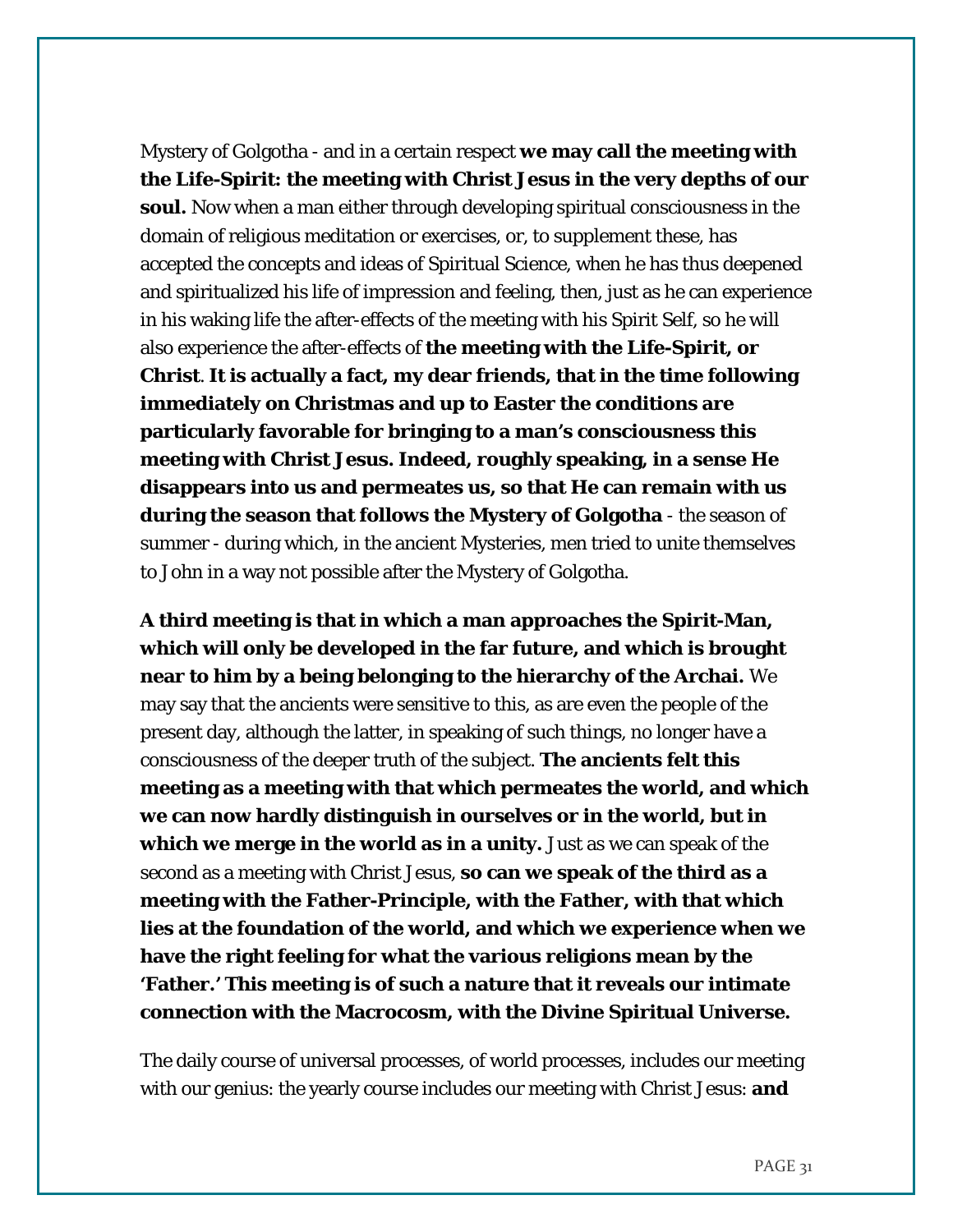Mystery of Golgotha - and in a certain respect **we may call the meeting with the Life-Spirit: the meeting with Christ Jesus in the very depths of our soul.** Now when a man either through developing spiritual consciousness in the domain of religious meditation or exercises, or, to supplement these, has accepted the concepts and ideas of Spiritual Science, when he has thus deepened and spiritualized his life of impression and feeling, then, just as he can experience in his waking life the after-effects of the meeting with his Spirit Self, so he will also experience the after-effects of **the meeting with the Life-Spirit, or Christ**. **It is actually a fact, my dear friends, that in the time following immediately on Christmas and up to Easter the conditions are particularly favorable for bringing to a man's consciousness this meeting with Christ Jesus. Indeed, roughly speaking, in a sense He disappears into us and permeates us, so that He can remain with us during the season that follows the Mystery of Golgotha** - the season of summer - during which, in the ancient Mysteries, men tried to unite themselves to John in a way not possible after the Mystery of Golgotha.

**A third meeting is that in which a man approaches the Spirit-Man, which will only be developed in the far future, and which is brought near to him by a being belonging to the hierarchy of the Archai.** We may say that the ancients were sensitive to this, as are even the people of the present day, although the latter, in speaking of such things, no longer have a consciousness of the deeper truth of the subject. **The ancients felt this meeting as a meeting with that which permeates the world, and which we can now hardly distinguish in ourselves or in the world, but in which we merge in the world as in a unity.** Just as we can speak of the second as a meeting with Christ Jesus, **so can we speak of the third as a meeting with the Father-Principle, with the Father, with that which lies at the foundation of the world, and which we experience when we have the right feeling for what the various religions mean by the 'Father.' This meeting is of such a nature that it reveals our intimate connection with the Macrocosm, with the Divine Spiritual Universe.**

The daily course of universal processes, of world processes, includes our meeting with our genius: the yearly course includes our meeting with Christ Jesus: **and**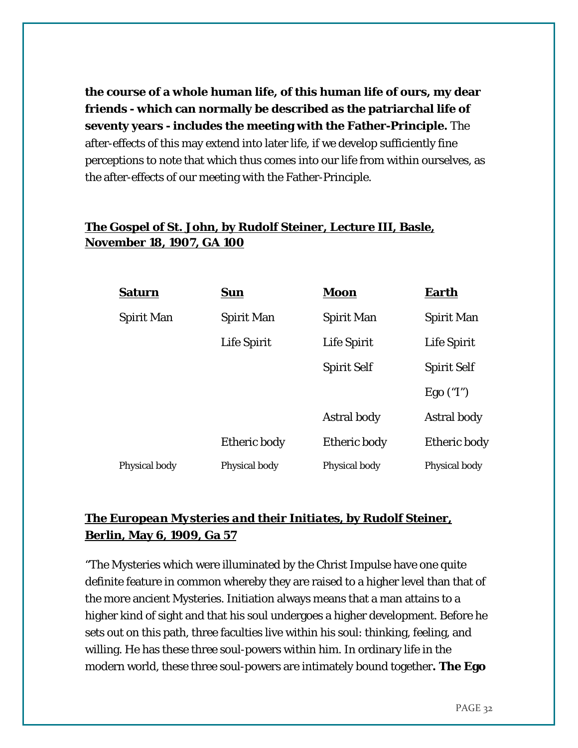**the course of a whole human life, of this human life of ours, my dear friends - which can normally be described as the patriarchal life of seventy years - includes the meeting with the Father-Principle.** The after-effects of this may extend into later life, if we develop sufficiently fine perceptions to note that which thus comes into our life from within ourselves, as the after-effects of our meeting with the Father-Principle.

**The Gospel of St. John, by Rudolf Steiner, Lecture III, Basle, November 18, 1907, GA 100**

| **Saturn** | **Sun** | **Moon** | **Earth** |
|---|---|---|---|
| Spirit Man | Spirit Man | Spirit Man | Spirit Man |
| | Life Spirit | Life Spirit | Life Spirit |
| | | Spirit Self | Spirit Self |
| | | | Ego ("I") |
| | | Astral body | Astral body |
| | Etheric body | Etheric body | Etheric body |
| Physical body | Physical body | Physical body | Physical body |

***The European Mysteries and their Initiates*, by Rudolf Steiner, Berlin, May 6, 1909, Ga 57**

"The Mysteries which were illuminated by the Christ Impulse have one quite definite feature in common whereby they are raised to a higher level than that of the more ancient Mysteries. Initiation always means that a man attains to a higher kind of sight and that his soul undergoes a higher development. Before he sets out on this path, three faculties live within his soul: thinking, feeling, and willing. He has these three soul-powers within him. In ordinary life in the modern world, these three soul-powers are intimately bound together**. The Ego**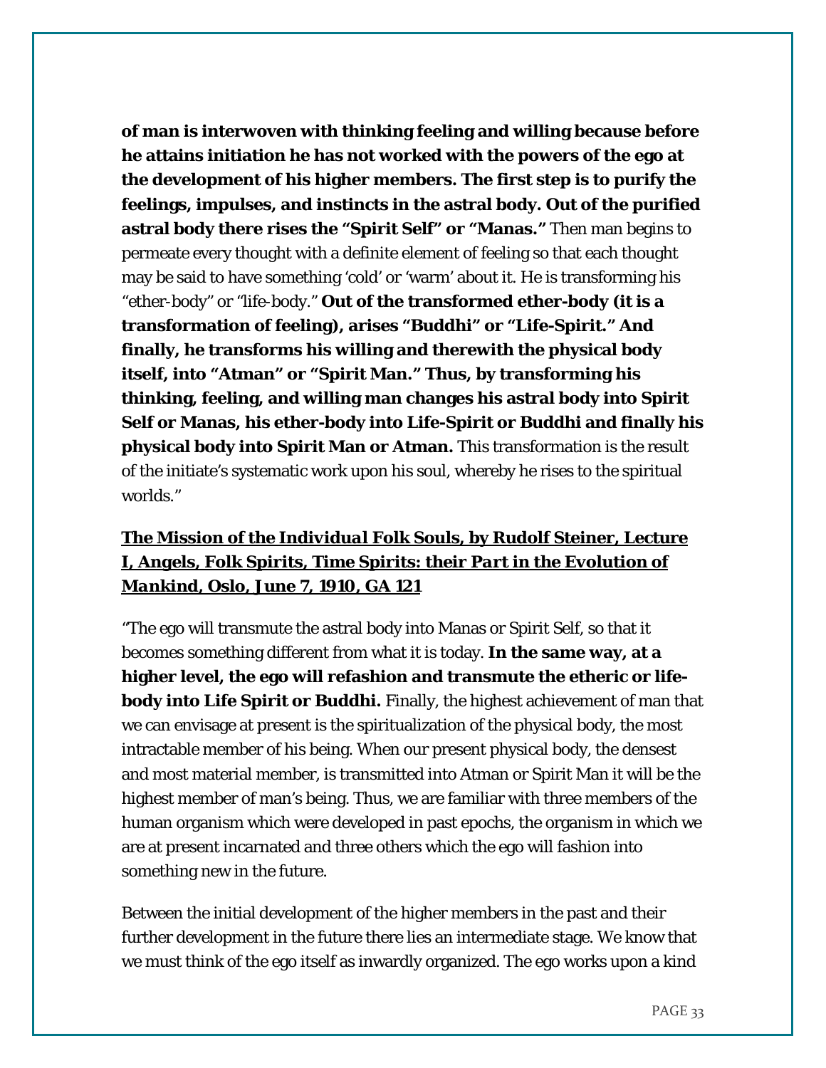**of man is interwoven with thinking feeling and willing because before he attains initiation he has not worked with the powers of the ego at the development of his higher members. The first step is to purify the feelings, impulses, and instincts in the astral body. Out of the purified astral body there rises the "Spirit Self" or "Manas."** Then man begins to permeate every thought with a definite element of feeling so that each thought may be said to have something 'cold' or 'warm' about it. He is transforming his "ether-body" or "life-body." **Out of the transformed ether-body (it is a transformation of feeling), arises "Buddhi" or "Life-Spirit." And finally, he transforms his willing and therewith the physical body itself, into "Atman" or "Spirit Man." Thus, by transforming his thinking, feeling, and willing man changes his astral body into Spirit Self or Manas, his ether-body into Life-Spirit or Buddhi and finally his physical body into Spirit Man or Atman.** This transformation is the result of the initiate's systematic work upon his soul, whereby he rises to the spiritual worlds."

## ***The Mission of the Individual Folk Souls*, by Rudolf Steiner, Lecture I, Angels, Folk Spirits, Time Spirits: their *Part in the Evolution of Mankind*, Oslo, June 7, 1910, GA 121**

"The ego will transmute the astral body into Manas or Spirit Self, so that it becomes something different from what it is today. **In the same way, at a higher level, the ego will refashion and transmute the etheric or life-body into Life Spirit or Buddhi.** Finally, the highest achievement of man that we can envisage at present is the spiritualization of the physical body, the most intractable member of his being. When our present physical body, the densest and most material member, is transmitted into Atman or Spirit Man it will be the highest member of man's being. Thus, we are familiar with three members of the human organism which were developed in past epochs, the organism in which we are at present incarnated and three others which the ego will fashion into something new in the future.

Between the initial development of the higher members in the past and their further development in the future there lies an intermediate stage. We know that we must think of the ego itself as inwardly organized. The ego works upon a kind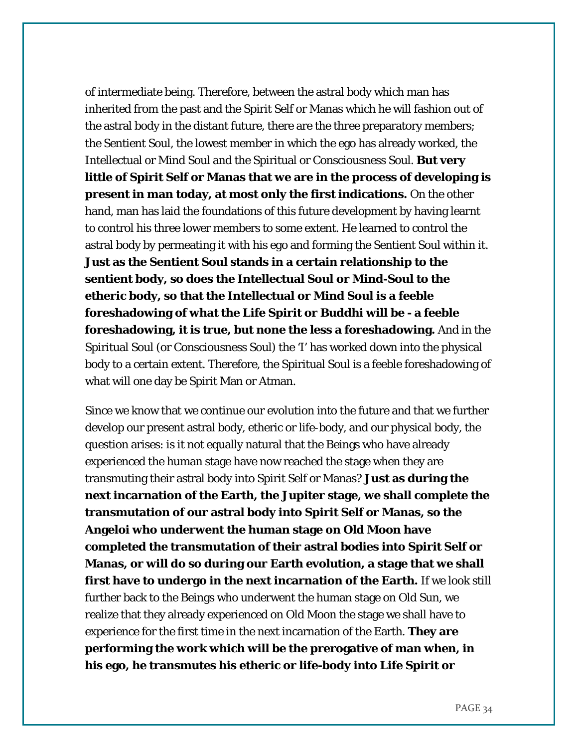of intermediate being. Therefore, between the astral body which man has inherited from the past and the Spirit Self or Manas which he will fashion out of the astral body in the distant future, there are the three preparatory members; the Sentient Soul, the lowest member in which the ego has already worked, the Intellectual or Mind Soul and the Spiritual or Consciousness Soul. **But very little of Spirit Self or Manas that we are in the process of developing is present in man today, at most only the first indications.** On the other hand, man has laid the foundations of this future development by having learnt to control his three lower members to some extent. He learned to control the astral body by permeating it with his ego and forming the Sentient Soul within it. **Just as the Sentient Soul stands in a certain relationship to the sentient body, so does the Intellectual Soul or Mind-Soul to the etheric body, so that the Intellectual or Mind Soul is a feeble foreshadowing of what the Life Spirit or Buddhi will be - a feeble foreshadowing, it is true, but none the less a foreshadowing.** And in the Spiritual Soul (or Consciousness Soul) the 'I' has worked down into the physical body to a certain extent. Therefore, the Spiritual Soul is a feeble foreshadowing of what will one day be Spirit Man or Atman.

Since we know that we continue our evolution into the future and that we further develop our present astral body, etheric or life-body, and our physical body, the question arises: is it not equally natural that the Beings who have already experienced the human stage have now reached the stage when they are transmuting their astral body into Spirit Self or Manas? **Just as during the next incarnation of the Earth, the Jupiter stage, we shall complete the transmutation of our astral body into Spirit Self or Manas, so the Angeloi who underwent the human stage on Old Moon have completed the transmutation of their astral bodies into Spirit Self or Manas, or will do so during our Earth evolution, a stage that we shall first have to undergo in the next incarnation of the Earth.** If we look still further back to the Beings who underwent the human stage on Old Sun, we realize that they already experienced on Old Moon the stage we shall have to experience for the first time in the next incarnation of the Earth. **They are performing the work which will be the prerogative of man when, in his ego, he transmutes his etheric or life-body into Life Spirit or**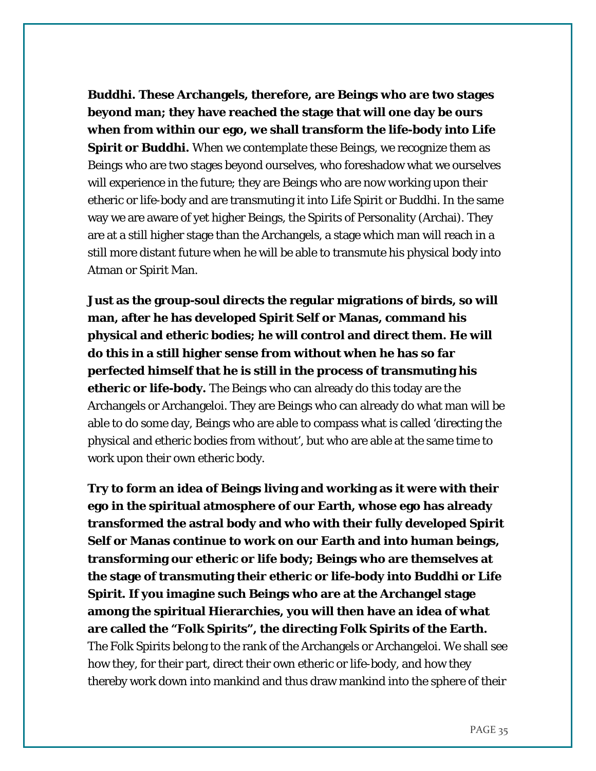**Buddhi. These Archangels, therefore, are Beings who are two stages beyond man; they have reached the stage that will one day be ours when from within our ego, we shall transform the life-body into Life Spirit or Buddhi.** When we contemplate these Beings, we recognize them as Beings who are two stages beyond ourselves, who foreshadow what we ourselves will experience in the future; they are Beings who are now working upon their etheric or life-body and are transmuting it into Life Spirit or Buddhi. In the same way we are aware of yet higher Beings, the Spirits of Personality (Archai). They are at a still higher stage than the Archangels, a stage which man will reach in a still more distant future when he will be able to transmute his physical body into Atman or Spirit Man.

**Just as the group-soul directs the regular migrations of birds, so will man, after he has developed Spirit Self or Manas, command his physical and etheric bodies; he will control and direct them. He will do this in a still higher sense from without when he has so far perfected himself that he is still in the process of transmuting his etheric or life-body.** The Beings who can already do this today are the Archangels or Archangeloi. They are Beings who can already do what man will be able to do some day, Beings who are able to compass what is called 'directing the physical and etheric bodies from without', but who are able at the same time to work upon their own etheric body.

**Try to form an idea of Beings living and working as it were with their ego in the spiritual atmosphere of our Earth, whose ego has already transformed the astral body and who with their fully developed Spirit Self or Manas continue to work on our Earth and into human beings, transforming our etheric or life body; Beings who are themselves at the stage of transmuting their etheric or life-body into Buddhi or Life Spirit. If you imagine such Beings who are at the Archangel stage among the spiritual Hierarchies, you will then have an idea of what are called the "Folk Spirits", the directing Folk Spirits of the Earth.** The Folk Spirits belong to the rank of the Archangels or Archangeloi. We shall see how they, for their part, direct their own etheric or life-body, and how they thereby work down into mankind and thus draw mankind into the sphere of their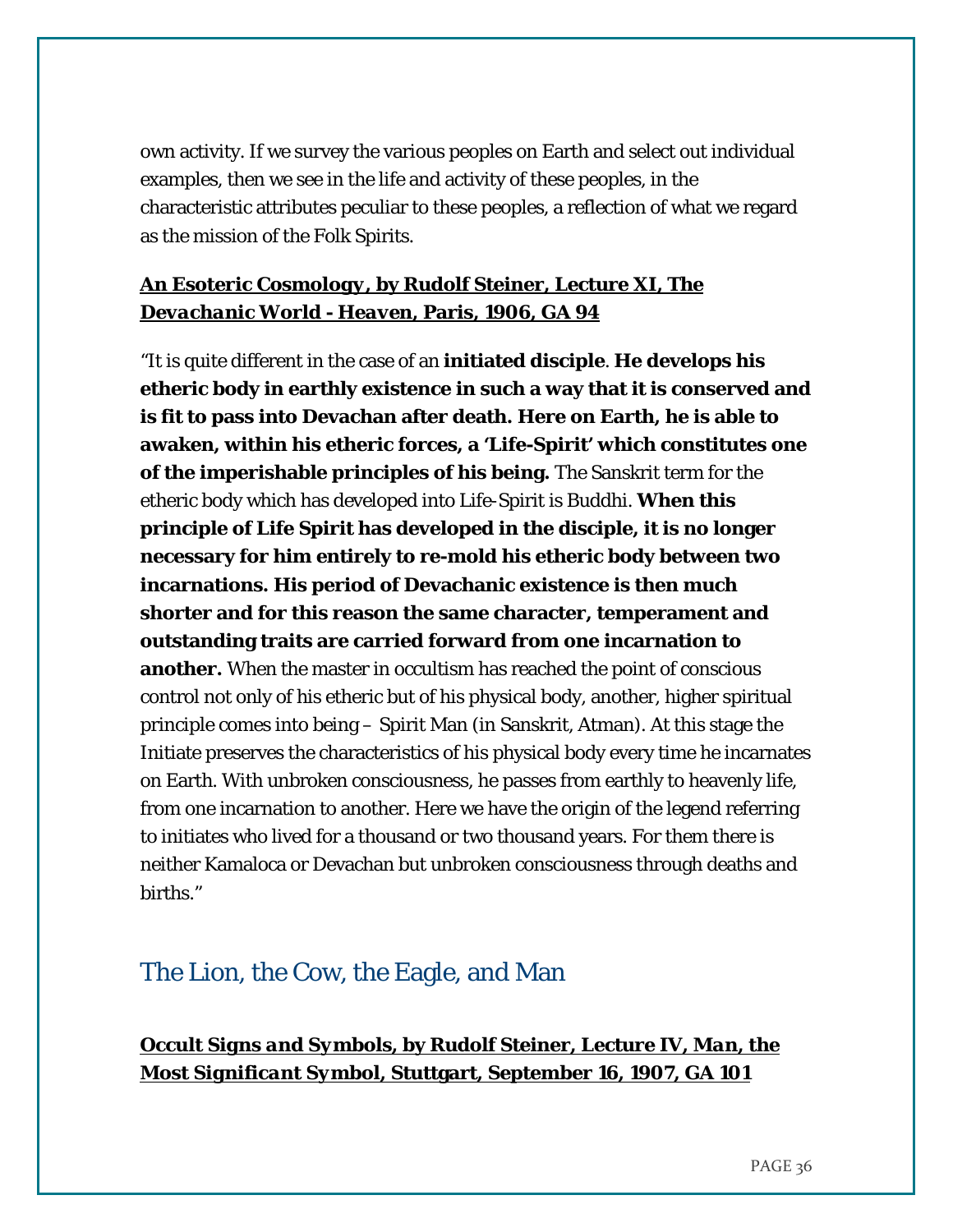own activity. If we survey the various peoples on Earth and select out individual examples, then we see in the life and activity of these peoples, in the characteristic attributes peculiar to these peoples, a reflection of what we regard as the mission of the Folk Spirits.

**<u>*An Esoteric Cosmology*, by Rudolf Steiner, Lecture XI, *The Devachanic World - Heaven*, Paris, 1906, GA 94</u>**

"It is quite different in the case of an **initiated disciple**. **He develops his etheric body in earthly existence in such a way that it is conserved and is fit to pass into Devachan after death. Here on Earth, he is able to awaken, within his etheric forces, a 'Life-Spirit' which constitutes one of the imperishable principles of his being.** The Sanskrit term for the etheric body which has developed into Life-Spirit is Buddhi. **When this principle of Life Spirit has developed in the disciple, it is no longer necessary for him entirely to re-mold his etheric body between two incarnations. His period of Devachanic existence is then much shorter and for this reason the same character, temperament and outstanding traits are carried forward from one incarnation to another.** When the master in occultism has reached the point of conscious control not only of his etheric but of his physical body, another, higher spiritual principle comes into being – Spirit Man (in Sanskrit, Atman). At this stage the Initiate preserves the characteristics of his physical body every time he incarnates on Earth. With unbroken consciousness, he passes from earthly to heavenly life, from one incarnation to another. Here we have the origin of the legend referring to initiates who lived for a thousand or two thousand years. For them there is neither Kamaloca or Devachan but unbroken consciousness through deaths and births."

## The Lion, the Cow, the Eagle, and Man

**<u>*Occult Signs and Symbols*, by Rudolf Steiner, Lecture IV, *Man, the Most Significant Symbol*, Stuttgart, September 16, 1907, GA 101</u>**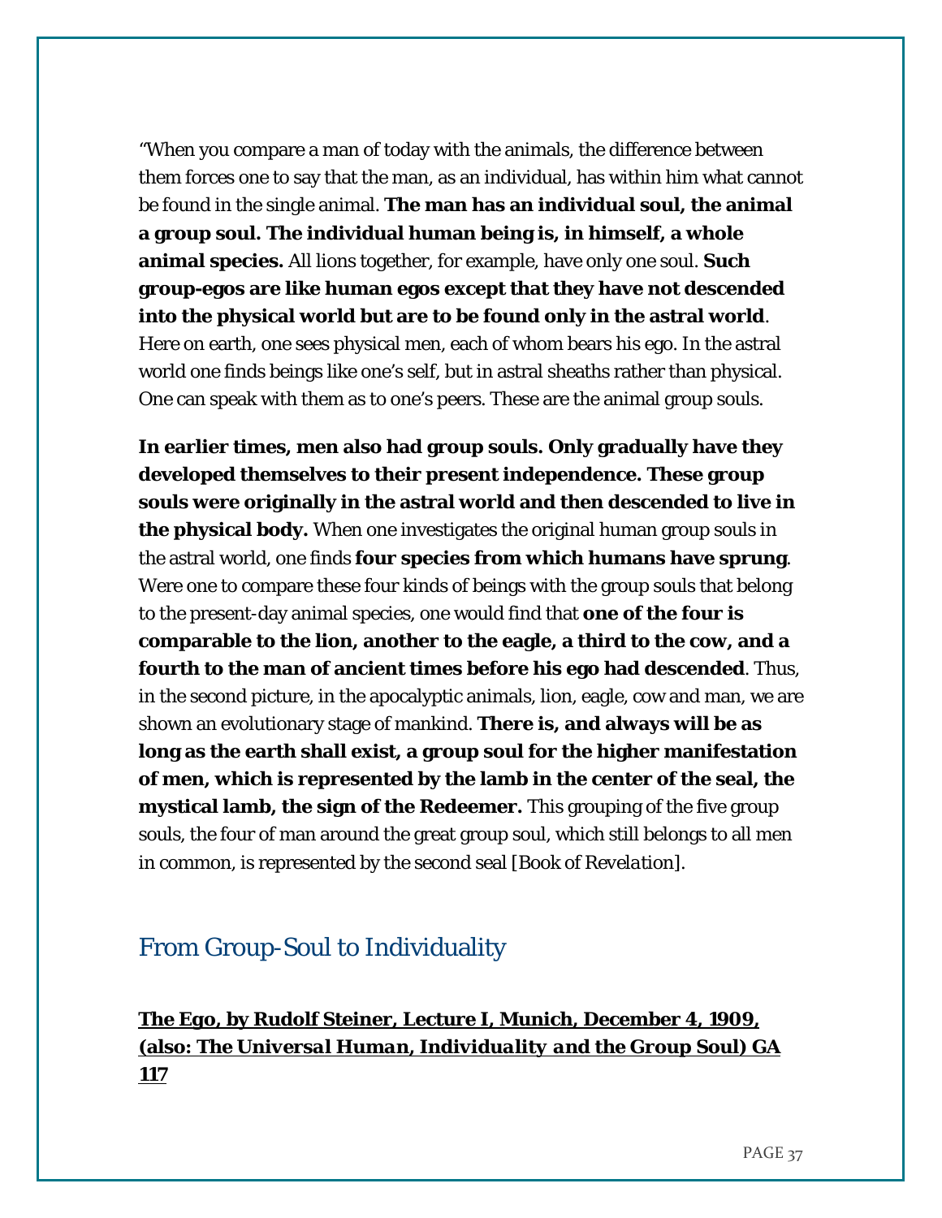"When you compare a man of today with the animals, the difference between them forces one to say that the man, as an individual, has within him what cannot be found in the single animal. **The man has an individual soul, the animal a group soul. The individual human being is, in himself, a whole animal species.** All lions together, for example, have only one soul. **Such group-egos are like human egos except that they have not descended into the physical world but are to be found only in the astral world**. Here on earth, one sees physical men, each of whom bears his ego. In the astral world one finds beings like one's self, but in astral sheaths rather than physical. One can speak with them as to one's peers. These are the animal group souls.

**In earlier times, men also had group souls. Only gradually have they developed themselves to their present independence. These group souls were originally in the astral world and then descended to live in the physical body.** When one investigates the original human group souls in the astral world, one finds **four species from which humans have sprung**. Were one to compare these four kinds of beings with the group souls that belong to the present-day animal species, one would find that **one of the four is comparable to the lion, another to the eagle, a third to the cow, and a fourth to the man of ancient times before his ego had descended**. Thus, in the second picture, in the apocalyptic animals, lion, eagle, cow and man, we are shown an evolutionary stage of mankind. **There is, and always will be as long as the earth shall exist, a group soul for the higher manifestation of men, which is represented by the lamb in the center of the seal, the mystical lamb, the sign of the Redeemer.** This grouping of the five group souls, the four of man around the great group soul, which still belongs to all men in common, is represented by the second seal [Book of *Revelation*].

## From Group-Soul to Individuality

**The Ego, by Rudolf Steiner, Lecture I, Munich, December 4, 1909, (also: *The Universal Human, Individuality and the Group Soul*) GA 117**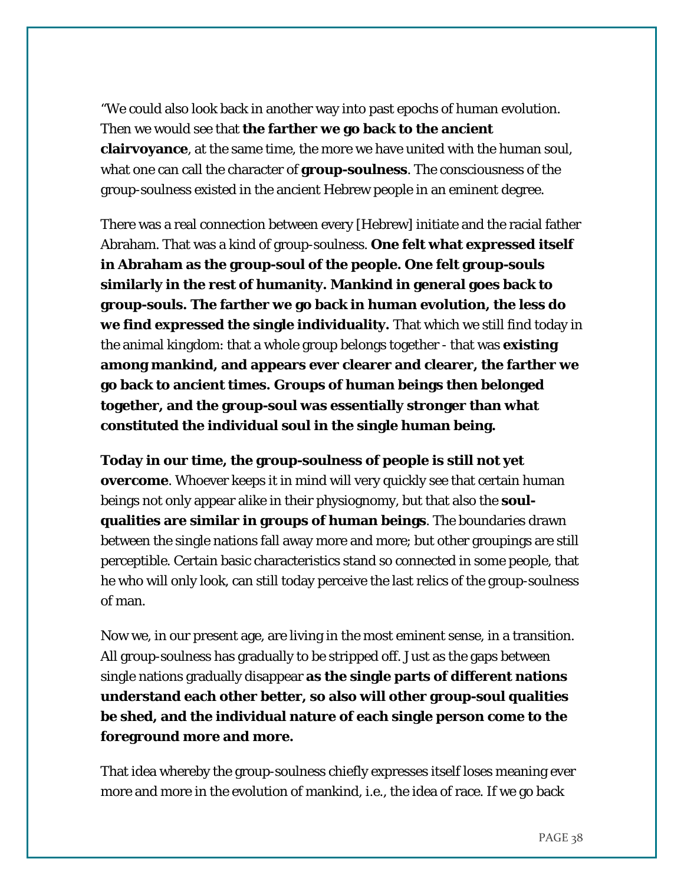"We could also look back in another way into past epochs of human evolution. Then we would see that **the farther we go back to the ancient clairvoyance**, at the same time, the more we have united with the human soul, what one can call the character of **group-soulness**. The consciousness of the group-soulness existed in the ancient Hebrew people in an eminent degree.

There was a real connection between every [Hebrew] initiate and the racial father Abraham. That was a kind of group-soulness. **One felt what expressed itself in Abraham as the group-soul of the people. One felt group-souls similarly in the rest of humanity. Mankind in general goes back to group-souls. The farther we go back in human evolution, the less do we find expressed the single individuality.** That which we still find today in the animal kingdom: that a whole group belongs together - that was **existing among mankind, and appears ever clearer and clearer, the farther we go back to ancient times. Groups of human beings then belonged together, and the group-soul was essentially stronger than what constituted the individual soul in the single human being.**

**Today in our time, the group-soulness of people is still not yet overcome**. Whoever keeps it in mind will very quickly see that certain human beings not only appear alike in their physiognomy, but that also the **soul-qualities are similar in groups of human beings**. The boundaries drawn between the single nations fall away more and more; but other groupings are still perceptible. Certain basic characteristics stand so connected in some people, that he who will only look, can still today perceive the last relics of the group-soulness of man.

Now we, in our present age, are living in the most eminent sense, in a transition. All group-soulness has gradually to be stripped off. Just as the gaps between single nations gradually disappear **as the single parts of different nations understand each other better, so also will other group-soul qualities be shed, and the individual nature of each single person come to the foreground more and more.**

That idea whereby the group-soulness chiefly expresses itself loses meaning ever more and more in the evolution of mankind, i.e., the idea of race. If we go back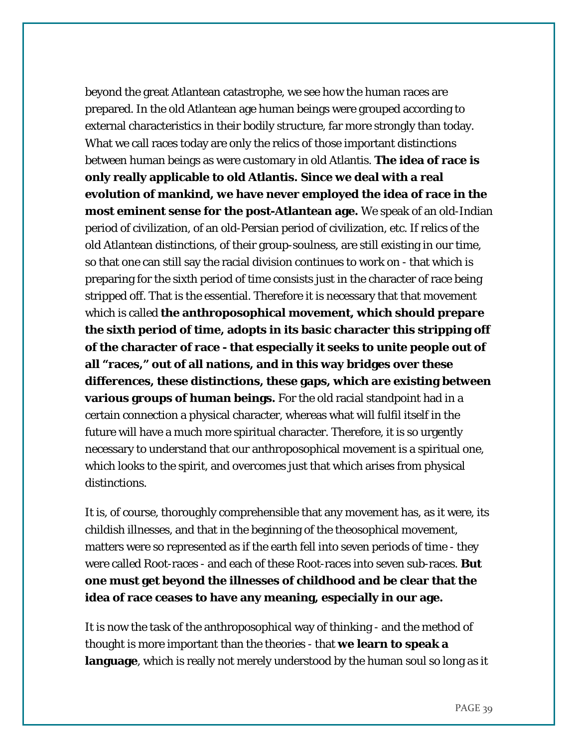beyond the great Atlantean catastrophe, we see how the human races are prepared. In the old Atlantean age human beings were grouped according to external characteristics in their bodily structure, far more strongly than today. What we call races today are only the relics of those important distinctions between human beings as were customary in old Atlantis. **The idea of race is only really applicable to old Atlantis. Since we deal with a real evolution of mankind, we have never employed the idea of race in the most eminent sense for the post-Atlantean age.** We speak of an old-Indian period of civilization, of an old-Persian period of civilization, etc. If relics of the old Atlantean distinctions, of their group-soulness, are still existing in our time, so that one can still say the racial division continues to work on - that which is preparing for the sixth period of time consists just in the character of race being stripped off. That is the essential. Therefore it is necessary that that movement which is called **the anthroposophical movement, which should prepare the sixth period of time, adopts in its basic character this stripping off of the character of race - that especially it seeks to unite people out of all "races," out of all nations, and in this way bridges over these differences, these distinctions, these gaps, which are existing between various groups of human beings.** For the old racial standpoint had in a certain connection a physical character, whereas what will fulfil itself in the future will have a much more spiritual character. Therefore, it is so urgently necessary to understand that our anthroposophical movement is a spiritual one, which looks to the spirit, and overcomes just that which arises from physical distinctions.

It is, of course, thoroughly comprehensible that any movement has, as it were, its childish illnesses, and that in the beginning of the theosophical movement, matters were so represented as if the earth fell into seven periods of time - they were called Root-races - and each of these Root-races into seven sub-races. **But one must get beyond the illnesses of childhood and be clear that the idea of race ceases to have any meaning, especially in our age.**

It is now the task of the anthroposophical way of thinking - and the method of thought is more important than the theories - that **we learn to speak a language**, which is really not merely understood by the human soul so long as it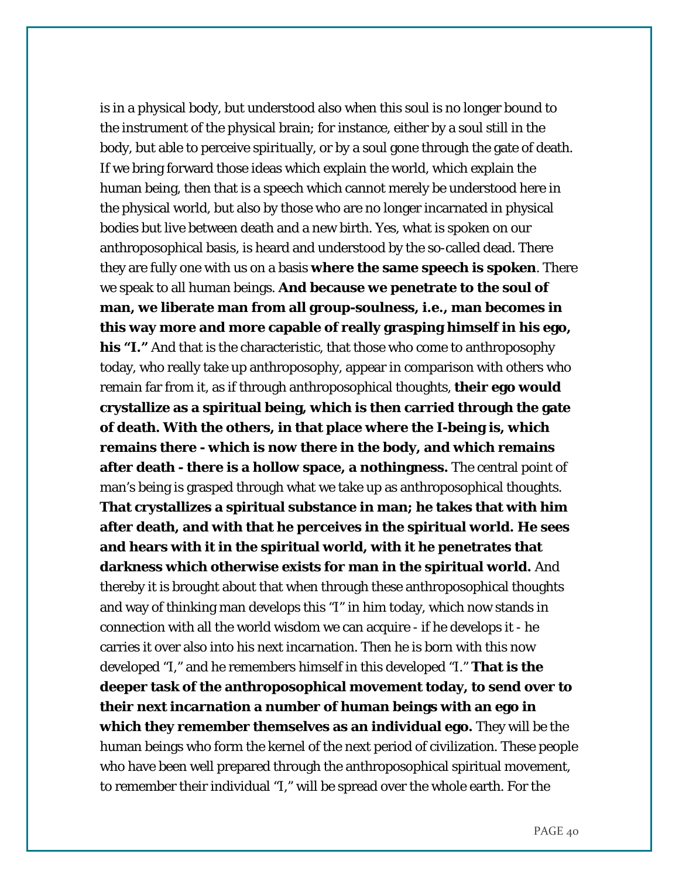is in a physical body, but understood also when this soul is no longer bound to the instrument of the physical brain; for instance, either by a soul still in the body, but able to perceive spiritually, or by a soul gone through the gate of death. If we bring forward those ideas which explain the world, which explain the human being, then that is a speech which cannot merely be understood here in the physical world, but also by those who are no longer incarnated in physical bodies but live between death and a new birth. Yes, what is spoken on our anthroposophical basis, is heard and understood by the so-called dead. There they are fully one with us on a basis **where the same speech is spoken**. There we speak to all human beings. **And because we penetrate to the soul of man, we liberate man from all group-soulness, i.e., man becomes in this way more and more capable of really grasping himself in his ego, his "I."** And that is the characteristic, that those who come to anthroposophy today, who really take up anthroposophy, appear in comparison with others who remain far from it, as if through anthroposophical thoughts, **their ego would crystallize as a spiritual being, which is then carried through the gate of death. With the others, in that place where the I-being is, which remains there - which is now there in the body, and which remains after death - there is a hollow space, a nothingness.** The central point of man's being is grasped through what we take up as anthroposophical thoughts. **That crystallizes a spiritual substance in man; he takes that with him after death, and with that he perceives in the spiritual world. He sees and hears with it in the spiritual world, with it he penetrates that darkness which otherwise exists for man in the spiritual world.** And thereby it is brought about that when through these anthroposophical thoughts and way of thinking man develops this "I" in him today, which now stands in connection with all the world wisdom we can acquire - if he develops it - he carries it over also into his next incarnation. Then he is born with this now developed "I," and he remembers himself in this developed "I." **That is the deeper task of the anthroposophical movement today, to send over to their next incarnation a number of human beings with an ego in which they remember themselves as an individual ego.** They will be the human beings who form the kernel of the next period of civilization. These people who have been well prepared through the anthroposophical spiritual movement, to remember their individual "I," will be spread over the whole earth. For the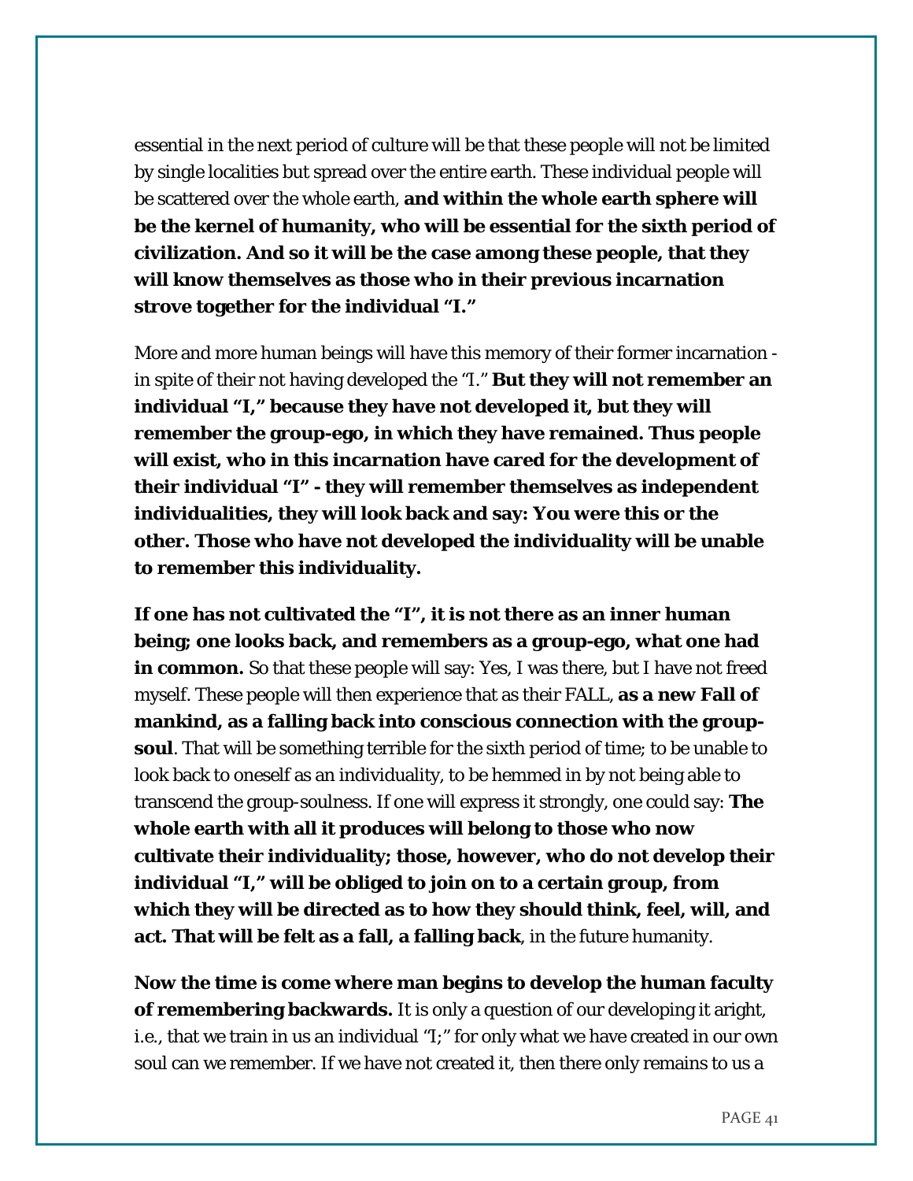essential in the next period of culture will be that these people will not be limited by single localities but spread over the entire earth. These individual people will be scattered over the whole earth, **and within the whole earth sphere will be the kernel of humanity, who will be essential for the sixth period of civilization. And so it will be the case among these people, that they will know themselves as those who in their previous incarnation strove together for the individual "I."**

More and more human beings will have this memory of their former incarnation - in spite of their not having developed the "I." **But they will not remember an individual "I," because they have not developed it, but they will remember the group-ego, in which they have remained. Thus people will exist, who in this incarnation have cared for the development of their individual "I" - they will remember themselves as independent individualities, they will look back and say: You were this or the other. Those who have not developed the individuality will be unable to remember this individuality.**

**If one has not cultivated the "I", it is not there as an inner human being; one looks back, and remembers as a group-ego, what one had in common.** So that these people will say: Yes, I was there, but I have not freed myself. These people will then experience that as their FALL, **as a new Fall of mankind, as a falling back into conscious connection with the group-soul**. That will be something terrible for the sixth period of time; to be unable to look back to oneself as an individuality, to be hemmed in by not being able to transcend the group-soulness. If one will express it strongly, one could say: **The whole earth with all it produces will belong to those who now cultivate their individuality; those, however, who do not develop their individual "I," will be obliged to join on to a certain group, from which they will be directed as to how they should think, feel, will, and act. That will be felt as a fall, a falling back**, in the future humanity.

**Now the time is come where man begins to develop the human faculty of remembering backwards.** It is only a question of our developing it aright, i.e., that we train in us an individual "I;" for only what we have created in our own soul can we remember. If we have not created it, then there only remains to us a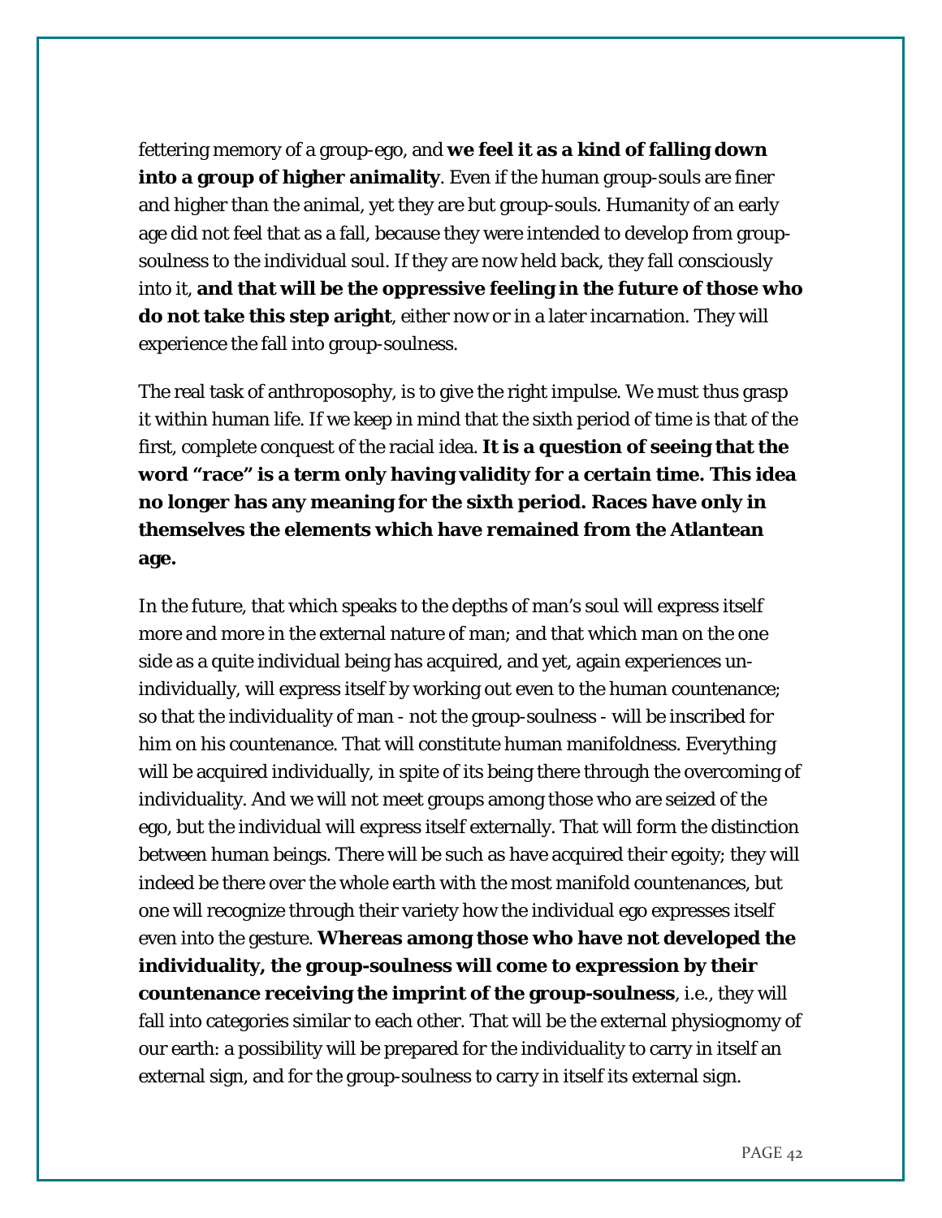fettering memory of a group-ego, and **we feel it as a kind of falling down into a group of higher animality**. Even if the human group-souls are finer and higher than the animal, yet they are but group-souls. Humanity of an early age did not feel that as a fall, because they were intended to develop from group-soulness to the individual soul. If they are now held back, they fall consciously into it, **and that will be the oppressive feeling in the future of those who do not take this step aright**, either now or in a later incarnation. They will experience the fall into group-soulness.

The real task of anthroposophy, is to give the right impulse. We must thus grasp it within human life. If we keep in mind that the sixth period of time is that of the first, complete conquest of the racial idea. **It is a question of seeing that the word "race" is a term only having validity for a certain time. This idea no longer has any meaning for the sixth period. Races have only in themselves the elements which have remained from the Atlantean age.**

In the future, that which speaks to the depths of man's soul will express itself more and more in the external nature of man; and that which man on the one side as a quite individual being has acquired, and yet, again experiences un-individually, will express itself by working out even to the human countenance; so that the individuality of man - not the group-soulness - will be inscribed for him on his countenance. That will constitute human manifoldness. Everything will be acquired individually, in spite of its being there through the overcoming of individuality. And we will not meet groups among those who are seized of the ego, but the individual will express itself externally. That will form the distinction between human beings. There will be such as have acquired their egoity; they will indeed be there over the whole earth with the most manifold countenances, but one will recognize through their variety how the individual ego expresses itself even into the gesture. **Whereas among those who have not developed the individuality, the group-soulness will come to expression by their countenance receiving the imprint of the group-soulness**, i.e., they will fall into categories similar to each other. That will be the external physiognomy of our earth: a possibility will be prepared for the individuality to carry in itself an external sign, and for the group-soulness to carry in itself its external sign.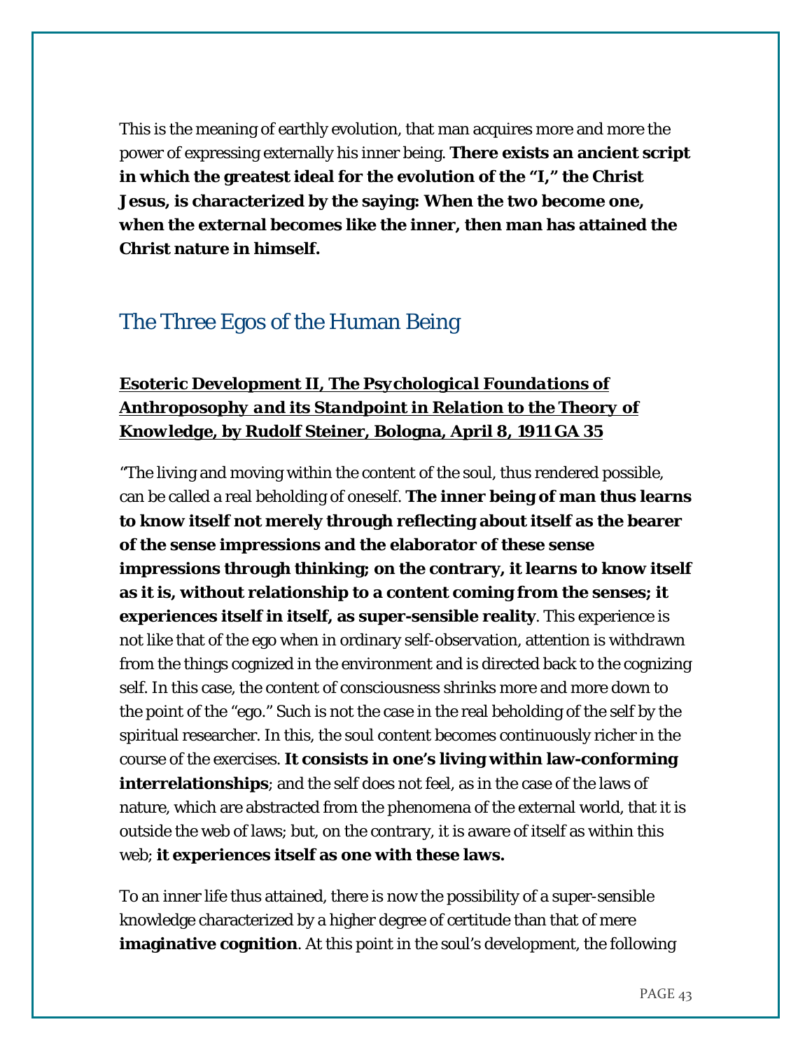This is the meaning of earthly evolution, that man acquires more and more the power of expressing externally his inner being. **There exists an ancient script in which the greatest ideal for the evolution of the "I," the Christ Jesus, is characterized by the saying: When the two become one, when the external becomes like the inner, then man has attained the Christ nature in himself.**

## The Three Egos of the Human Being

**Esoteric Development II, The Psychological Foundations of *Anthroposophy and its Standpoint in Relation to the Theory of* Knowledge, by Rudolf Steiner, Bologna, April 8, 1911 GA 35**

"The living and moving within the content of the soul, thus rendered possible, can be called a real beholding of oneself. **The inner being of man thus learns to know itself not merely through reflecting about itself as the bearer of the sense impressions and the elaborator of these sense impressions through thinking; on the contrary, it learns to know itself as it is, without relationship to a content coming from the senses; it experiences itself in itself, as super-sensible reality**. This experience is not like that of the ego when in ordinary self-observation, attention is withdrawn from the things cognized in the environment and is directed back to the cognizing self. In this case, the content of consciousness shrinks more and more down to the point of the "ego." Such is not the case in the real beholding of the self by the spiritual researcher. In this, the soul content becomes continuously richer in the course of the exercises. **It consists in one's living within law-conforming interrelationships**; and the self does not feel, as in the case of the laws of nature, which are abstracted from the phenomena of the external world, that it is outside the web of laws; but, on the contrary, it is aware of itself as within this web; **it experiences itself as one with these laws.**

To an inner life thus attained, there is now the possibility of a super-sensible knowledge characterized by a higher degree of certitude than that of mere **imaginative cognition**. At this point in the soul's development, the following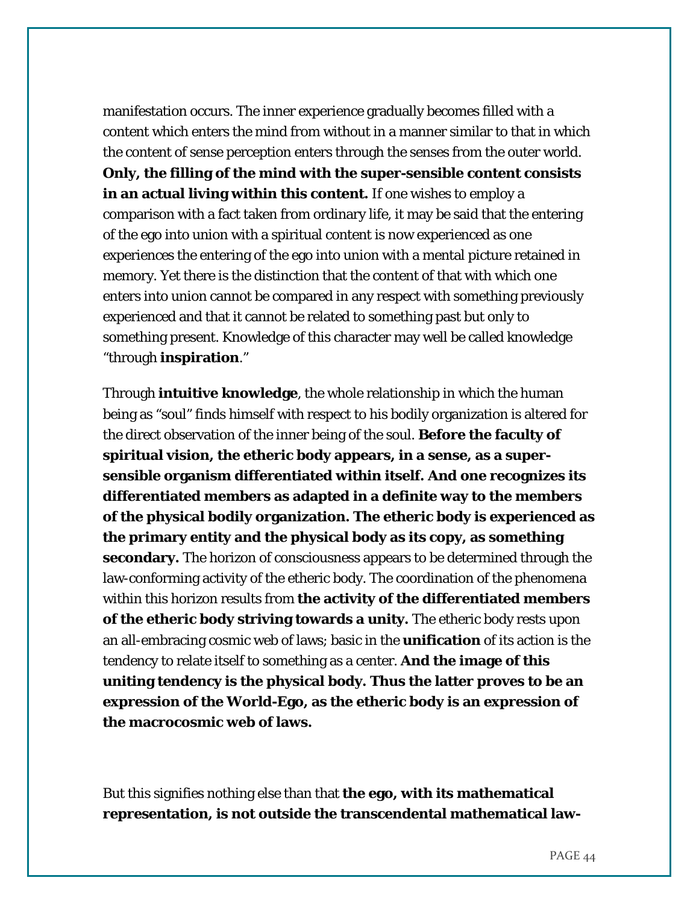manifestation occurs. The inner experience gradually becomes filled with a content which enters the mind from without in a manner similar to that in which the content of sense perception enters through the senses from the outer world. **Only, the filling of the mind with the super-sensible content consists in an actual living within this content.** If one wishes to employ a comparison with a fact taken from ordinary life, it may be said that the entering of the ego into union with a spiritual content is now experienced as one experiences the entering of the ego into union with a mental picture retained in memory. Yet there is the distinction that the content of that with which one enters into union cannot be compared in any respect with something previously experienced and that it cannot be related to something past but only to something present. Knowledge of this character may well be called knowledge "through **inspiration**."

Through **intuitive knowledge**, the whole relationship in which the human being as "soul" finds himself with respect to his bodily organization is altered for the direct observation of the inner being of the soul. **Before the faculty of spiritual vision, the etheric body appears, in a sense, as a super-sensible organism differentiated within itself. And one recognizes its differentiated members as adapted in a definite way to the members of the physical bodily organization. The etheric body is experienced as the primary entity and the physical body as its copy, as something secondary.** The horizon of consciousness appears to be determined through the law-conforming activity of the etheric body. The coordination of the phenomena within this horizon results from **the activity of the differentiated members of the etheric body striving towards a unity.** The etheric body rests upon an all-embracing cosmic web of laws; basic in the **unification** of its action is the tendency to relate itself to something as a center. **And the image of this uniting tendency is the physical body. Thus the latter proves to be an expression of the World-Ego, as the etheric body is an expression of the macrocosmic web of laws.**

But this signifies nothing else than that **the ego, with its mathematical representation, is not outside the transcendental mathematical law-**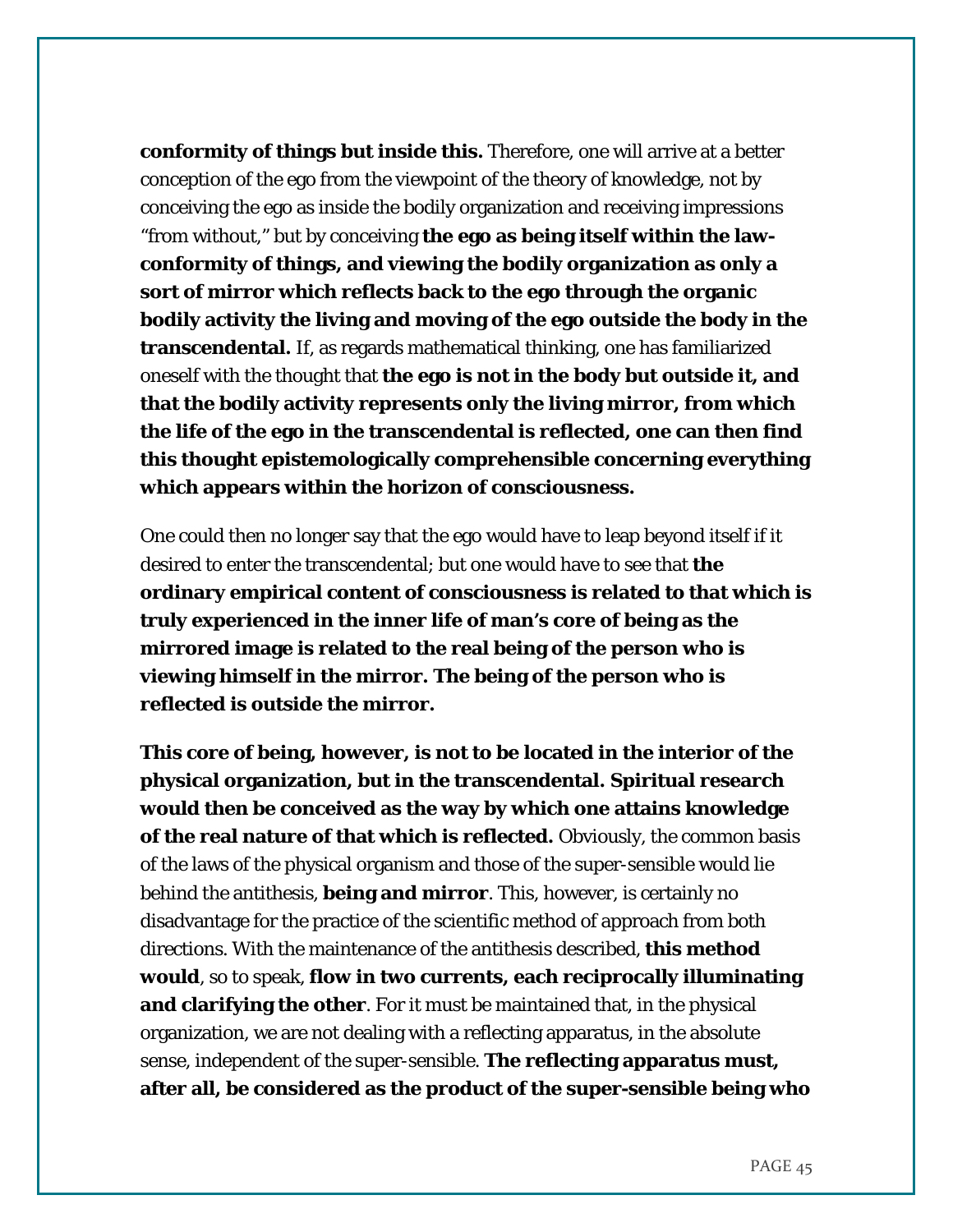**conformity of things but inside this.** Therefore, one will arrive at a better conception of the ego from the viewpoint of the theory of knowledge, not by conceiving the ego as inside the bodily organization and receiving impressions "from without," but by conceiving **the ego as being itself within the law-conformity of things, and viewing the bodily organization as only a sort of mirror which reflects back to the ego through the organic bodily activity the living and moving of the ego outside the body in the transcendental.** If, as regards mathematical thinking, one has familiarized oneself with the thought that **the ego is not in the body but outside it, and that the bodily activity represents only the living mirror, from which the life of the ego in the transcendental is reflected, one can then find this thought epistemologically comprehensible concerning everything which appears within the horizon of consciousness.**

One could then no longer say that the ego would have to leap beyond itself if it desired to enter the transcendental; but one would have to see that **the ordinary empirical content of consciousness is related to that which is truly experienced in the inner life of man's core of being as the mirrored image is related to the real being of the person who is viewing himself in the mirror. The being of the person who is reflected is outside the mirror.**

**This core of being, however, is not to be located in the interior of the physical organization, but in the transcendental. Spiritual research would then be conceived as the way by which one attains knowledge of the real nature of that which is reflected.** Obviously, the common basis of the laws of the physical organism and those of the super-sensible would lie behind the antithesis, **being and mirror**. This, however, is certainly no disadvantage for the practice of the scientific method of approach from both directions. With the maintenance of the antithesis described, **this method would**, so to speak, **flow in two currents, each reciprocally illuminating and clarifying the other**. For it must be maintained that, in the physical organization, we are not dealing with a reflecting apparatus, in the absolute sense, independent of the super-sensible. **The reflecting apparatus must, after all, be considered as the product of the super-sensible being who**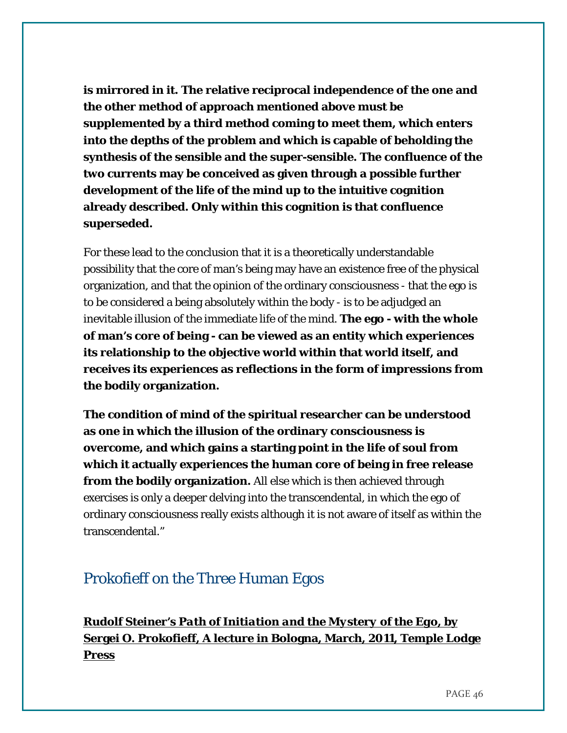**is mirrored in it. The relative reciprocal independence of the one and the other method of approach mentioned above must be supplemented by a third method coming to meet them, which enters into the depths of the problem and which is capable of beholding the synthesis of the sensible and the super-sensible. The confluence of the two currents may be conceived as given through a possible further development of the life of the mind up to the intuitive cognition already described. Only within this cognition is that confluence superseded.**

For these lead to the conclusion that it is a theoretically understandable possibility that the core of man's being may have an existence free of the physical organization, and that the opinion of the ordinary consciousness - that the ego is to be considered a being absolutely within the body - is to be adjudged an inevitable illusion of the immediate life of the mind. **The ego - with the whole of man's core of being - can be viewed as an entity which experiences its relationship to the objective world within that world itself, and receives its experiences as reflections in the form of impressions from the bodily organization.**

**The condition of mind of the spiritual researcher can be understood as one in which the illusion of the ordinary consciousness is overcome, and which gains a starting point in the life of soul from which it actually experiences the human core of being in free release from the bodily organization.** All else which is then achieved through exercises is only a deeper delving into the transcendental, in which the ego of ordinary consciousness really exists although it is not aware of itself as within the transcendental."

## Prokofieff on the Three Human Egos

**<u>Rudolf Steiner's *Path of Initiation and the Mystery of the Ego*, by Sergei O. Prokofieff, A lecture in Bologna, March, 2011, Temple Lodge Press</u>**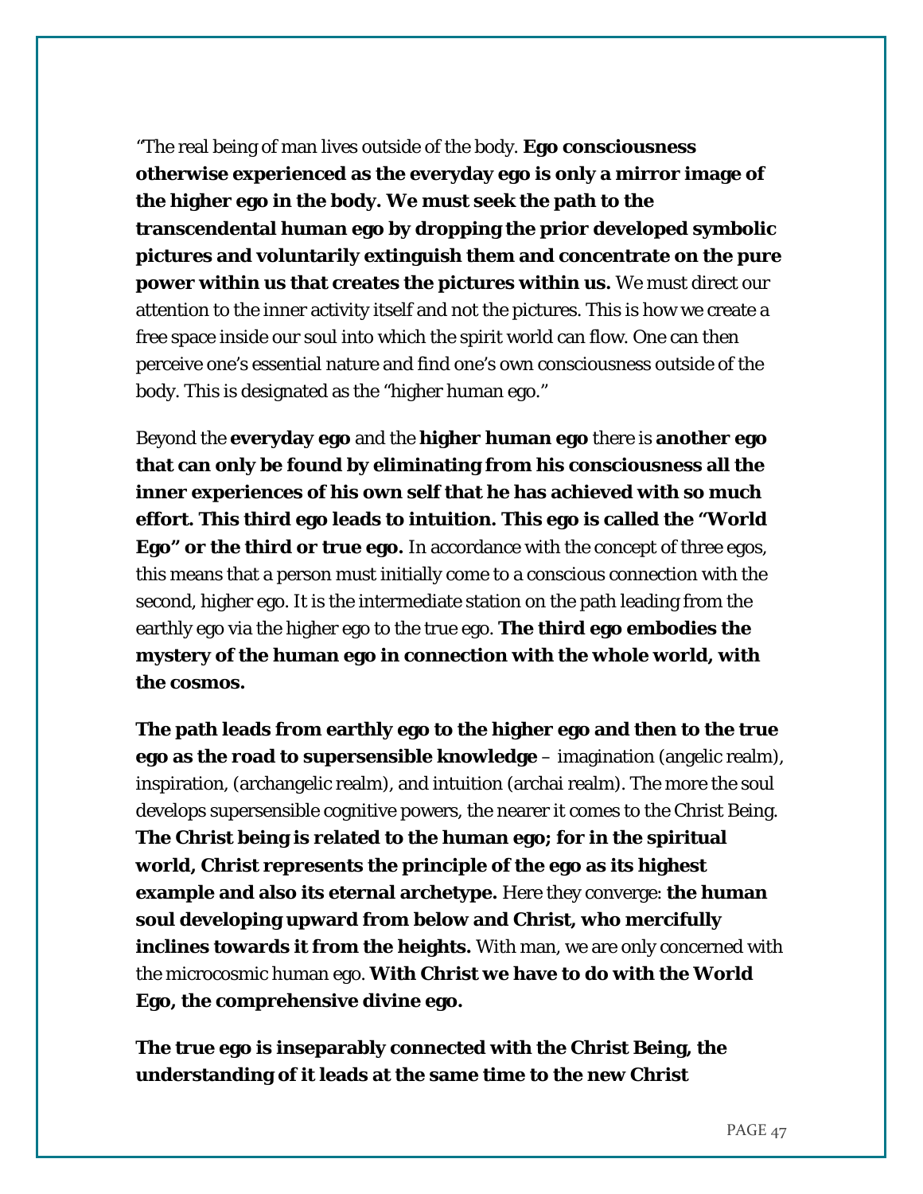"The real being of man lives outside of the body. **Ego consciousness otherwise experienced as the everyday ego is only a mirror image of the higher ego in the body. We must seek the path to the transcendental human ego by dropping the prior developed symbolic pictures and voluntarily extinguish them and concentrate on the pure power within us that creates the pictures within us.** We must direct our attention to the inner activity itself and not the pictures. This is how we create a free space inside our soul into which the spirit world can flow. One can then perceive one's essential nature and find one's own consciousness outside of the body. This is designated as the "higher human ego."

Beyond the **everyday ego** and the **higher human ego** there is **another ego that can only be found by eliminating from his consciousness all the inner experiences of his own self that he has achieved with so much effort. This third ego leads to intuition. This ego is called the "World Ego" or the third or true ego.** In accordance with the concept of three egos, this means that a person must initially come to a conscious connection with the second, higher ego. It is the intermediate station on the path leading from the earthly ego via the higher ego to the true ego. **The third ego embodies the mystery of the human ego in connection with the whole world, with the cosmos.**

**The path leads from earthly ego to the higher ego and then to the true ego as the road to supersensible knowledge** – imagination (angelic realm), inspiration, (archangelic realm), and intuition (archai realm). The more the soul develops supersensible cognitive powers, the nearer it comes to the Christ Being. **The Christ being is related to the human ego; for in the spiritual world, Christ represents the principle of the ego as its highest example and also its eternal archetype.** Here they converge: **the human soul developing upward from below and Christ, who mercifully inclines towards it from the heights.** With man, we are only concerned with the microcosmic human ego. **With Christ we have to do with the World Ego, the comprehensive divine ego.**

**The true ego is inseparably connected with the Christ Being, the understanding of it leads at the same time to the new Christ**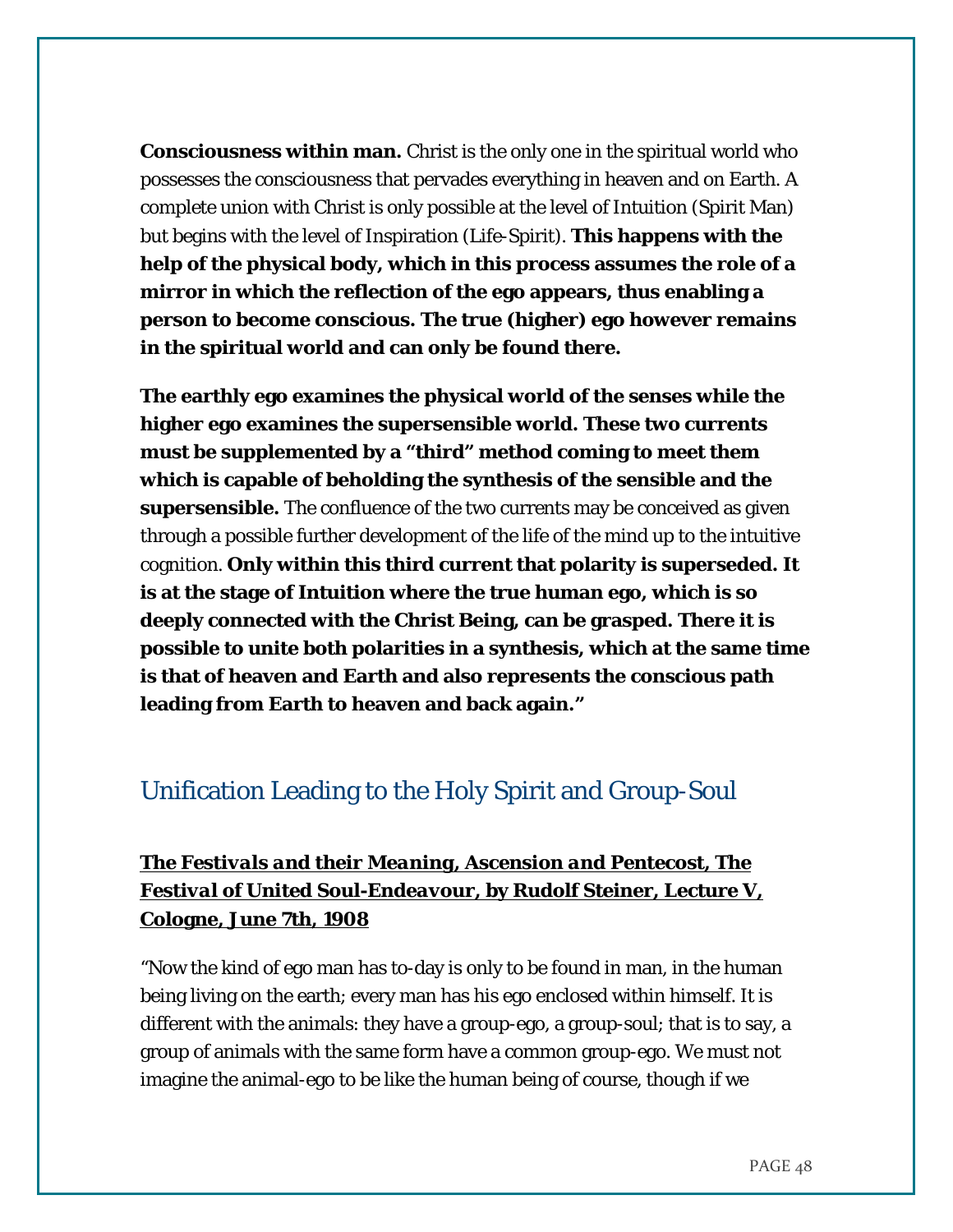**Consciousness within man.** Christ is the only one in the spiritual world who possesses the consciousness that pervades everything in heaven and on Earth. A complete union with Christ is only possible at the level of Intuition (Spirit Man) but begins with the level of Inspiration (Life-Spirit). **This happens with the help of the physical body, which in this process assumes the role of a mirror in which the reflection of the ego appears, thus enabling a person to become conscious. The true (higher) ego however remains in the spiritual world and can only be found there.**

**The earthly ego examines the physical world of the senses while the higher ego examines the supersensible world. These two currents must be supplemented by a "third" method coming to meet them which is capable of beholding the synthesis of the sensible and the supersensible.** The confluence of the two currents may be conceived as given through a possible further development of the life of the mind up to the intuitive cognition. **Only within this third current that polarity is superseded. It is at the stage of Intuition where the true human ego, which is so deeply connected with the Christ Being, can be grasped. There it is possible to unite both polarities in a synthesis, which at the same time is that of heaven and Earth and also represents the conscious path leading from Earth to heaven and back again."**

## Unification Leading to the Holy Spirit and Group-Soul

**<u>*The Festivals and their Meaning, Ascension and Pentecost, The Festival of United Soul-Endeavour*, by Rudolf Steiner, Lecture V, Cologne, June 7th, 1908</u>**

"Now the kind of ego man has to-day is only to be found in man, in the human being living on the earth; every man has his ego enclosed within himself. It is different with the animals: they have a group-ego, a group-soul; that is to say, a group of animals with the same form have a common group-ego. We must not imagine the animal-ego to be like the human being of course, though if we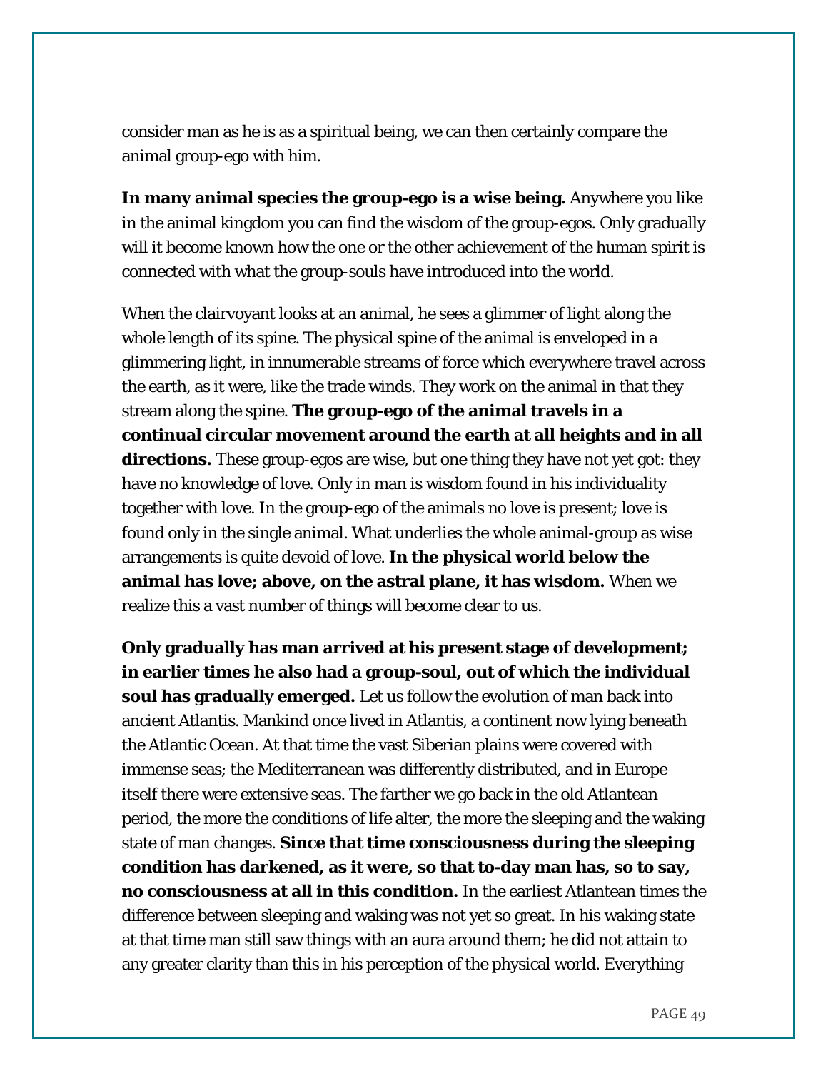consider man as he is as a spiritual being, we can then certainly compare the animal group-ego with him.

**In many animal species the group-ego is a wise being.** Anywhere you like in the animal kingdom you can find the wisdom of the group-egos. Only gradually will it become known how the one or the other achievement of the human spirit is connected with what the group-souls have introduced into the world.

When the clairvoyant looks at an animal, he sees a glimmer of light along the whole length of its spine. The physical spine of the animal is enveloped in a glimmering light, in innumerable streams of force which everywhere travel across the earth, as it were, like the trade winds. They work on the animal in that they stream along the spine. **The group-ego of the animal travels in a continual circular movement around the earth at all heights and in all directions.** These group-egos are wise, but one thing they have not yet got: they have no knowledge of love. Only in man is wisdom found in his individuality together with love. In the group-ego of the animals no love is present; love is found only in the single animal. What underlies the whole animal-group as wise arrangements is quite devoid of love. **In the physical world below the animal has love; above, on the astral plane, it has wisdom.** When we realize this a vast number of things will become clear to us.

**Only gradually has man arrived at his present stage of development; in earlier times he also had a group-soul, out of which the individual soul has gradually emerged.** Let us follow the evolution of man back into ancient Atlantis. Mankind once lived in Atlantis, a continent now lying beneath the Atlantic Ocean. At that time the vast Siberian plains were covered with immense seas; the Mediterranean was differently distributed, and in Europe itself there were extensive seas. The farther we go back in the old Atlantean period, the more the conditions of life alter, the more the sleeping and the waking state of man changes. **Since that time consciousness during the sleeping condition has darkened, as it were, so that to-day man has, so to say, no consciousness at all in this condition.** In the earliest Atlantean times the difference between sleeping and waking was not yet so great. In his waking state at that time man still saw things with an aura around them; he did not attain to any greater clarity than this in his perception of the physical world. Everything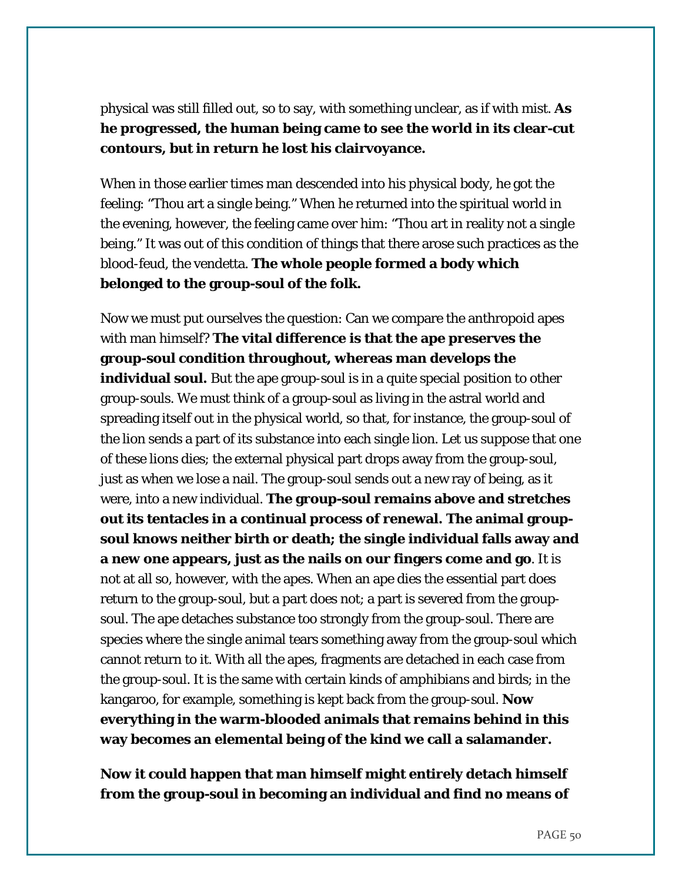physical was still filled out, so to say, with something unclear, as if with mist. **As he progressed, the human being came to see the world in its clear-cut contours, but in return he lost his clairvoyance.**

When in those earlier times man descended into his physical body, he got the feeling: "Thou art a single being." When he returned into the spiritual world in the evening, however, the feeling came over him: "Thou art in reality not a single being." It was out of this condition of things that there arose such practices as the blood-feud, the vendetta. **The whole people formed a body which belonged to the group-soul of the folk.**

Now we must put ourselves the question: Can we compare the anthropoid apes with man himself? **The vital difference is that the ape preserves the group-soul condition throughout, whereas man develops the individual soul.** But the ape group-soul is in a quite special position to other group-souls. We must think of a group-soul as living in the astral world and spreading itself out in the physical world, so that, for instance, the group-soul of the lion sends a part of its substance into each single lion. Let us suppose that one of these lions dies; the external physical part drops away from the group-soul, just as when we lose a nail. The group-soul sends out a new ray of being, as it were, into a new individual. **The group-soul remains above and stretches out its tentacles in a continual process of renewal. The animal group-soul knows neither birth or death; the single individual falls away and a new one appears, just as the nails on our fingers come and go**. It is not at all so, however, with the apes. When an ape dies the essential part does return to the group-soul, but a part does not; a part is severed from the group-soul. The ape detaches substance too strongly from the group-soul. There are species where the single animal tears something away from the group-soul which cannot return to it. With all the apes, fragments are detached in each case from the group-soul. It is the same with certain kinds of amphibians and birds; in the kangaroo, for example, something is kept back from the group-soul. **Now everything in the warm-blooded animals that remains behind in this way becomes an elemental being of the kind we call a salamander.**

**Now it could happen that man himself might entirely detach himself from the group-soul in becoming an individual and find no means of**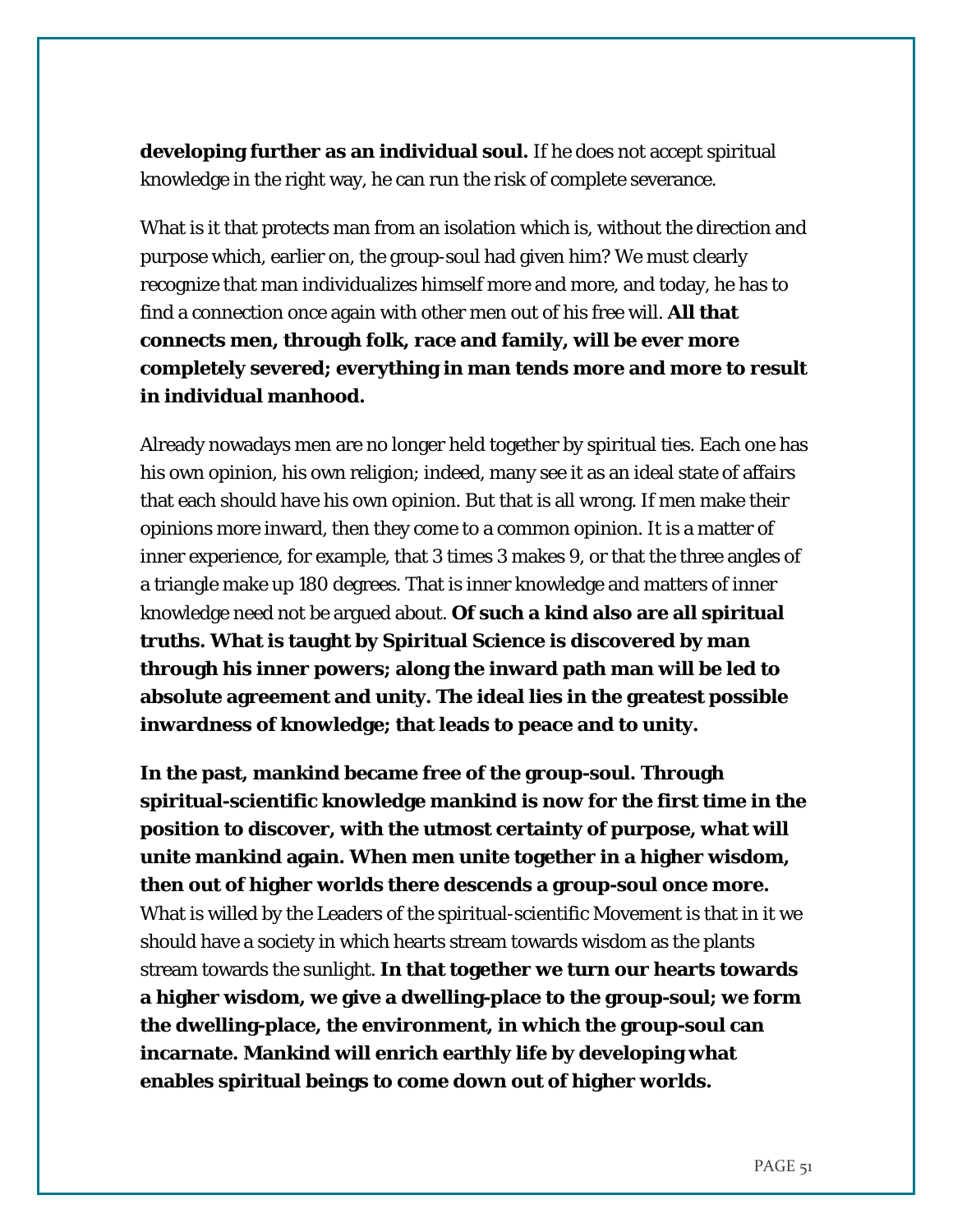**developing further as an individual soul.** If he does not accept spiritual knowledge in the right way, he can run the risk of complete severance.

What is it that protects man from an isolation which is, without the direction and purpose which, earlier on, the group-soul had given him? We must clearly recognize that man individualizes himself more and more, and today, he has to find a connection once again with other men out of his free will. **All that connects men, through folk, race and family, will be ever more completely severed; everything in man tends more and more to result in individual manhood.**

Already nowadays men are no longer held together by spiritual ties. Each one has his own opinion, his own religion; indeed, many see it as an ideal state of affairs that each should have his own opinion. But that is all wrong. If men make their opinions more inward, then they come to a common opinion. It is a matter of inner experience, for example, that 3 times 3 makes 9, or that the three angles of a triangle make up 180 degrees. That is inner knowledge and matters of inner knowledge need not be argued about. **Of such a kind also are all spiritual truths. What is taught by Spiritual Science is discovered by man through his inner powers; along the inward path man will be led to absolute agreement and unity. The ideal lies in the greatest possible inwardness of knowledge; that leads to peace and to unity.**

**In the past, mankind became free of the group-soul. Through spiritual-scientific knowledge mankind is now for the first time in the position to discover, with the utmost certainty of purpose, what will unite mankind again. When men unite together in a higher wisdom, then out of higher worlds there descends a group-soul once more.** What is willed by the Leaders of the spiritual-scientific Movement is that in it we should have a society in which hearts stream towards wisdom as the plants stream towards the sunlight. **In that together we turn our hearts towards a higher wisdom, we give a dwelling-place to the group-soul; we form the dwelling-place, the environment, in which the group-soul can incarnate. Mankind will enrich earthly life by developing what enables spiritual beings to come down out of higher worlds.**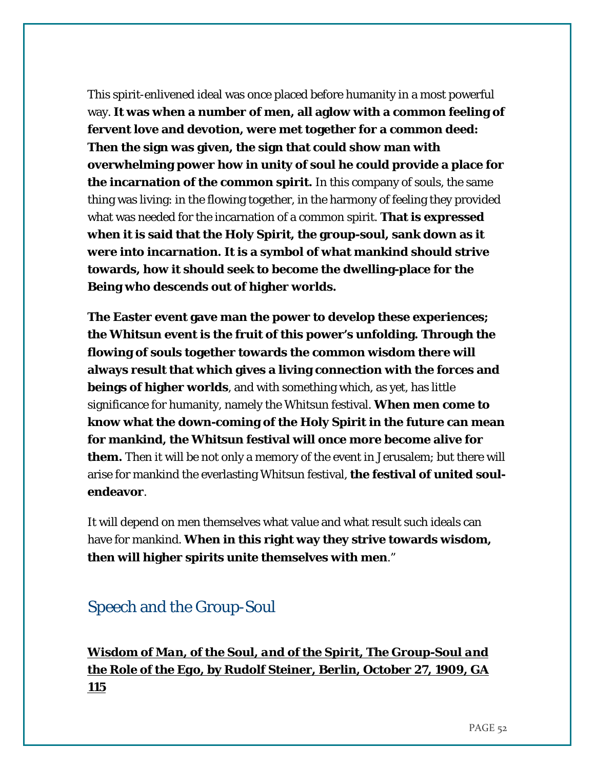This spirit-enlivened ideal was once placed before humanity in a most powerful way. **It was when a number of men, all aglow with a common feeling of fervent love and devotion, were met together for a common deed: Then the sign was given, the sign that could show man with overwhelming power how in unity of soul he could provide a place for the incarnation of the common spirit.** In this company of souls, the same thing was living: in the flowing together, in the harmony of feeling they provided what was needed for the incarnation of a common spirit. **That is expressed when it is said that the Holy Spirit, the group-soul, sank down as it were into incarnation. It is a symbol of what mankind should strive towards, how it should seek to become the dwelling-place for the Being who descends out of higher worlds.**

**The Easter event gave man the power to develop these experiences; the Whitsun event is the fruit of this power's unfolding. Through the flowing of souls together towards the common wisdom there will always result that which gives a living connection with the forces and beings of higher worlds**, and with something which, as yet, has little significance for humanity, namely the Whitsun festival. **When men come to know what the down-coming of the Holy Spirit in the future can mean for mankind, the Whitsun festival will once more become alive for them.** Then it will be not only a memory of the event in Jerusalem; but there will arise for mankind the everlasting Whitsun festival, **the festival of united soul-endeavor**.

It will depend on men themselves what value and what result such ideals can have for mankind. **When in this right way they strive towards wisdom, then will higher spirits unite themselves with men**."

## Speech and the Group-Soul

**Wisdom of Man, of the Soul, and of the Spirit, The Group-Soul and the Role of the Ego, by Rudolf Steiner, Berlin, October 27, 1909, GA 115**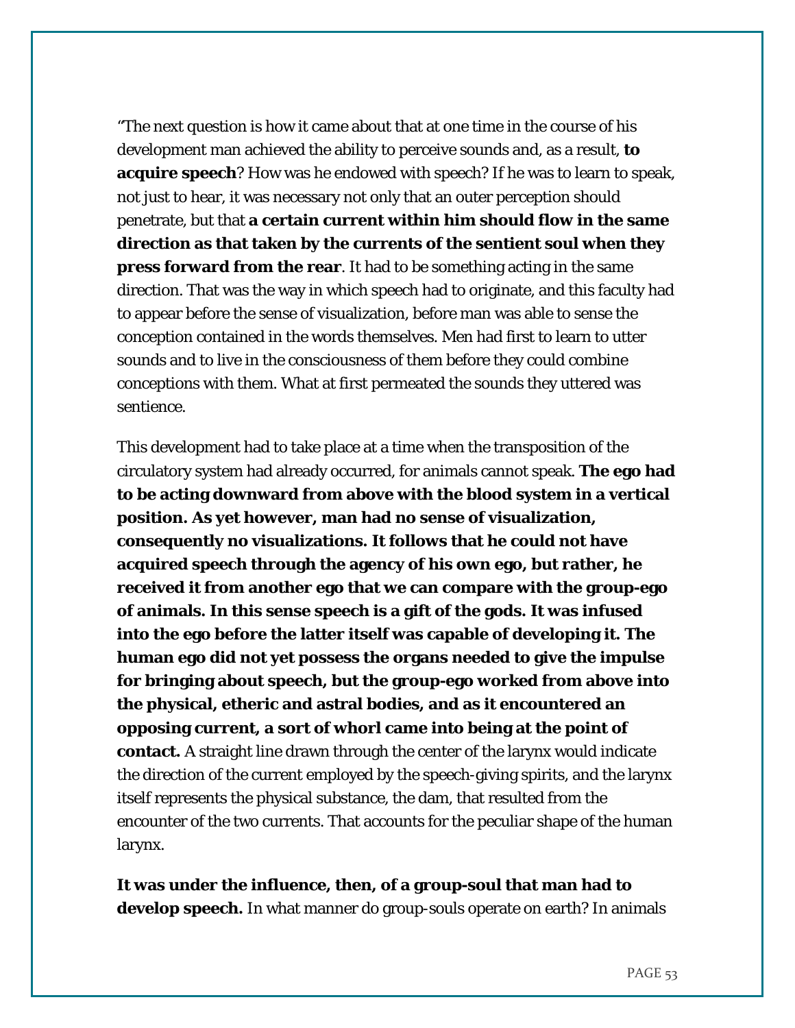"The next question is how it came about that at one time in the course of his development man achieved the ability to perceive sounds and, as a result, **to acquire speech**? How was he endowed with speech? If he was to learn to speak, not just to hear, it was necessary not only that an outer perception should penetrate, but that **a certain current within him should flow in the same direction as that taken by the currents of the sentient soul when they press forward from the rear**. It had to be something acting in the same direction. That was the way in which speech had to originate, and this faculty had to appear before the sense of visualization, before man was able to sense the conception contained in the words themselves. Men had first to learn to utter sounds and to live in the consciousness of them before they could combine conceptions with them. What at first permeated the sounds they uttered was sentience.

This development had to take place at a time when the transposition of the circulatory system had already occurred, for animals cannot speak. **The ego had to be acting downward from above with the blood system in a vertical position. As yet however, man had no sense of visualization, consequently no visualizations. It follows that he could not have acquired speech through the agency of his own ego, but rather, he received it from another ego that we can compare with the group-ego of animals. In this sense speech is a gift of the gods. It was infused into the ego before the latter itself was capable of developing it. The human ego did not yet possess the organs needed to give the impulse for bringing about speech, but the group-ego worked from above into the physical, etheric and astral bodies, and as it encountered an opposing current, a sort of whorl came into being at the point of contact.** A straight line drawn through the center of the larynx would indicate the direction of the current employed by the speech-giving spirits, and the larynx itself represents the physical substance, the dam, that resulted from the encounter of the two currents. That accounts for the peculiar shape of the human larynx.

**It was under the influence, then, of a group-soul that man had to develop speech.** In what manner do group-souls operate on earth? In animals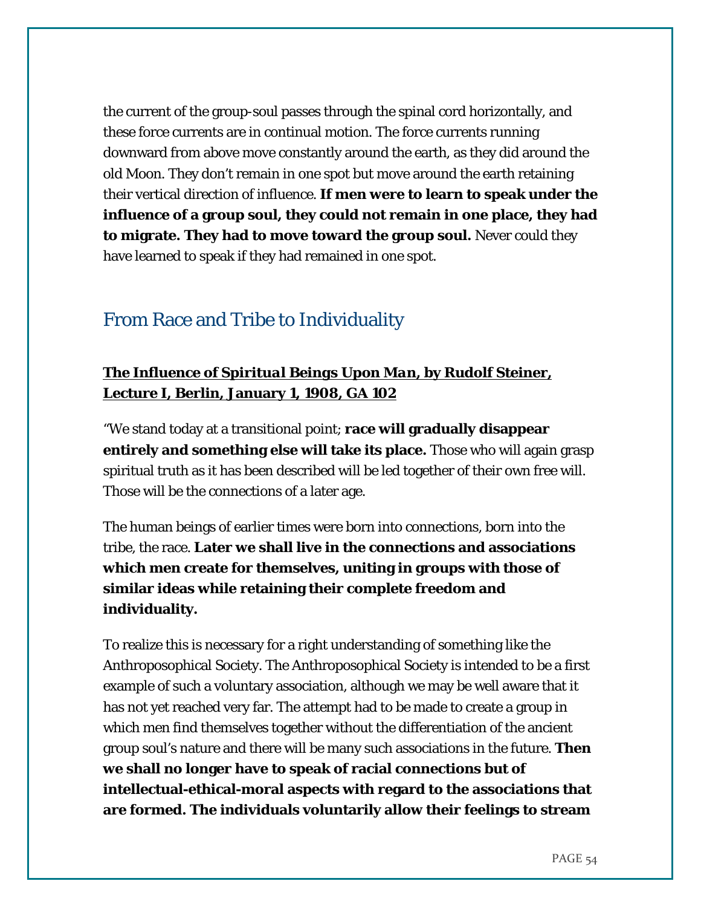the current of the group-soul passes through the spinal cord horizontally, and these force currents are in continual motion. The force currents running downward from above move constantly around the earth, as they did around the old Moon. They don't remain in one spot but move around the earth retaining their vertical direction of influence. **If men were to learn to speak under the influence of a group soul, they could not remain in one place, they had to migrate. They had to move toward the group soul.** Never could they have learned to speak if they had remained in one spot.

## From Race and Tribe to Individuality

**<u>*The Influence of Spiritual Beings Upon Man*, by Rudolf Steiner, Lecture I, Berlin, January 1, 1908, GA 102</u>**

"We stand today at a transitional point; **race will gradually disappear entirely and something else will take its place.** Those who will again grasp spiritual truth as it has been described will be led together of their own free will. Those will be the connections of a later age.

The human beings of earlier times were born into connections, born into the tribe, the race. **Later we shall live in the connections and associations which men create for themselves, uniting in groups with those of similar ideas while retaining their complete freedom and individuality.**

To realize this is necessary for a right understanding of something like the Anthroposophical Society. The Anthroposophical Society is intended to be a first example of such a voluntary association, although we may be well aware that it has not yet reached very far. The attempt had to be made to create a group in which men find themselves together without the differentiation of the ancient group soul's nature and there will be many such associations in the future. **Then we shall no longer have to speak of racial connections but of intellectual-ethical-moral aspects with regard to the associations that are formed. The individuals voluntarily allow their feelings to stream**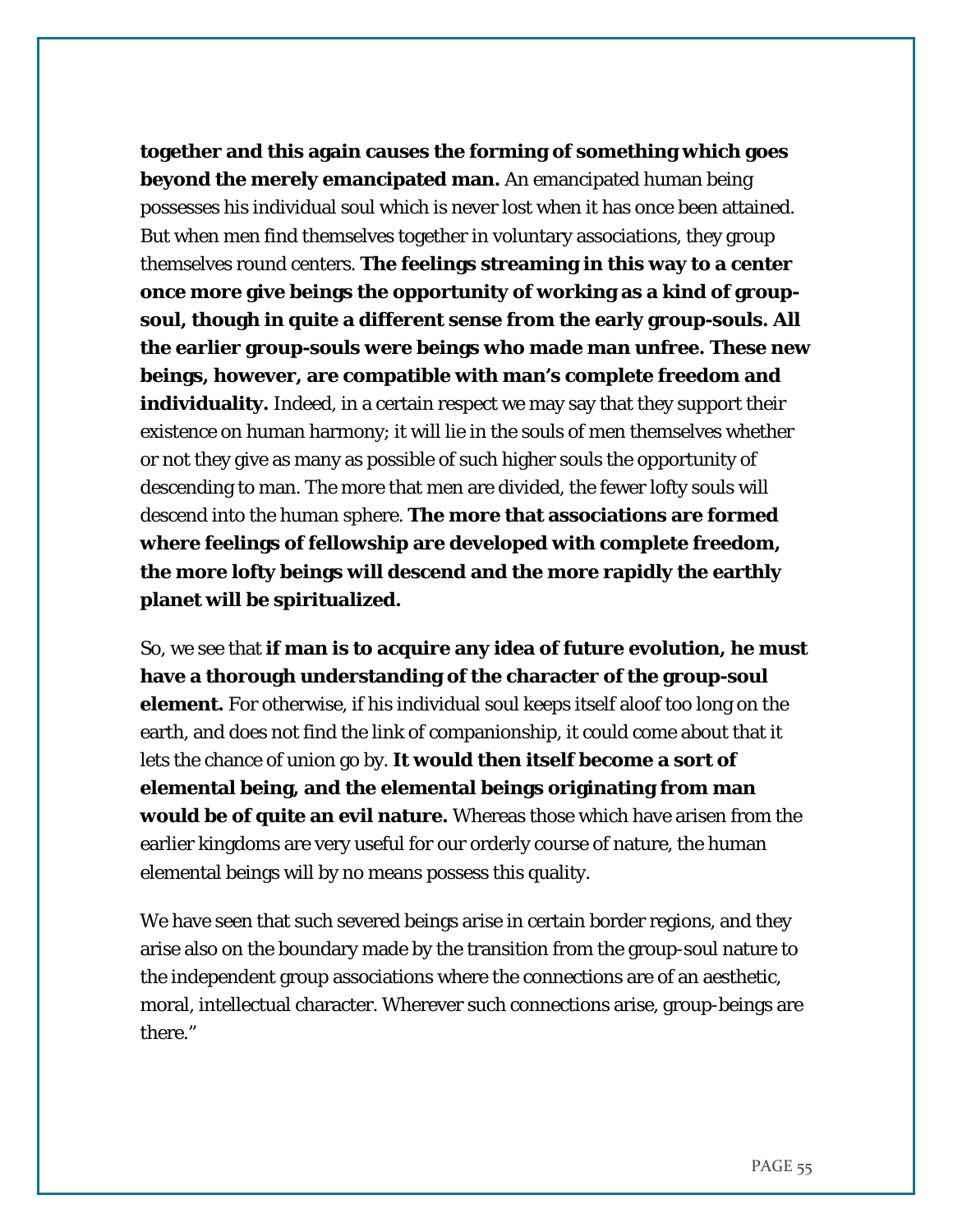**together and this again causes the forming of something which goes beyond the merely emancipated man.** An emancipated human being possesses his individual soul which is never lost when it has once been attained. But when men find themselves together in voluntary associations, they group themselves round centers. **The feelings streaming in this way to a center once more give beings the opportunity of working as a kind of group-soul, though in quite a different sense from the early group-souls. All the earlier group-souls were beings who made man unfree. These new beings, however, are compatible with man's complete freedom and individuality.** Indeed, in a certain respect we may say that they support their existence on human harmony; it will lie in the souls of men themselves whether or not they give as many as possible of such higher souls the opportunity of descending to man. The more that men are divided, the fewer lofty souls will descend into the human sphere. **The more that associations are formed where feelings of fellowship are developed with complete freedom, the more lofty beings will descend and the more rapidly the earthly planet will be spiritualized.**

So, we see that **if man is to acquire any idea of future evolution, he must have a thorough understanding of the character of the group-soul element.** For otherwise, if his individual soul keeps itself aloof too long on the earth, and does not find the link of companionship, it could come about that it lets the chance of union go by. **It would then itself become a sort of elemental being, and the elemental beings originating from man would be of quite an evil nature.** Whereas those which have arisen from the earlier kingdoms are very useful for our orderly course of nature, the human elemental beings will by no means possess this quality.

We have seen that such severed beings arise in certain border regions, and they arise also on the boundary made by the transition from the group-soul nature to the independent group associations where the connections are of an aesthetic, moral, intellectual character. Wherever such connections arise, group-beings are there."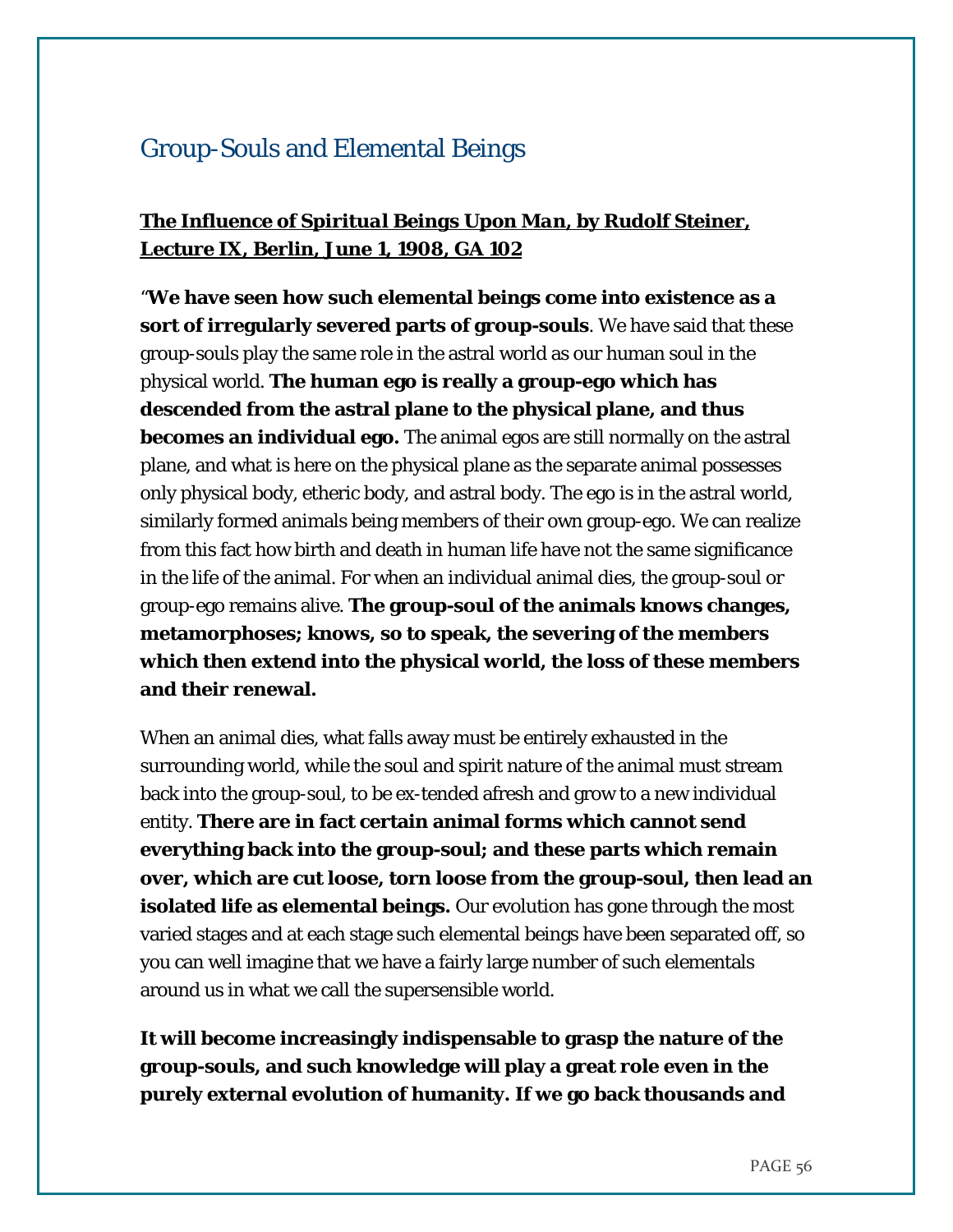## Group-Souls and Elemental Beings

**The Influence of Spiritual Beings Upon Man, by Rudolf Steiner, Lecture IX, Berlin, June 1, 1908, GA 102**

"**We have seen how such elemental beings come into existence as a sort of irregularly severed parts of group-souls**. We have said that these group-souls play the same role in the astral world as our human soul in the physical world. **The human ego is really a group-ego which has descended from the astral plane to the physical plane, and thus becomes an individual ego.** The animal egos are still normally on the astral plane, and what is here on the physical plane as the separate animal possesses only physical body, etheric body, and astral body. The ego is in the astral world, similarly formed animals being members of their own group-ego. We can realize from this fact how birth and death in human life have not the same significance in the life of the animal. For when an individual animal dies, the group-soul or group-ego remains alive. **The group-soul of the animals knows changes, metamorphoses; knows, so to speak, the severing of the members which then extend into the physical world, the loss of these members and their renewal.**

When an animal dies, what falls away must be entirely exhausted in the surrounding world, while the soul and spirit nature of the animal must stream back into the group-soul, to be ex-tended afresh and grow to a new individual entity. **There are in fact certain animal forms which cannot send everything back into the group-soul; and these parts which remain over, which are cut loose, torn loose from the group-soul, then lead an isolated life as elemental beings.** Our evolution has gone through the most varied stages and at each stage such elemental beings have been separated off, so you can well imagine that we have a fairly large number of such elementals around us in what we call the supersensible world.

**It will become increasingly indispensable to grasp the nature of the group-souls, and such knowledge will play a great role even in the purely external evolution of humanity. If we go back thousands and**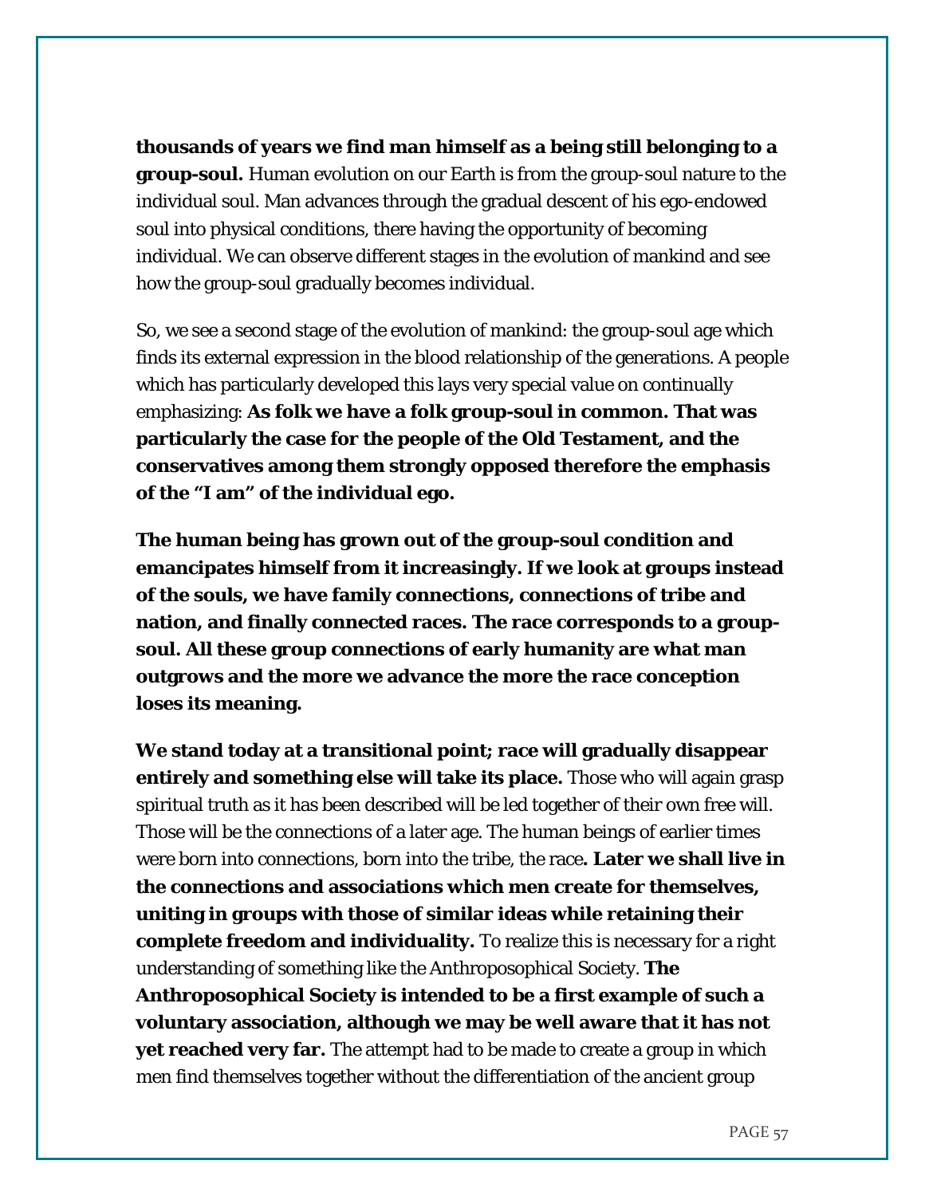**thousands of years we find man himself as a being still belonging to a group-soul.** Human evolution on our Earth is from the group-soul nature to the individual soul. Man advances through the gradual descent of his ego-endowed soul into physical conditions, there having the opportunity of becoming individual. We can observe different stages in the evolution of mankind and see how the group-soul gradually becomes individual.

So, we see a second stage of the evolution of mankind: the group-soul age which finds its external expression in the blood relationship of the generations. A people which has particularly developed this lays very special value on continually emphasizing: **As folk we have a folk group-soul in common. That was particularly the case for the people of the Old Testament, and the conservatives among them strongly opposed therefore the emphasis of the "I am" of the individual ego.**

**The human being has grown out of the group-soul condition and emancipates himself from it increasingly. If we look at groups instead of the souls, we have family connections, connections of tribe and nation, and finally connected races. The race corresponds to a group-soul. All these group connections of early humanity are what man outgrows and the more we advance the more the race conception loses its meaning.**

**We stand today at a transitional point; race will gradually disappear entirely and something else will take its place.** Those who will again grasp spiritual truth as it has been described will be led together of their own free will. Those will be the connections of a later age. The human beings of earlier times were born into connections, born into the tribe, the race**. Later we shall live in the connections and associations which men create for themselves, uniting in groups with those of similar ideas while retaining their complete freedom and individuality.** To realize this is necessary for a right understanding of something like the Anthroposophical Society. **The Anthroposophical Society is intended to be a first example of such a voluntary association, although we may be well aware that it has not yet reached very far.** The attempt had to be made to create a group in which men find themselves together without the differentiation of the ancient group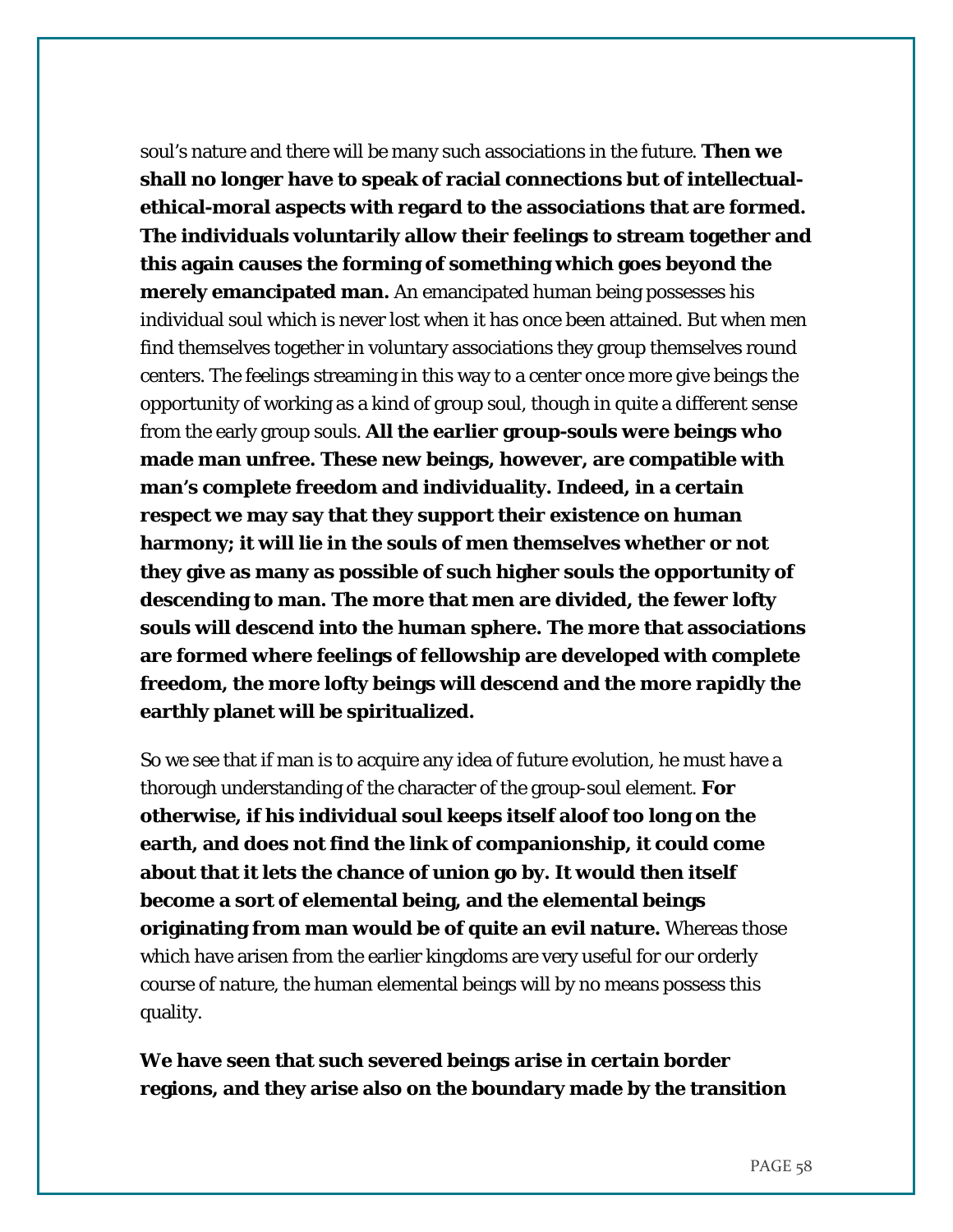soul's nature and there will be many such associations in the future. **Then we shall no longer have to speak of racial connections but of intellectual-ethical-moral aspects with regard to the associations that are formed. The individuals voluntarily allow their feelings to stream together and this again causes the forming of something which goes beyond the merely emancipated man.** An emancipated human being possesses his individual soul which is never lost when it has once been attained. But when men find themselves together in voluntary associations they group themselves round centers. The feelings streaming in this way to a center once more give beings the opportunity of working as a kind of group soul, though in quite a different sense from the early group souls. **All the earlier group-souls were beings who made man unfree. These new beings, however, are compatible with man's complete freedom and individuality. Indeed, in a certain respect we may say that they support their existence on human harmony; it will lie in the souls of men themselves whether or not they give as many as possible of such higher souls the opportunity of descending to man. The more that men are divided, the fewer lofty souls will descend into the human sphere. The more that associations are formed where feelings of fellowship are developed with complete freedom, the more lofty beings will descend and the more rapidly the earthly planet will be spiritualized.**

So we see that if man is to acquire any idea of future evolution, he must have a thorough understanding of the character of the group-soul element. **For otherwise, if his individual soul keeps itself aloof too long on the earth, and does not find the link of companionship, it could come about that it lets the chance of union go by. It would then itself become a sort of elemental being, and the elemental beings originating from man would be of quite an evil nature.** Whereas those which have arisen from the earlier kingdoms are very useful for our orderly course of nature, the human elemental beings will by no means possess this quality.

**We have seen that such severed beings arise in certain border regions, and they arise also on the boundary made by the transition**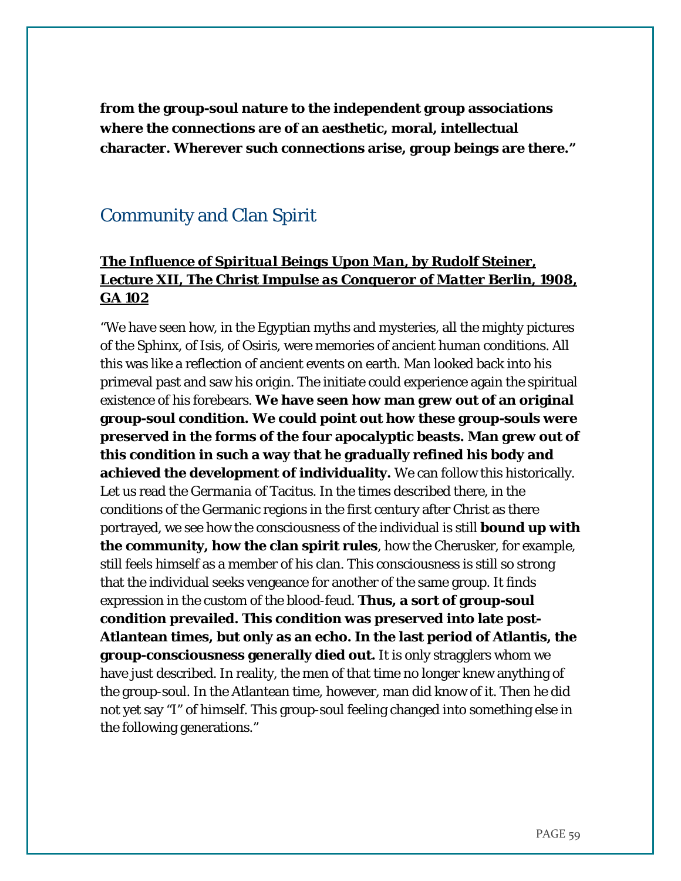**from the group-soul nature to the independent group associations where the connections are of an aesthetic, moral, intellectual character. Wherever such connections arise, group beings are there."**

## Community and Clan Spirit

**<u>*The Influence of Spiritual Beings Upon Man*, by Rudolf Steiner, Lecture XII, *The Christ Impulse as Conqueror of Matter* Berlin, 1908, GA 102</u>**

"We have seen how, in the Egyptian myths and mysteries, all the mighty pictures of the Sphinx, of Isis, of Osiris, were memories of ancient human conditions. All this was like a reflection of ancient events on earth. Man looked back into his primeval past and saw his origin. The initiate could experience again the spiritual existence of his forebears. **We have seen how man grew out of an original group-soul condition. We could point out how these group-souls were preserved in the forms of the four apocalyptic beasts. Man grew out of this condition in such a way that he gradually refined his body and achieved the development of individuality.** We can follow this historically. Let us read the *Germania* of Tacitus. In the times described there, in the conditions of the Germanic regions in the first century after Christ as there portrayed, we see how the consciousness of the individual is still **bound up with the community, how the clan spirit rules**, how the Cherusker, for example, still feels himself as a member of his clan. This consciousness is still so strong that the individual seeks vengeance for another of the same group. It finds expression in the custom of the blood-feud. **Thus, a sort of group-soul condition prevailed. This condition was preserved into late post-Atlantean times, but only as an echo. In the last period of Atlantis, the group-consciousness generally died out.** It is only stragglers whom we have just described. In reality, the men of that time no longer knew anything of the group-soul. In the Atlantean time, however, man did know of it. Then he did not yet say "I" of himself. This group-soul feeling changed into something else in the following generations."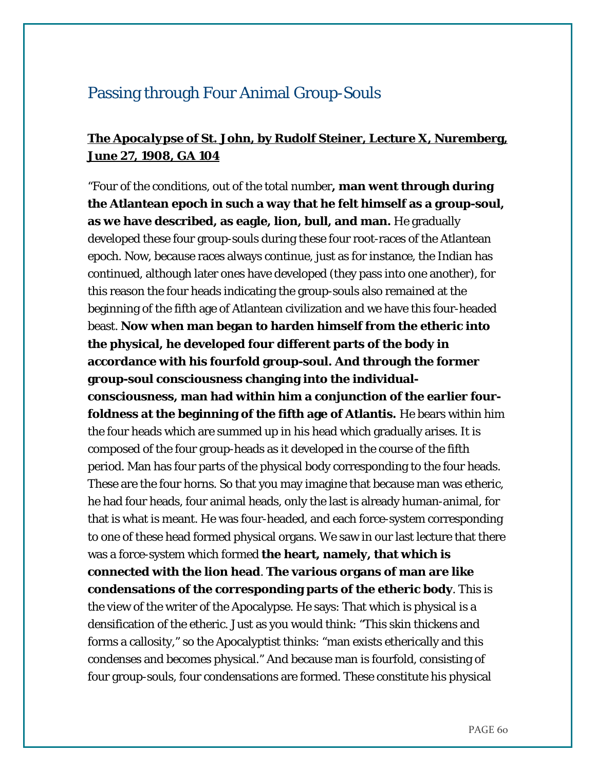## Passing through Four Animal Group-Souls

***The Apocalypse of St. John*, by Rudolf Steiner, Lecture X, Nuremberg, June 27, 1908, GA 104**

"Four of the conditions, out of the total number**, man went through during the Atlantean epoch in such a way that he felt himself as a group-soul, as we have described, as eagle, lion, bull, and man.** He gradually developed these four group-souls during these four root-races of the Atlantean epoch. Now, because races always continue, just as for instance, the Indian has continued, although later ones have developed (they pass into one another), for this reason the four heads indicating the group-souls also remained at the beginning of the fifth age of Atlantean civilization and we have this four-headed beast. **Now when man began to harden himself from the etheric into the physical, he developed four different parts of the body in accordance with his fourfold group-soul. And through the former group-soul consciousness changing into the individual-consciousness, man had within him a conjunction of the earlier four-foldness at the beginning of the fifth age of Atlantis.** He bears within him the four heads which are summed up in his head which gradually arises. It is composed of the four group-heads as it developed in the course of the fifth period. Man has four parts of the physical body corresponding to the four heads. These are the four horns. So that you may imagine that because man was etheric, he had four heads, four animal heads, only the last is already human-animal, for that is what is meant. He was four-headed, and each force-system corresponding to one of these head formed physical organs. We saw in our last lecture that there was a force-system which formed **the heart, namely, that which is connected with the lion head**. **The various organs of man are like condensations of the corresponding parts of the etheric body**. This is the view of the writer of the Apocalypse. He says: That which is physical is a densification of the etheric. Just as you would think: "This skin thickens and forms a callosity," so the Apocalyptist thinks: "man exists etherically and this condenses and becomes physical." And because man is fourfold, consisting of four group-souls, four condensations are formed. These constitute his physical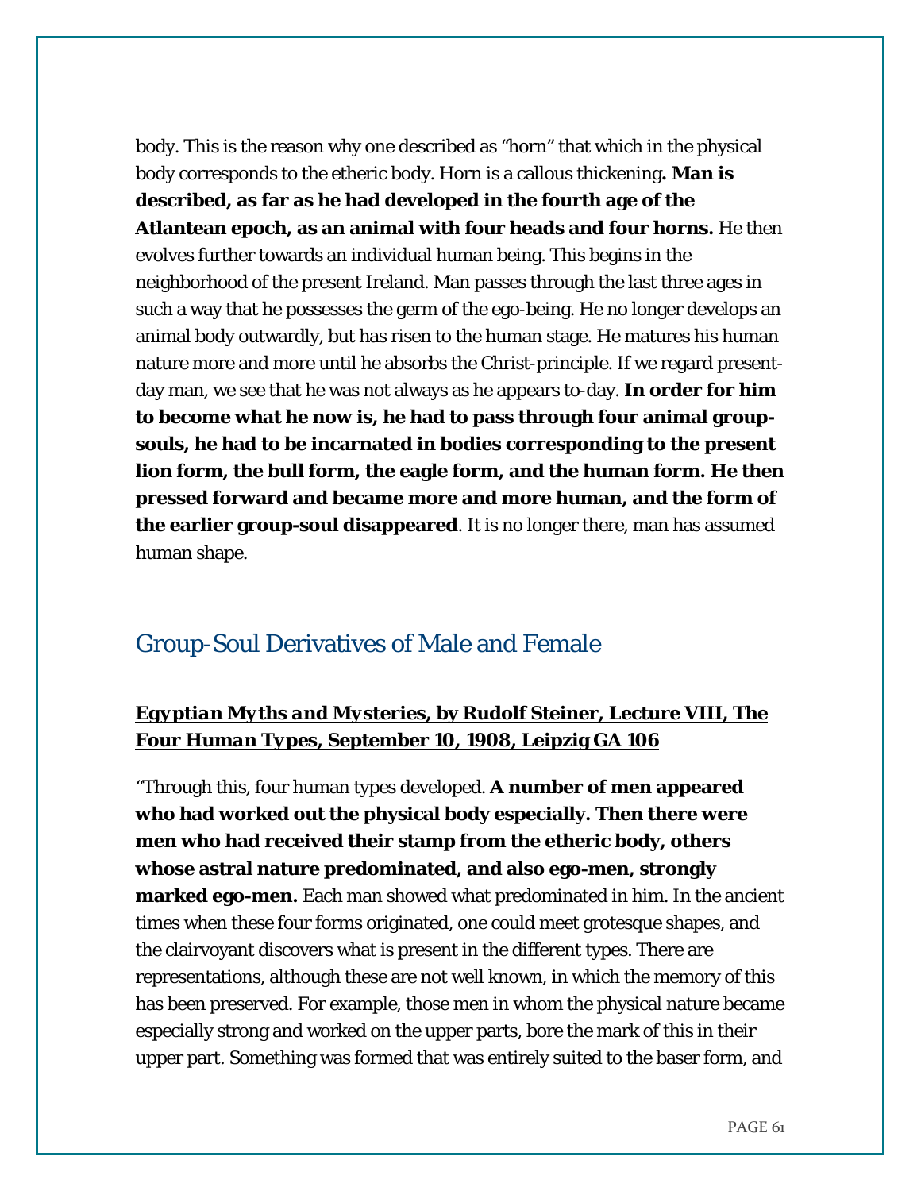body. This is the reason why one described as "horn" that which in the physical body corresponds to the etheric body. Horn is a callous thickening**. Man is described, as far as he had developed in the fourth age of the Atlantean epoch, as an animal with four heads and four horns.** He then evolves further towards an individual human being. This begins in the neighborhood of the present Ireland. Man passes through the last three ages in such a way that he possesses the germ of the ego-being. He no longer develops an animal body outwardly, but has risen to the human stage. He matures his human nature more and more until he absorbs the Christ-principle. If we regard present-day man, we see that he was not always as he appears to-day. **In order for him to become what he now is, he had to pass through four animal group-souls, he had to be incarnated in bodies corresponding to the present lion form, the bull form, the eagle form, and the human form. He then pressed forward and became more and more human, and the form of the earlier group-soul disappeared**. It is no longer there, man has assumed human shape.

## Group-Soul Derivatives of Male and Female

**<u>*Egyptian Myths and Mysteries*, by Rudolf Steiner, Lecture VIII, The Four Human Types, September 10, 1908, Leipzig GA 106</u>**

"Through this, four human types developed. **A number of men appeared who had worked out the physical body especially. Then there were men who had received their stamp from the etheric body, others whose astral nature predominated, and also ego-men, strongly marked ego-men.** Each man showed what predominated in him. In the ancient times when these four forms originated, one could meet grotesque shapes, and the clairvoyant discovers what is present in the different types. There are representations, although these are not well known, in which the memory of this has been preserved. For example, those men in whom the physical nature became especially strong and worked on the upper parts, bore the mark of this in their upper part. Something was formed that was entirely suited to the baser form, and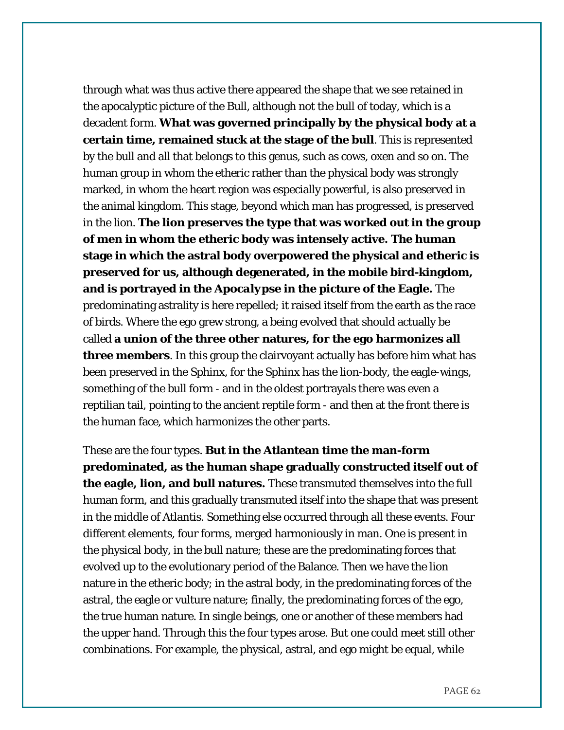through what was thus active there appeared the shape that we see retained in the apocalyptic picture of the Bull, although not the bull of today, which is a decadent form. **What was governed principally by the physical body at a certain time, remained stuck at the stage of the bull**. This is represented by the bull and all that belongs to this genus, such as cows, oxen and so on. The human group in whom the etheric rather than the physical body was strongly marked, in whom the heart region was especially powerful, is also preserved in the animal kingdom. This stage, beyond which man has progressed, is preserved in the lion. **The lion preserves the type that was worked out in the group of men in whom the etheric body was intensely active. The human stage in which the astral body overpowered the physical and etheric is preserved for us, although degenerated, in the mobile bird-kingdom, and is portrayed in the *Apocalypse* in the picture of the Eagle.** The predominating astrality is here repelled; it raised itself from the earth as the race of birds. Where the ego grew strong, a being evolved that should actually be called **a union of the three other natures, for the ego harmonizes all three members**. In this group the clairvoyant actually has before him what has been preserved in the Sphinx, for the Sphinx has the lion-body, the eagle-wings, something of the bull form - and in the oldest portrayals there was even a reptilian tail, pointing to the ancient reptile form - and then at the front there is the human face, which harmonizes the other parts.

These are the four types. **But in the Atlantean time the man-form predominated, as the human shape gradually constructed itself out of the eagle, lion, and bull natures.** These transmuted themselves into the full human form, and this gradually transmuted itself into the shape that was present in the middle of Atlantis. Something else occurred through all these events. Four different elements, four forms, merged harmoniously in man. One is present in the physical body, in the bull nature; these are the predominating forces that evolved up to the evolutionary period of the Balance. Then we have the lion nature in the etheric body; in the astral body, in the predominating forces of the astral, the eagle or vulture nature; finally, the predominating forces of the ego, the true human nature. In single beings, one or another of these members had the upper hand. Through this the four types arose. But one could meet still other combinations. For example, the physical, astral, and ego might be equal, while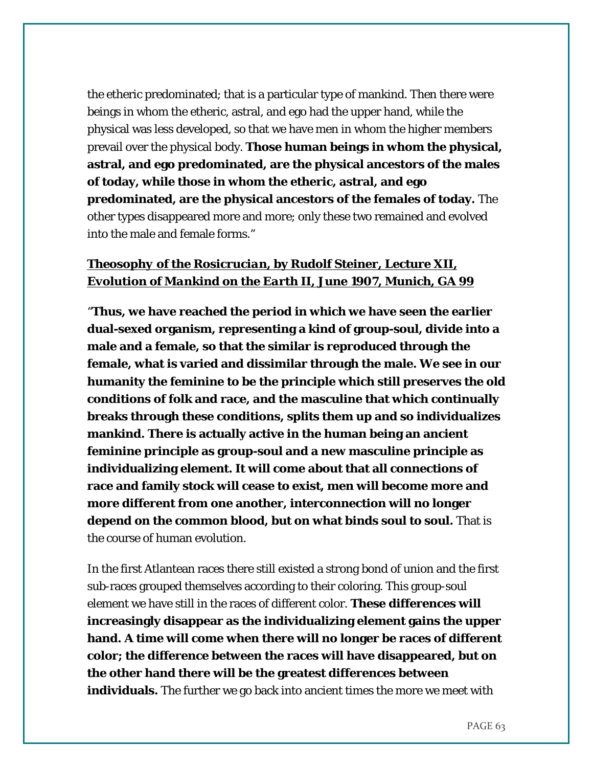the etheric predominated; that is a particular type of mankind. Then there were beings in whom the etheric, astral, and ego had the upper hand, while the physical was less developed, so that we have men in whom the higher members prevail over the physical body. **Those human beings in whom the physical, astral, and ego predominated, are the physical ancestors of the males of today, while those in whom the etheric, astral, and ego predominated, are the physical ancestors of the females of today.** The other types disappeared more and more; only these two remained and evolved into the male and female forms."

**_Theosophy of the Rosicrucian_, by Rudolf Steiner, Lecture XII, _Evolution of Mankind on the Earth II_, June 1907, Munich, GA 99**

"**Thus, we have reached the period in which we have seen the earlier dual-sexed organism, representing a kind of group-soul, divide into a male and a female, so that the similar is reproduced through the female, what is varied and dissimilar through the male. We see in our humanity the feminine to be the principle which still preserves the old conditions of folk and race, and the masculine that which continually breaks through these conditions, splits them up and so individualizes mankind. There is actually active in the human being an ancient feminine principle as group-soul and a new masculine principle as individualizing element. It will come about that all connections of race and family stock will cease to exist, men will become more and more different from one another, interconnection will no longer depend on the common blood, but on what binds soul to soul.** That is the course of human evolution.

In the first Atlantean races there still existed a strong bond of union and the first sub-races grouped themselves according to their coloring. This group-soul element we have still in the races of different color. **These differences will increasingly disappear as the individualizing element gains the upper hand. A time will come when there will no longer be races of different color; the difference between the races will have disappeared, but on the other hand there will be the greatest differences between individuals.** The further we go back into ancient times the more we meet with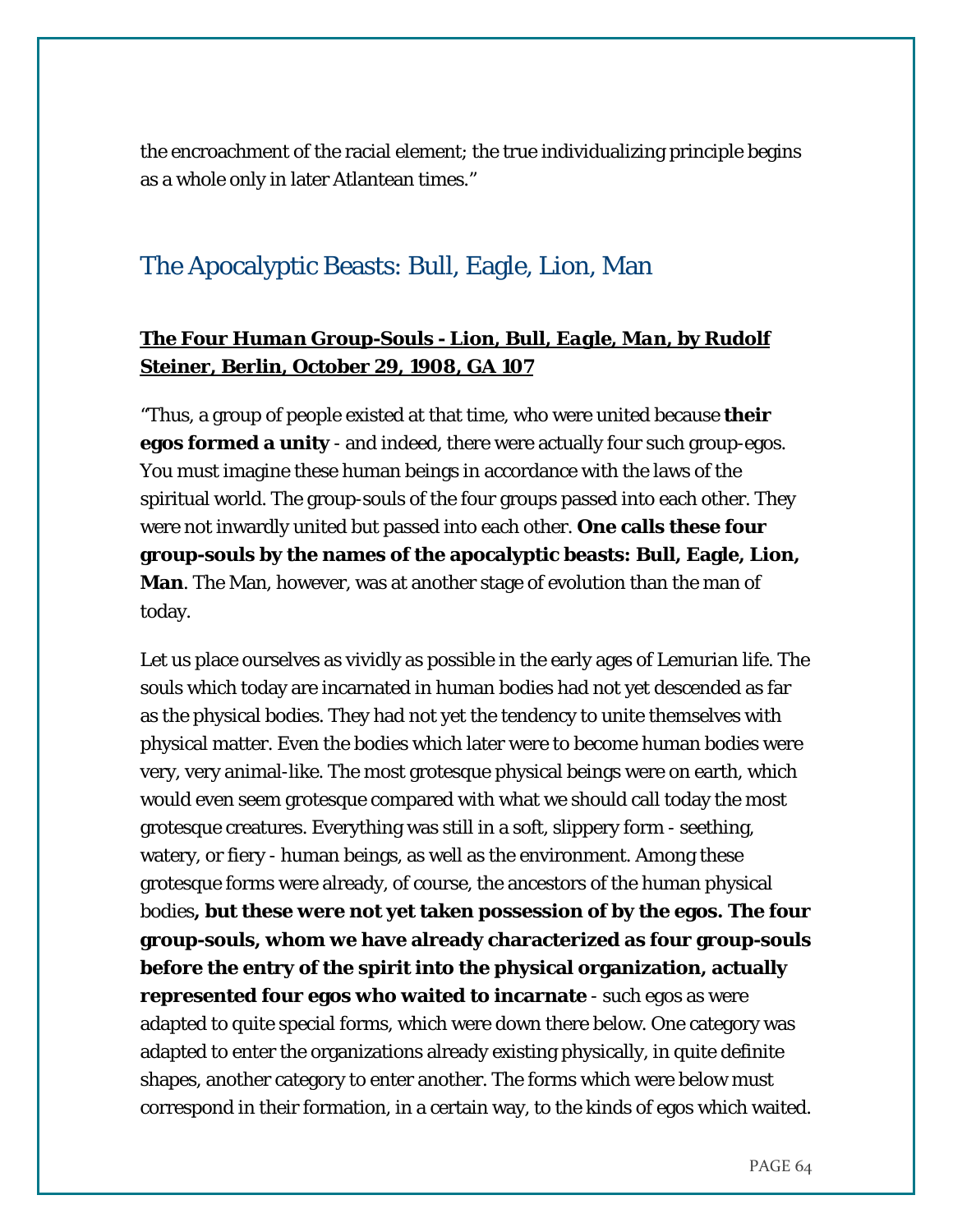the encroachment of the racial element; the true individualizing principle begins as a whole only in later Atlantean times."

## The Apocalyptic Beasts: Bull, Eagle, Lion, Man

***The Four Human Group-Souls - Lion, Bull, Eagle, Man*, by Rudolf Steiner, Berlin, October 29, 1908, GA 107**

"Thus, a group of people existed at that time, who were united because **their egos formed a unity** - and indeed, there were actually four such group-egos. You must imagine these human beings in accordance with the laws of the spiritual world. The group-souls of the four groups passed into each other. They were not inwardly united but passed into each other. **One calls these four group-souls by the names of the apocalyptic beasts: Bull, Eagle, Lion, Man**. The Man, however, was at another stage of evolution than the man of today.

Let us place ourselves as vividly as possible in the early ages of Lemurian life. The souls which today are incarnated in human bodies had not yet descended as far as the physical bodies. They had not yet the tendency to unite themselves with physical matter. Even the bodies which later were to become human bodies were very, very animal-like. The most grotesque physical beings were on earth, which would even seem grotesque compared with what we should call today the most grotesque creatures. Everything was still in a soft, slippery form - seething, watery, or fiery - human beings, as well as the environment. Among these grotesque forms were already, of course, the ancestors of the human physical bodies**, but these were not yet taken possession of by the egos. The four group-souls, whom we have already characterized as four group-souls before the entry of the spirit into the physical organization, actually represented four egos who waited to incarnate** - such egos as were adapted to quite special forms, which were down there below. One category was adapted to enter the organizations already existing physically, in quite definite shapes, another category to enter another. The forms which were below must correspond in their formation, in a certain way, to the kinds of egos which waited.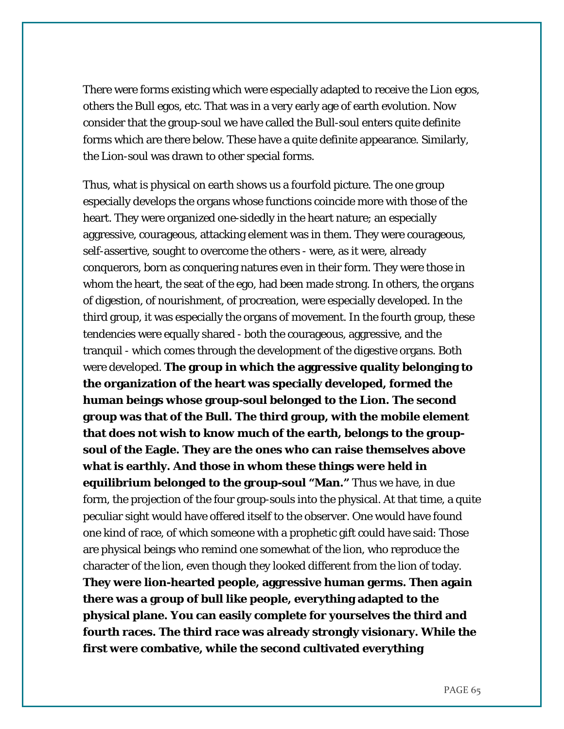There were forms existing which were especially adapted to receive the Lion egos, others the Bull egos, etc. That was in a very early age of earth evolution. Now consider that the group-soul we have called the Bull-soul enters quite definite forms which are there below. These have a quite definite appearance. Similarly, the Lion-soul was drawn to other special forms.

Thus, what is physical on earth shows us a fourfold picture. The one group especially develops the organs whose functions coincide more with those of the heart. They were organized one-sidedly in the heart nature; an especially aggressive, courageous, attacking element was in them. They were courageous, self-assertive, sought to overcome the others - were, as it were, already conquerors, born as conquering natures even in their form. They were those in whom the heart, the seat of the ego, had been made strong. In others, the organs of digestion, of nourishment, of procreation, were especially developed. In the third group, it was especially the organs of movement. In the fourth group, these tendencies were equally shared - both the courageous, aggressive, and the tranquil - which comes through the development of the digestive organs. Both were developed. **The group in which the aggressive quality belonging to the organization of the heart was specially developed, formed the human beings whose group-soul belonged to the Lion. The second group was that of the Bull. The third group, with the mobile element that does not wish to know much of the earth, belongs to the group-soul of the Eagle. They are the ones who can raise themselves above what is earthly. And those in whom these things were held in equilibrium belonged to the group-soul "Man."** Thus we have, in due form, the projection of the four group-souls into the physical. At that time, a quite peculiar sight would have offered itself to the observer. One would have found one kind of race, of which someone with a prophetic gift could have said: Those are physical beings who remind one somewhat of the lion, who reproduce the character of the lion, even though they looked different from the lion of today. **They were lion-hearted people, aggressive human germs. Then again there was a group of bull like people, everything adapted to the physical plane. You can easily complete for yourselves the third and fourth races. The third race was already strongly visionary. While the first were combative, while the second cultivated everything**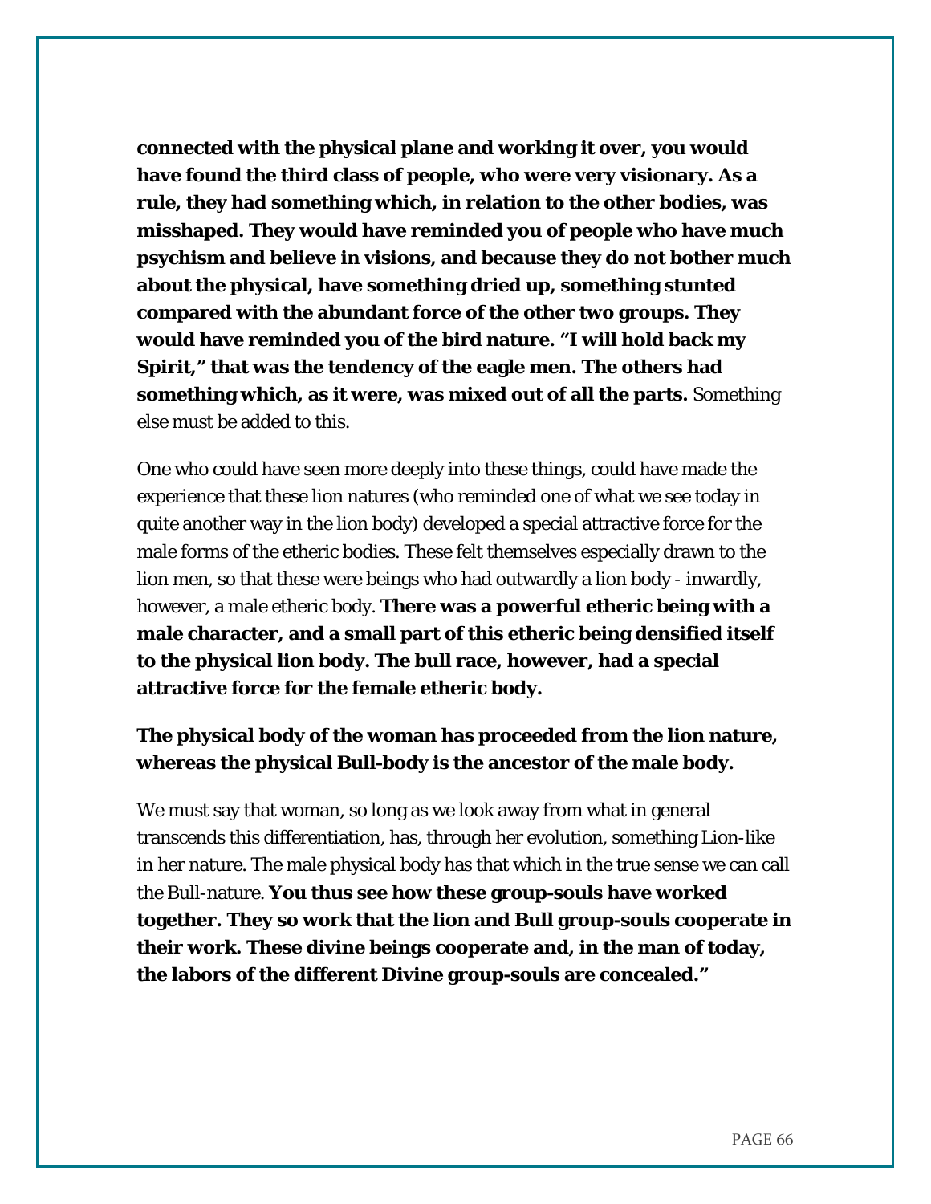**connected with the physical plane and working it over, you would have found the third class of people, who were very visionary. As a rule, they had something which, in relation to the other bodies, was misshaped. They would have reminded you of people who have much psychism and believe in visions, and because they do not bother much about the physical, have something dried up, something stunted compared with the abundant force of the other two groups. They would have reminded you of the bird nature. "I will hold back my Spirit," that was the tendency of the eagle men. The others had something which, as it were, was mixed out of all the parts.** Something else must be added to this.

One who could have seen more deeply into these things, could have made the experience that these lion natures (who reminded one of what we see today in quite another way in the lion body) developed a special attractive force for the male forms of the etheric bodies. These felt themselves especially drawn to the lion men, so that these were beings who had outwardly a lion body - inwardly, however, a male etheric body. **There was a powerful etheric being with a male character, and a small part of this etheric being densified itself to the physical lion body. The bull race, however, had a special attractive force for the female etheric body.**

**The physical body of the woman has proceeded from the lion nature, whereas the physical Bull-body is the ancestor of the male body.**

We must say that woman, so long as we look away from what in general transcends this differentiation, has, through her evolution, something Lion-like in her nature. The male physical body has that which in the true sense we can call the Bull-nature. **You thus see how these group-souls have worked together. They so work that the lion and Bull group-souls cooperate in their work. These divine beings cooperate and, in the man of today, the labors of the different Divine group-souls are concealed."**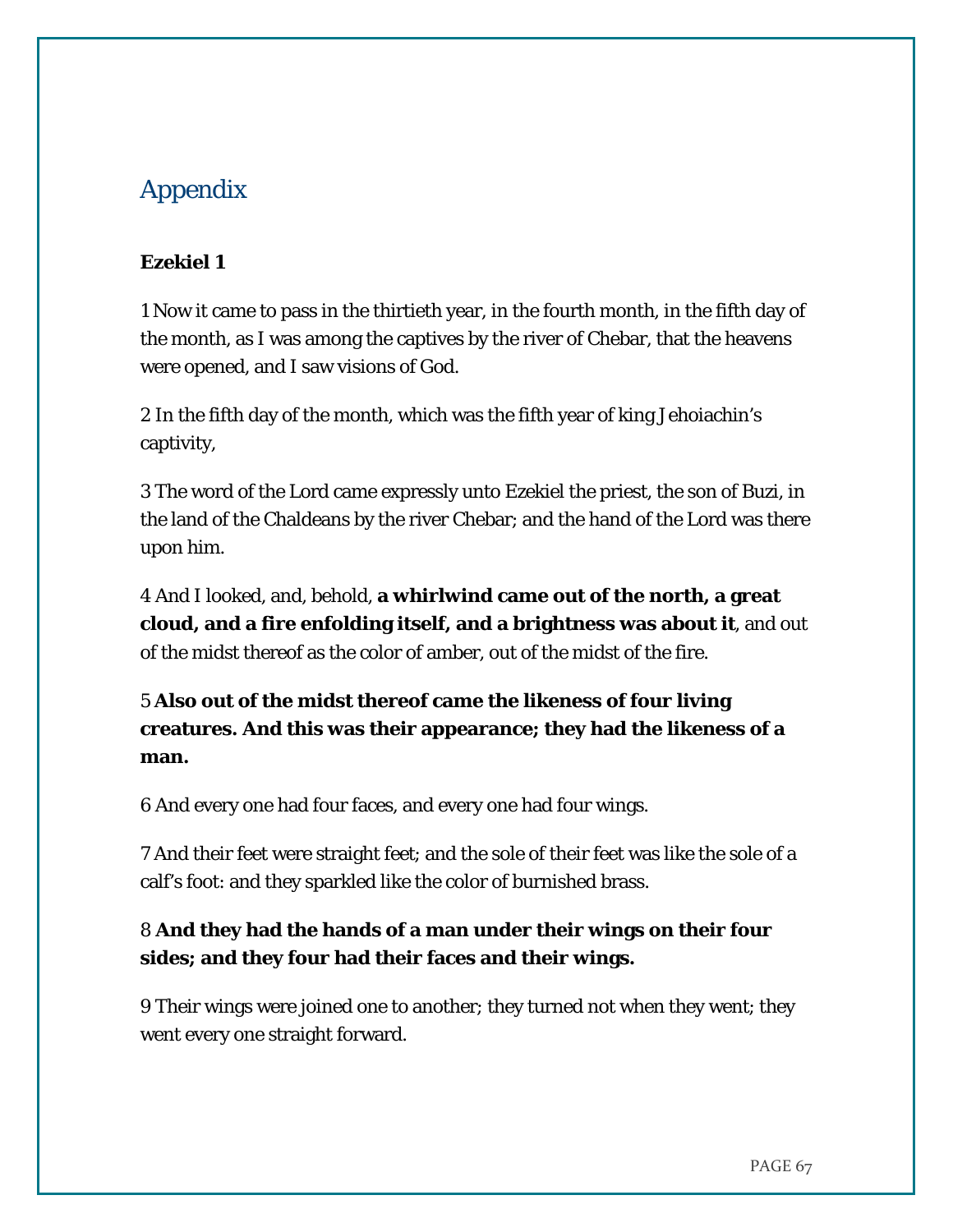# Appendix

**Ezekiel 1**

1 Now it came to pass in the thirtieth year, in the fourth month, in the fifth day of the month, as I was among the captives by the river of Chebar, that the heavens were opened, and I saw visions of God.

2 In the fifth day of the month, which was the fifth year of king Jehoiachin's captivity,

3 The word of the Lord came expressly unto Ezekiel the priest, the son of Buzi, in the land of the Chaldeans by the river Chebar; and the hand of the Lord was there upon him.

4 And I looked, and, behold, **a whirlwind came out of the north, a great cloud, and a fire enfolding itself, and a brightness was about it**, and out of the midst thereof as the color of amber, out of the midst of the fire.

5 **Also out of the midst thereof came the likeness of four living creatures. And this was their appearance; they had the likeness of a man.**

6 And every one had four faces, and every one had four wings.

7 And their feet were straight feet; and the sole of their feet was like the sole of a calf's foot: and they sparkled like the color of burnished brass.

8 **And they had the hands of a man under their wings on their four sides; and they four had their faces and their wings.**

9 Their wings were joined one to another; they turned not when they went; they went every one straight forward.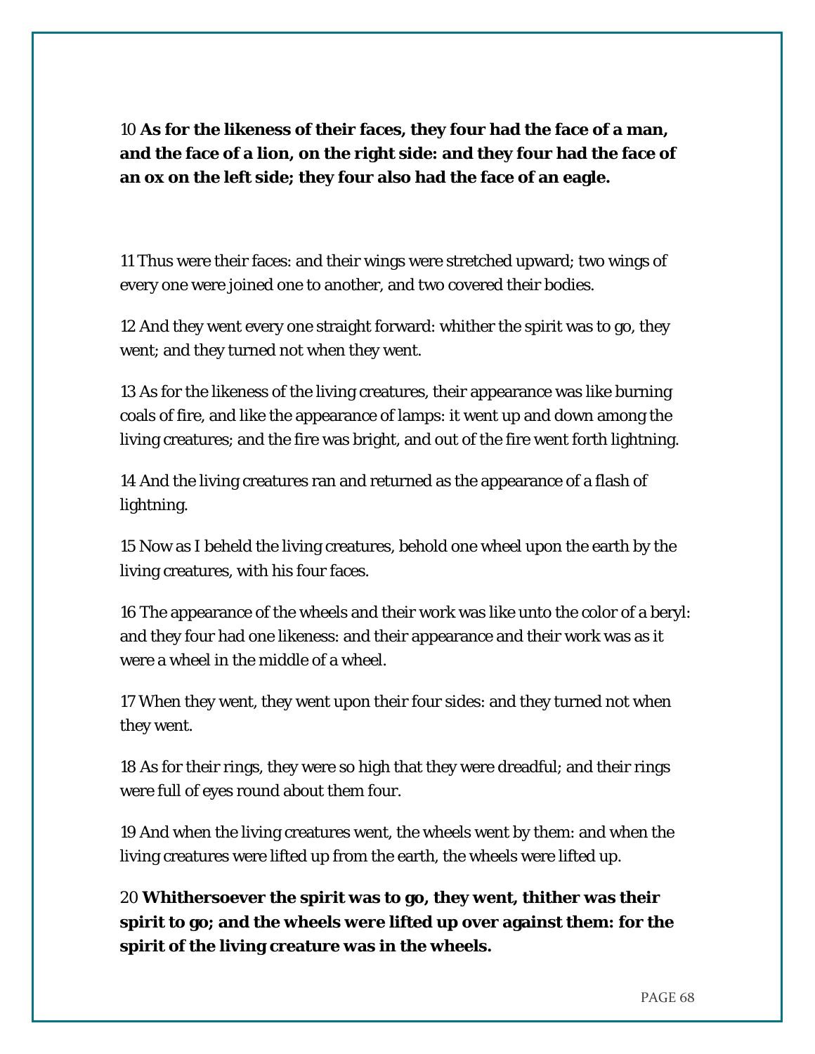10 **As for the likeness of their faces, they four had the face of a man, and the face of a lion, on the right side: and they four had the face of an ox on the left side; they four also had the face of an eagle.**

11 Thus were their faces: and their wings were stretched upward; two wings of every one were joined one to another, and two covered their bodies.

12 And they went every one straight forward: whither the spirit was to go, they went; and they turned not when they went.

13 As for the likeness of the living creatures, their appearance was like burning coals of fire, and like the appearance of lamps: it went up and down among the living creatures; and the fire was bright, and out of the fire went forth lightning.

14 And the living creatures ran and returned as the appearance of a flash of lightning.

15 Now as I beheld the living creatures, behold one wheel upon the earth by the living creatures, with his four faces.

16 The appearance of the wheels and their work was like unto the color of a beryl: and they four had one likeness: and their appearance and their work was as it were a wheel in the middle of a wheel.

17 When they went, they went upon their four sides: and they turned not when they went.

18 As for their rings, they were so high that they were dreadful; and their rings were full of eyes round about them four.

19 And when the living creatures went, the wheels went by them: and when the living creatures were lifted up from the earth, the wheels were lifted up.

20 **Whithersoever the spirit was to go, they went, thither was their spirit to go; and the wheels were lifted up over against them: for the spirit of the living creature was in the wheels.**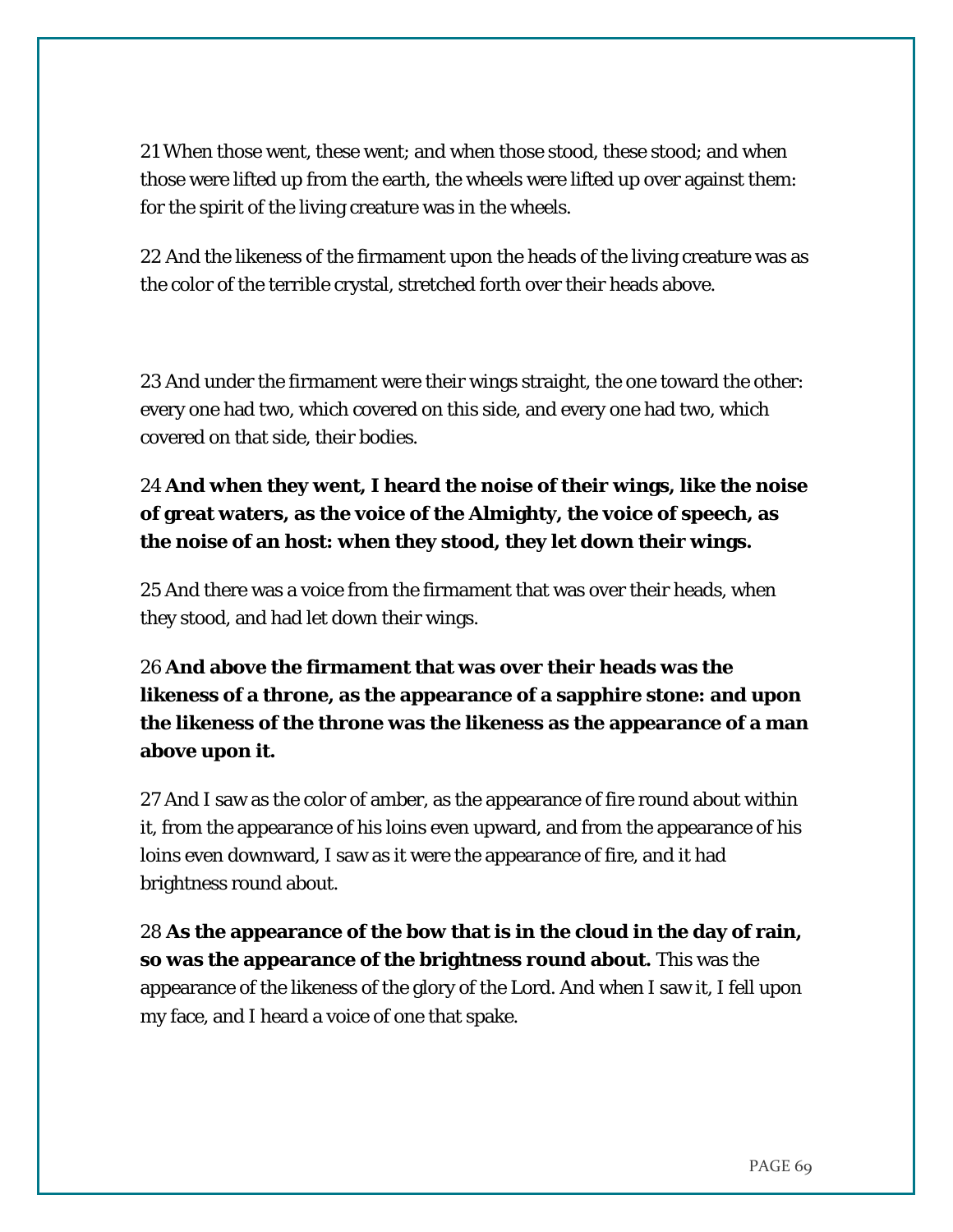21 When those went, these went; and when those stood, these stood; and when those were lifted up from the earth, the wheels were lifted up over against them: for the spirit of the living creature was in the wheels.

22 And the likeness of the firmament upon the heads of the living creature was as the color of the terrible crystal, stretched forth over their heads above.

23 And under the firmament were their wings straight, the one toward the other: every one had two, which covered on this side, and every one had two, which covered on that side, their bodies.

24 **And when they went, I heard the noise of their wings, like the noise of great waters, as the voice of the Almighty, the voice of speech, as the noise of an host: when they stood, they let down their wings.**

25 And there was a voice from the firmament that was over their heads, when they stood, and had let down their wings.

26 **And above the firmament that was over their heads was the likeness of a throne, as the appearance of a sapphire stone: and upon the likeness of the throne was the likeness as the appearance of a man above upon it.**

27 And I saw as the color of amber, as the appearance of fire round about within it, from the appearance of his loins even upward, and from the appearance of his loins even downward, I saw as it were the appearance of fire, and it had brightness round about.

28 **As the appearance of the bow that is in the cloud in the day of rain, so was the appearance of the brightness round about.** This was the appearance of the likeness of the glory of the Lord. And when I saw it, I fell upon my face, and I heard a voice of one that spake.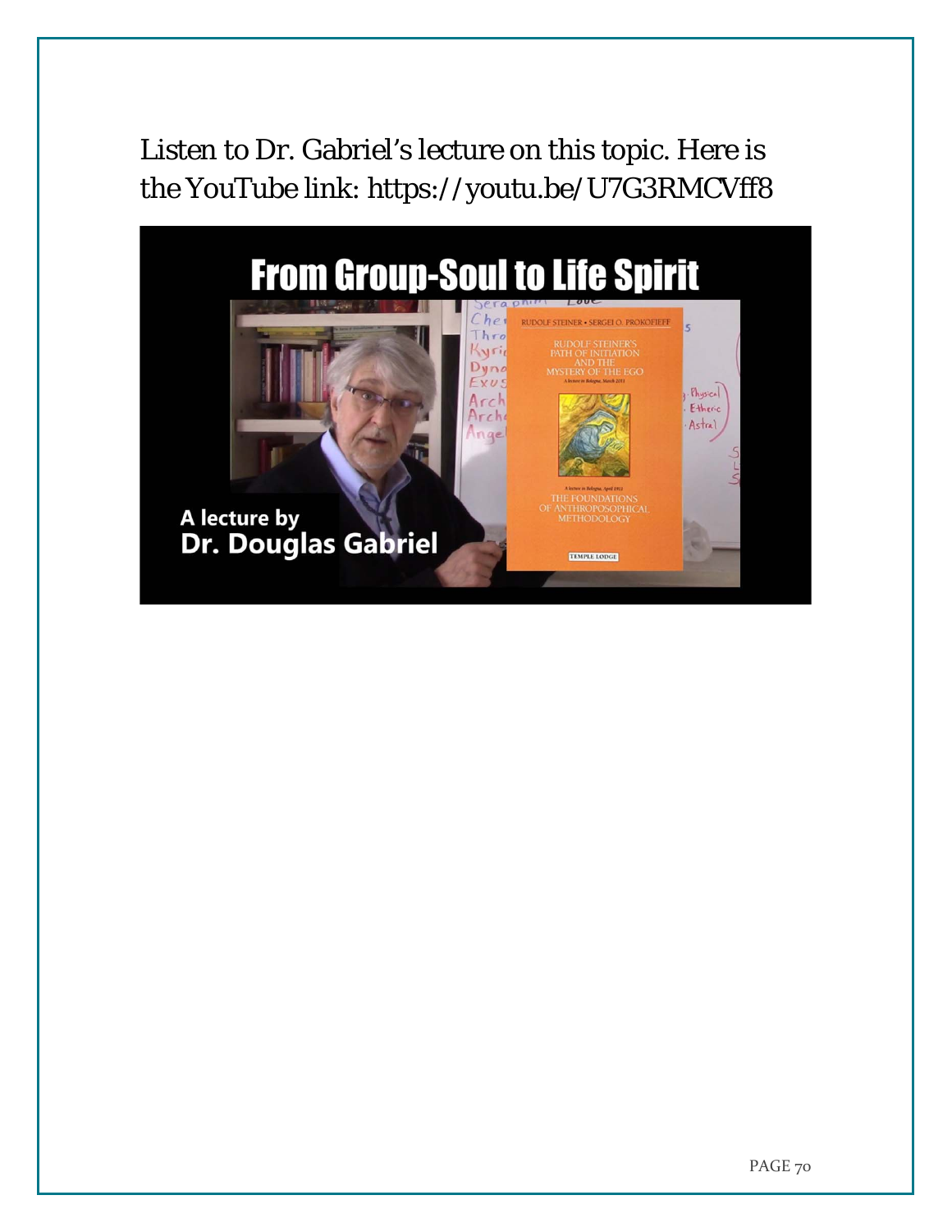Listen to Dr. Gabriel's lecture on this topic. Here is the YouTube link: https://youtu.be/U7G3RMCVff8